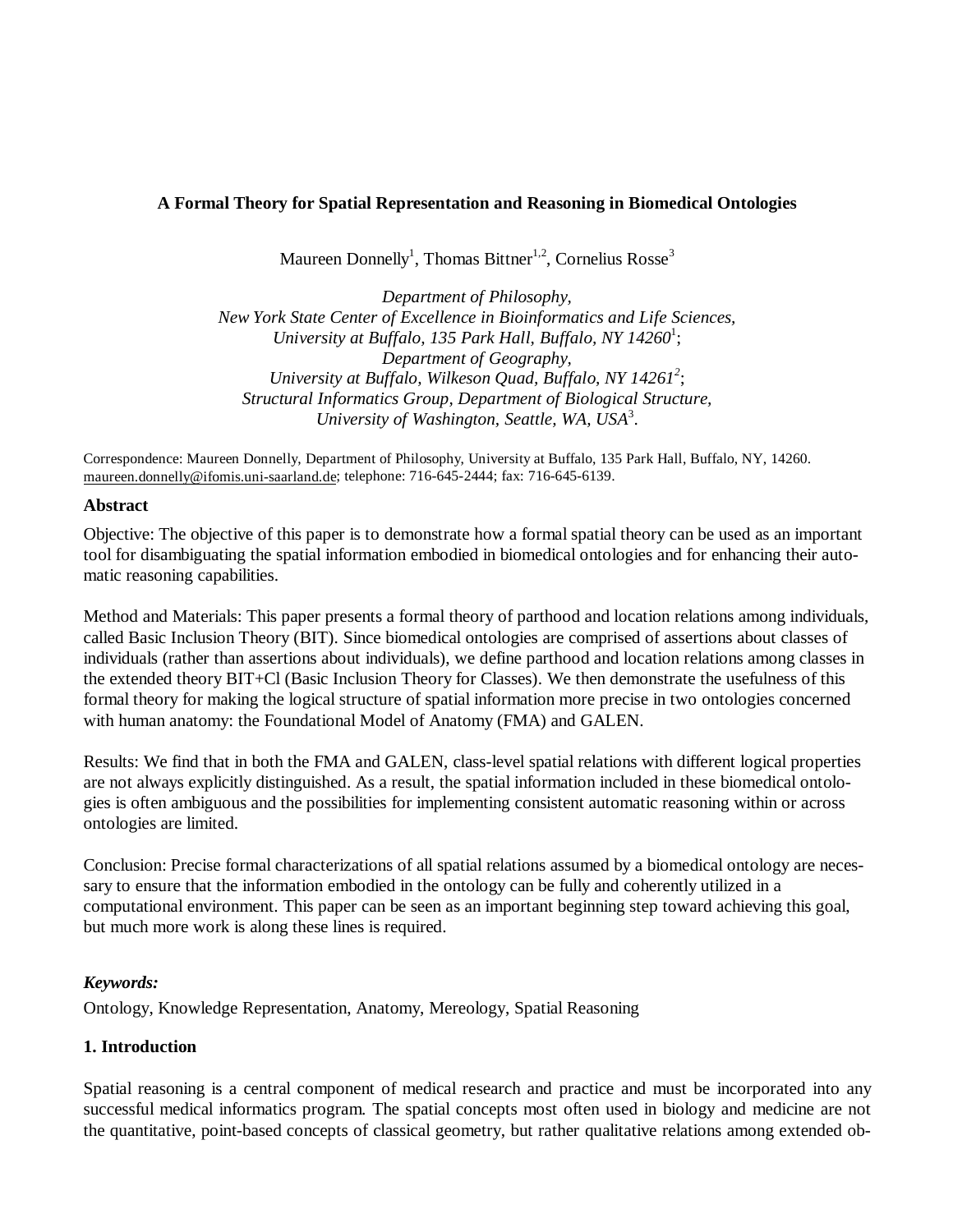# A Formal Theory for Spatial Representation and Reasoning in Biomedical Ontologies

Maureen Donnelly[1], Thomas Bittner[1,2], Cornelius Rosse[3]

*Department of Philosophy,*
*New York State Center of Excellence in Bioinformatics and Life Sciences,*
*University at Buffalo, 135 Park Hall, Buffalo, NY 14260*[1];
*Department of Geography,*
*University at Buffalo, Wilkeson Quad, Buffalo, NY 14261*[2];
*Structural Informatics Group, Department of Biological Structure,*
*University of Washington, Seattle, WA, USA*[3].

Correspondence: Maureen Donnelly, Department of Philosophy, University at Buffalo, 135 Park Hall, Buffalo, NY, 14260. maureen.donnelly@ifomis.uni-saarland.de; telephone: 716-645-2444; fax: 716-645-6139.

## Abstract

Objective: The objective of this paper is to demonstrate how a formal spatial theory can be used as an important tool for disambiguating the spatial information embodied in biomedical ontologies and for enhancing their automatic reasoning capabilities.

Method and Materials: This paper presents a formal theory of parthood and location relations among individuals, called Basic Inclusion Theory (BIT). Since biomedical ontologies are comprised of assertions about classes of individuals (rather than assertions about individuals), we define parthood and location relations among classes in the extended theory BIT+Cl (Basic Inclusion Theory for Classes). We then demonstrate the usefulness of this formal theory for making the logical structure of spatial information more precise in two ontologies concerned with human anatomy: the Foundational Model of Anatomy (FMA) and GALEN.

Results: We find that in both the FMA and GALEN, class-level spatial relations with different logical properties are not always explicitly distinguished. As a result, the spatial information included in these biomedical ontologies is often ambiguous and the possibilities for implementing consistent automatic reasoning within or across ontologies are limited.

Conclusion: Precise formal characterizations of all spatial relations assumed by a biomedical ontology are necessary to ensure that the information embodied in the ontology can be fully and coherently utilized in a computational environment. This paper can be seen as an important beginning step toward achieving this goal, but much more work is along these lines is required.

### *Keywords:*

Ontology, Knowledge Representation, Anatomy, Mereology, Spatial Reasoning

## 1. Introduction

Spatial reasoning is a central component of medical research and practice and must be incorporated into any successful medical informatics program. The spatial concepts most often used in biology and medicine are not the quantitative, point-based concepts of classical geometry, but rather qualitative relations among extended ob-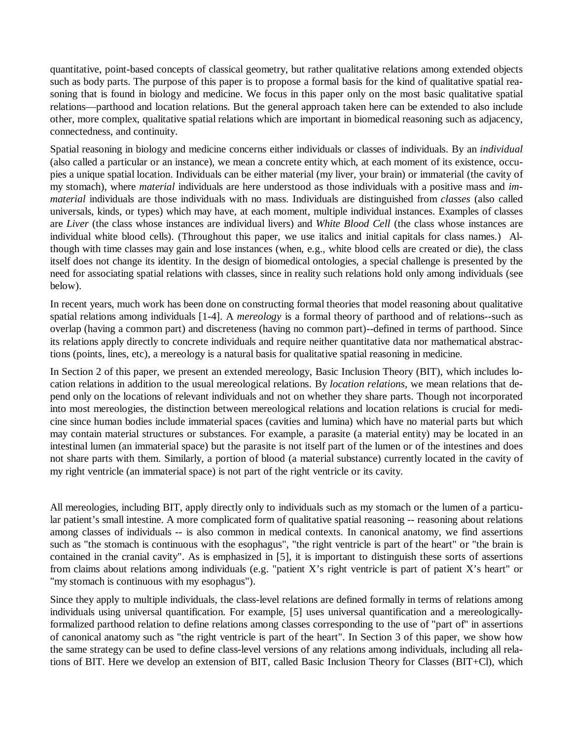quantitative, point-based concepts of classical geometry, but rather qualitative relations among extended objects such as body parts. The purpose of this paper is to propose a formal basis for the kind of qualitative spatial reasoning that is found in biology and medicine. We focus in this paper only on the most basic qualitative spatial relations—parthood and location relations. But the general approach taken here can be extended to also include other, more complex, qualitative spatial relations which are important in biomedical reasoning such as adjacency, connectedness, and continuity.

Spatial reasoning in biology and medicine concerns either individuals or classes of individuals. By an *individual* (also called a particular or an instance), we mean a concrete entity which, at each moment of its existence, occupies a unique spatial location. Individuals can be either material (my liver, your brain) or immaterial (the cavity of my stomach), where *material* individuals are here understood as those individuals with a positive mass and *immaterial* individuals are those individuals with no mass. Individuals are distinguished from *classes* (also called universals, kinds, or types) which may have, at each moment, multiple individual instances. Examples of classes are *Liver* (the class whose instances are individual livers) and *White Blood Cell* (the class whose instances are individual white blood cells). (Throughout this paper, we use italics and initial capitals for class names.) Although with time classes may gain and lose instances (when, e.g., white blood cells are created or die), the class itself does not change its identity. In the design of biomedical ontologies, a special challenge is presented by the need for associating spatial relations with classes, since in reality such relations hold only among individuals (see below).

In recent years, much work has been done on constructing formal theories that model reasoning about qualitative spatial relations among individuals [1-4]. A *mereology* is a formal theory of parthood and of relations--such as overlap (having a common part) and discreteness (having no common part)--defined in terms of parthood. Since its relations apply directly to concrete individuals and require neither quantitative data nor mathematical abstractions (points, lines, etc), a mereology is a natural basis for qualitative spatial reasoning in medicine.

In Section 2 of this paper, we present an extended mereology, Basic Inclusion Theory (BIT), which includes location relations in addition to the usual mereological relations. By *location relations*, we mean relations that depend only on the locations of relevant individuals and not on whether they share parts. Though not incorporated into most mereologies, the distinction between mereological relations and location relations is crucial for medicine since human bodies include immaterial spaces (cavities and lumina) which have no material parts but which may contain material structures or substances. For example, a parasite (a material entity) may be located in an intestinal lumen (an immaterial space) but the parasite is not itself part of the lumen or of the intestines and does not share parts with them. Similarly, a portion of blood (a material substance) currently located in the cavity of my right ventricle (an immaterial space) is not part of the right ventricle or its cavity.

All mereologies, including BIT, apply directly only to individuals such as my stomach or the lumen of a particular patient's small intestine. A more complicated form of qualitative spatial reasoning -- reasoning about relations among classes of individuals -- is also common in medical contexts. In canonical anatomy, we find assertions such as "the stomach is continuous with the esophagus", "the right ventricle is part of the heart" or "the brain is contained in the cranial cavity". As is emphasized in [5], it is important to distinguish these sorts of assertions from claims about relations among individuals (e.g. "patient X's right ventricle is part of patient X's heart" or "my stomach is continuous with my esophagus").

Since they apply to multiple individuals, the class-level relations are defined formally in terms of relations among individuals using universal quantification. For example, [5] uses universal quantification and a mereologically-formalized parthood relation to define relations among classes corresponding to the use of "part of" in assertions of canonical anatomy such as "the right ventricle is part of the heart". In Section 3 of this paper, we show how the same strategy can be used to define class-level versions of any relations among individuals, including all relations of BIT. Here we develop an extension of BIT, called Basic Inclusion Theory for Classes (BIT+Cl), which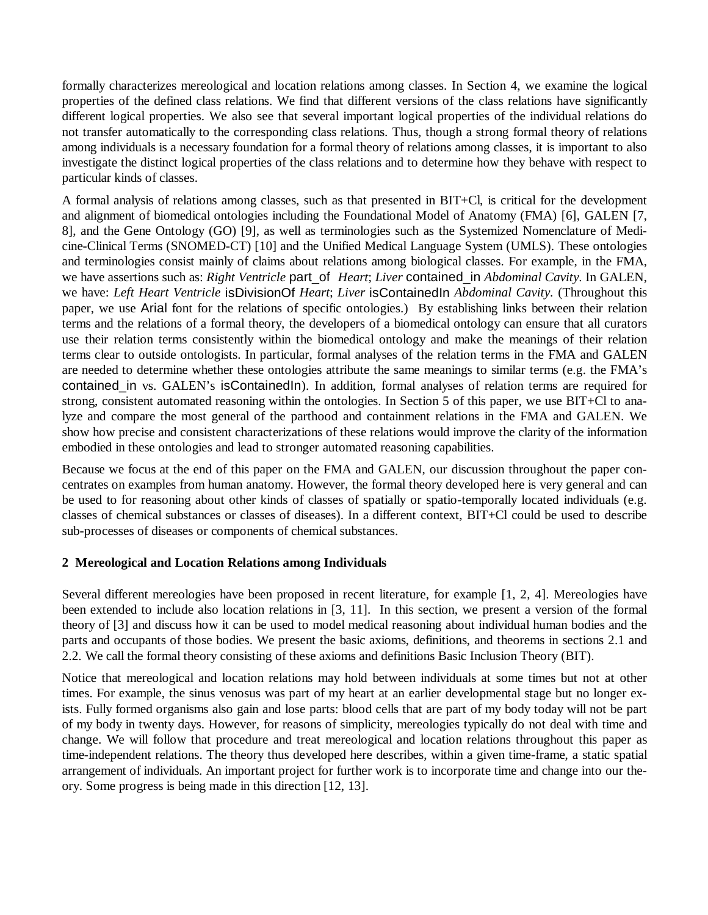formally characterizes mereological and location relations among classes. In Section 4, we examine the logical properties of the defined class relations. We find that different versions of the class relations have significantly different logical properties. We also see that several important logical properties of the individual relations do not transfer automatically to the corresponding class relations. Thus, though a strong formal theory of relations among individuals is a necessary foundation for a formal theory of relations among classes, it is important to also investigate the distinct logical properties of the class relations and to determine how they behave with respect to particular kinds of classes.

A formal analysis of relations among classes, such as that presented in BIT+Cl, is critical for the development and alignment of biomedical ontologies including the Foundational Model of Anatomy (FMA) [6], GALEN [7, 8], and the Gene Ontology (GO) [9], as well as terminologies such as the Systemized Nomenclature of Medicine-Clinical Terms (SNOMED-CT) [10] and the Unified Medical Language System (UMLS). These ontologies and terminologies consist mainly of claims about relations among biological classes. For example, in the FMA, we have assertions such as: *Right Ventricle* part_of *Heart*; *Liver* contained_in *Abdominal Cavity*. In GALEN, we have: *Left Heart Ventricle* isDivisionOf *Heart*; *Liver* isContainedIn *Abdominal Cavity*. (Throughout this paper, we use Arial font for the relations of specific ontologies.) By establishing links between their relation terms and the relations of a formal theory, the developers of a biomedical ontology can ensure that all curators use their relation terms consistently within the biomedical ontology and make the meanings of their relation terms clear to outside ontologists. In particular, formal analyses of the relation terms in the FMA and GALEN are needed to determine whether these ontologies attribute the same meanings to similar terms (e.g. the FMA's contained_in vs. GALEN's isContainedIn). In addition, formal analyses of relation terms are required for strong, consistent automated reasoning within the ontologies. In Section 5 of this paper, we use BIT+Cl to analyze and compare the most general of the parthood and containment relations in the FMA and GALEN. We show how precise and consistent characterizations of these relations would improve the clarity of the information embodied in these ontologies and lead to stronger automated reasoning capabilities.

Because we focus at the end of this paper on the FMA and GALEN, our discussion throughout the paper concentrates on examples from human anatomy. However, the formal theory developed here is very general and can be used to for reasoning about other kinds of classes of spatially or spatio-temporally located individuals (e.g. classes of chemical substances or classes of diseases). In a different context, BIT+Cl could be used to describe sub-processes of diseases or components of chemical substances.

## 2 Mereological and Location Relations among Individuals

Several different mereologies have been proposed in recent literature, for example [1, 2, 4]. Mereologies have been extended to include also location relations in [3, 11]. In this section, we present a version of the formal theory of [3] and discuss how it can be used to model medical reasoning about individual human bodies and the parts and occupants of those bodies. We present the basic axioms, definitions, and theorems in sections 2.1 and 2.2. We call the formal theory consisting of these axioms and definitions Basic Inclusion Theory (BIT).

Notice that mereological and location relations may hold between individuals at some times but not at other times. For example, the sinus venosus was part of my heart at an earlier developmental stage but no longer exists. Fully formed organisms also gain and lose parts: blood cells that are part of my body today will not be part of my body in twenty days. However, for reasons of simplicity, mereologies typically do not deal with time and change. We will follow that procedure and treat mereological and location relations throughout this paper as time-independent relations. The theory thus developed here describes, within a given time-frame, a static spatial arrangement of individuals. An important project for further work is to incorporate time and change into our theory. Some progress is being made in this direction [12, 13].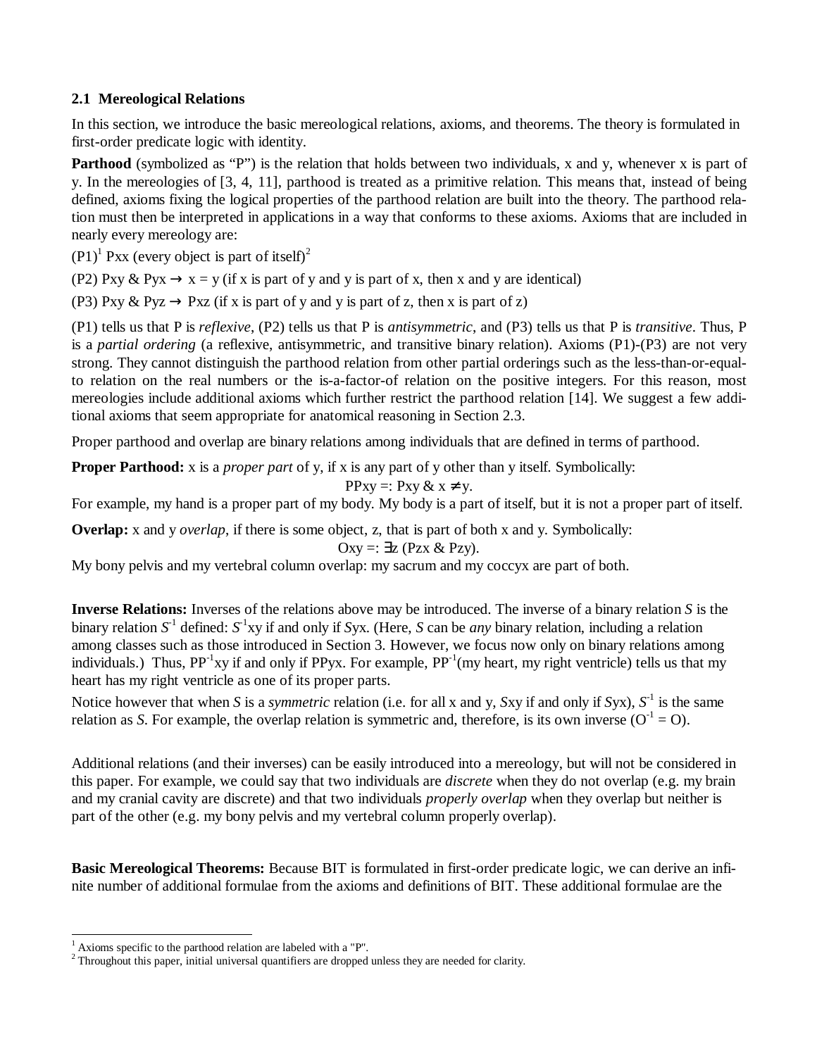### 2.1 Mereological Relations

In this section, we introduce the basic mereological relations, axioms, and theorems. The theory is formulated in first-order predicate logic with identity.

**Parthood** (symbolized as "P") is the relation that holds between two individuals, x and y, whenever x is part of y. In the mereologies of [3, 4, 11], parthood is treated as a primitive relation. This means that, instead of being defined, axioms fixing the logical properties of the parthood relation are built into the theory. The parthood relation must then be interpreted in applications in a way that conforms to these axioms. Axioms that are included in nearly every mereology are:

(P1)[1] Pxx (every object is part of itself)[2]

(P2) Pxy & Pyx → x = y (if x is part of y and y is part of x, then x and y are identical)

(P3) Pxy & Pyz → Pxz (if x is part of y and y is part of z, then x is part of z)

(P1) tells us that P is *reflexive*, (P2) tells us that P is *antisymmetric*, and (P3) tells us that P is *transitive*. Thus, P is a *partial ordering* (a reflexive, antisymmetric, and transitive binary relation). Axioms (P1)-(P3) are not very strong. They cannot distinguish the parthood relation from other partial orderings such as the less-than-or-equal-to relation on the real numbers or the is-a-factor-of relation on the positive integers. For this reason, most mereologies include additional axioms which further restrict the parthood relation [14]. We suggest a few additional axioms that seem appropriate for anatomical reasoning in Section 2.3.

Proper parthood and overlap are binary relations among individuals that are defined in terms of parthood.

**Proper Parthood:** x is a *proper part* of y, if x is any part of y other than y itself. Symbolically:

$$\text{PPxy} =: \text{Pxy} \;\&\; x \neq y.$$

For example, my hand is a proper part of my body. My body is a part of itself, but it is not a proper part of itself.

**Overlap:** x and y *overlap*, if there is some object, z, that is part of both x and y. Symbolically:

$$\text{Oxy} =: \exists z\,(\text{Pzx} \;\&\; \text{Pzy}).$$

My bony pelvis and my vertebral column overlap: my sacrum and my coccyx are part of both.

**Inverse Relations:** Inverses of the relations above may be introduced. The inverse of a binary relation *S* is the binary relation $S^{-1}$ defined: $S^{-1}$xy if and only if *S*yx. (Here, *S* can be *any* binary relation, including a relation among classes such as those introduced in Section 3. However, we focus now only on binary relations among individuals.) Thus, $PP^{-1}$xy if and only if PPyx. For example, $PP^{-1}$(my heart, my right ventricle) tells us that my heart has my right ventricle as one of its proper parts.

Notice however that when *S* is a *symmetric* relation (i.e. for all x and y, *S*xy if and only if *S*yx), $S^{-1}$ is the same relation as *S*. For example, the overlap relation is symmetric and, therefore, is its own inverse ($O^{-1} = O$).

Additional relations (and their inverses) can be easily introduced into a mereology, but will not be considered in this paper. For example, we could say that two individuals are *discrete* when they do not overlap (e.g. my brain and my cranial cavity are discrete) and that two individuals *properly overlap* when they overlap but neither is part of the other (e.g. my bony pelvis and my vertebral column properly overlap).

**Basic Mereological Theorems:** Because BIT is formulated in first-order predicate logic, we can derive an infinite number of additional formulae from the axioms and definitions of BIT. These additional formulae are the

---

[1] Axioms specific to the parthood relation are labeled with a "P".

[2] Throughout this paper, initial universal quantifiers are dropped unless they are needed for clarity.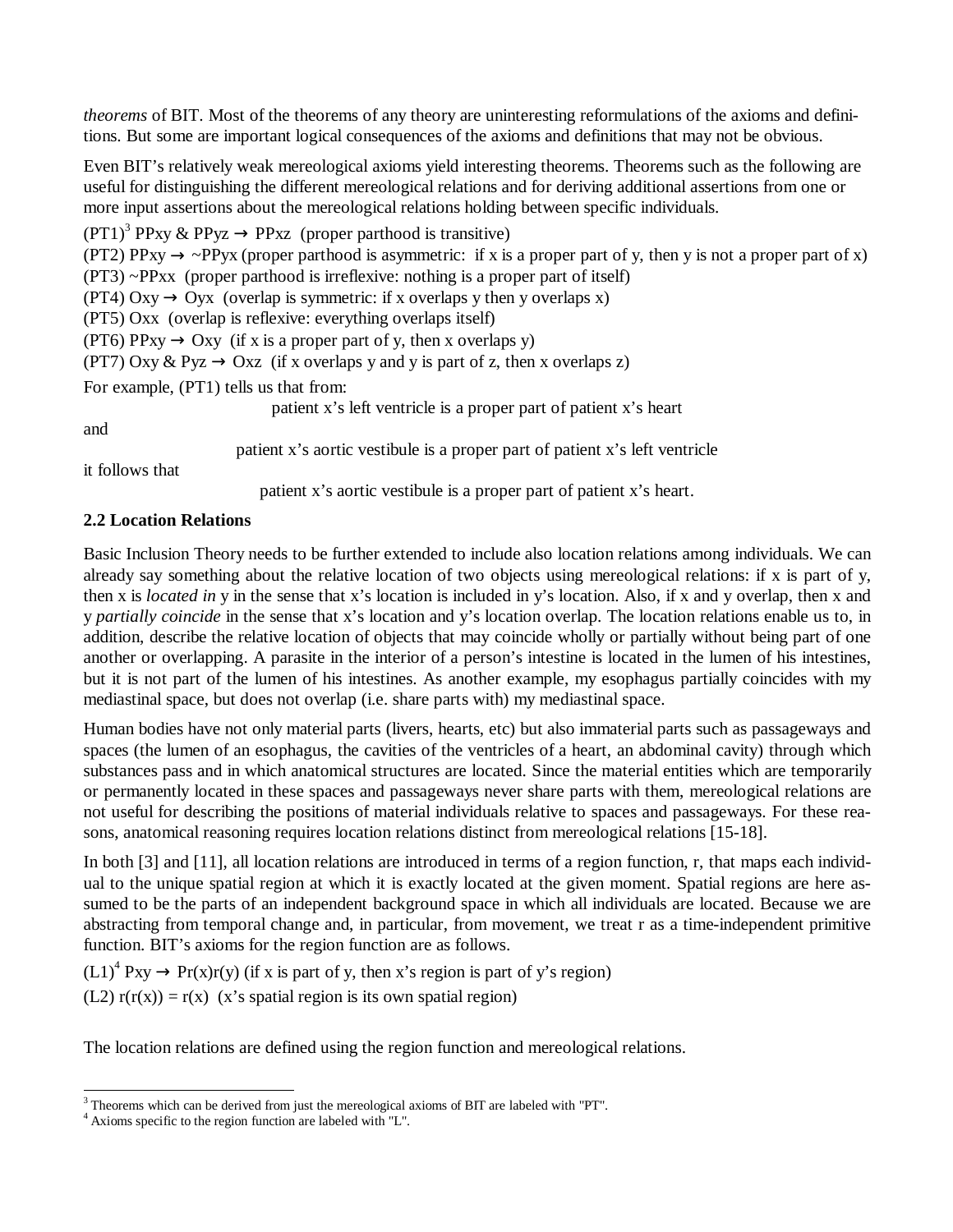*theorems* of BIT. Most of the theorems of any theory are uninteresting reformulations of the axioms and definitions. But some are important logical consequences of the axioms and definitions that may not be obvious.

Even BIT's relatively weak mereological axioms yield interesting theorems. Theorems such as the following are useful for distinguishing the different mereological relations and for deriving additional assertions from one or more input assertions about the mereological relations holding between specific individuals.

(PT1)[3] PPxy & PPyz → PPxz (proper parthood is transitive)

(PT2) PPxy → ~PPyx (proper parthood is asymmetric: if x is a proper part of y, then y is not a proper part of x)

(PT3) ~PPxx (proper parthood is irreflexive: nothing is a proper part of itself)

(PT4) Oxy → Oyx (overlap is symmetric: if x overlaps y then y overlaps x)

(PT5) Oxx (overlap is reflexive: everything overlaps itself)

(PT6) PPxy → Oxy (if x is a proper part of y, then x overlaps y)

(PT7) Oxy & Pyz → Oxz (if x overlaps y and y is part of z, then x overlaps z)

For example, (PT1) tells us that from:

patient x's left ventricle is a proper part of patient x's heart

and

patient x's aortic vestibule is a proper part of patient x's left ventricle

it follows that

patient x's aortic vestibule is a proper part of patient x's heart.

### 2.2 Location Relations

Basic Inclusion Theory needs to be further extended to include also location relations among individuals. We can already say something about the relative location of two objects using mereological relations: if x is part of y, then x is *located in* y in the sense that x's location is included in y's location. Also, if x and y overlap, then x and y *partially coincide* in the sense that x's location and y's location overlap. The location relations enable us to, in addition, describe the relative location of objects that may coincide wholly or partially without being part of one another or overlapping. A parasite in the interior of a person's intestine is located in the lumen of his intestines, but it is not part of the lumen of his intestines. As another example, my esophagus partially coincides with my mediastinal space, but does not overlap (i.e. share parts with) my mediastinal space.

Human bodies have not only material parts (livers, hearts, etc) but also immaterial parts such as passageways and spaces (the lumen of an esophagus, the cavities of the ventricles of a heart, an abdominal cavity) through which substances pass and in which anatomical structures are located. Since the material entities which are temporarily or permanently located in these spaces and passageways never share parts with them, mereological relations are not useful for describing the positions of material individuals relative to spaces and passageways. For these reasons, anatomical reasoning requires location relations distinct from mereological relations [15-18].

In both [3] and [11], all location relations are introduced in terms of a region function, r, that maps each individual to the unique spatial region at which it is exactly located at the given moment. Spatial regions are here assumed to be the parts of an independent background space in which all individuals are located. Because we are abstracting from temporal change and, in particular, from movement, we treat r as a time-independent primitive function. BIT's axioms for the region function are as follows.

(L1)[4] Pxy → Pr(x)r(y) (if x is part of y, then x's region is part of y's region)

(L2) r(r(x)) = r(x) (x's spatial region is its own spatial region)

The location relations are defined using the region function and mereological relations.

[3] Theorems which can be derived from just the mereological axioms of BIT are labeled with "PT".

[4] Axioms specific to the region function are labeled with "L".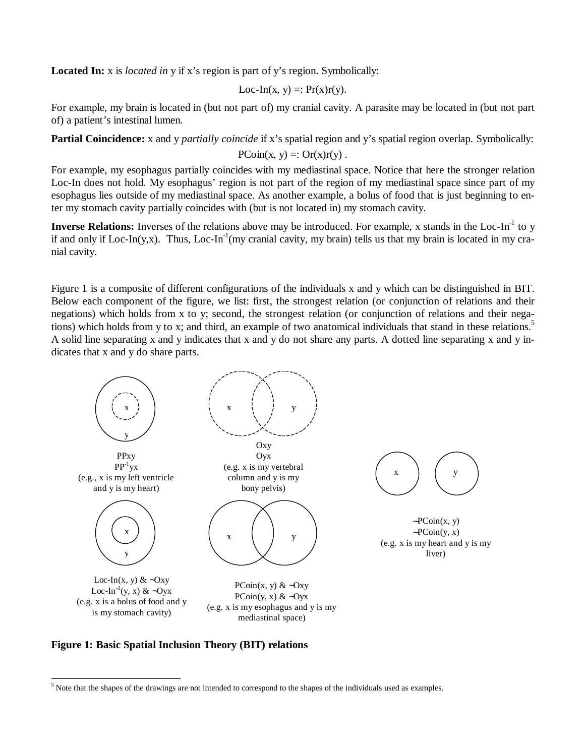**Located In:** x is *located in* y if x's region is part of y's region. Symbolically:

$$\text{Loc-In}(x, y) =: \text{Pr}(x)r(y).$$

For example, my brain is located in (but not part of) my cranial cavity. A parasite may be located in (but not part of) a patient's intestinal lumen.

**Partial Coincidence:** x and y *partially coincide* if x's spatial region and y's spatial region overlap. Symbolically:

$$\text{PCoin}(x, y) =: \text{Or}(x)r(y) .$$

For example, my esophagus partially coincides with my mediastinal space. Notice that here the stronger relation Loc-In does not hold. My esophagus' region is not part of the region of my mediastinal space since part of my esophagus lies outside of my mediastinal space. As another example, a bolus of food that is just beginning to enter my stomach cavity partially coincides with (but is not located in) my stomach cavity.

**Inverse Relations:** Inverses of the relations above may be introduced. For example, x stands in the $\text{Loc-In}^{-1}$ to y if and only if Loc-In(y,x). Thus, $\text{Loc-In}^{-1}$(my cranial cavity, my brain) tells us that my brain is located in my cranial cavity.

Figure 1 is a composite of different configurations of the individuals x and y which can be distinguished in BIT. Below each component of the figure, we list: first, the strongest relation (or conjunction of relations and their negations) which holds from x to y; second, the strongest relation (or conjunction of relations and their negations) which holds from y to x; and third, an example of two anatomical individuals that stand in these relations.[5] A solid line separating x and y indicates that x and y do not share any parts. A dotted line separating x and y indicates that x and y do share parts.

PPxy
$\text{PP}^{-1}$yx
(e.g., x is my left ventricle and y is my heart)

Oxy
Oyx
(e.g. x is my vertebral column and y is my bony pelvis)

~PCoin(x, y)
~PCoin(y, x)
(e.g. x is my heart and y is my liver)

Loc-In(x, y) & ~Oxy
$\text{Loc-In}^{-1}$(y, x) & ~Oyx
(e.g. x is a bolus of food and y is my stomach cavity)

PCoin(x, y) & ~Oxy
PCoin(y, x) & ~Oyx
(e.g. x is my esophagus and y is my mediastinal space)

**Figure 1: Basic Spatial Inclusion Theory (BIT) relations**

[5] Note that the shapes of the drawings are not intended to correspond to the shapes of the individuals used as examples.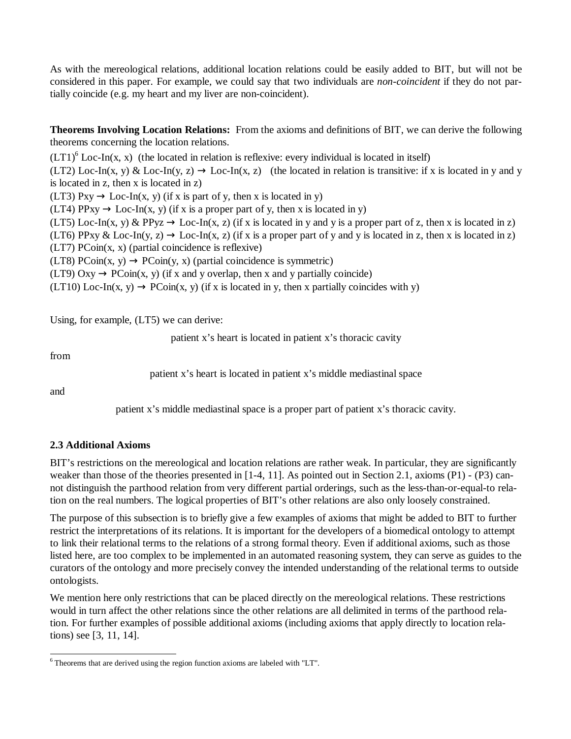As with the mereological relations, additional location relations could be easily added to BIT, but will not be considered in this paper. For example, we could say that two individuals are *non-coincident* if they do not partially coincide (e.g. my heart and my liver are non-coincident).

**Theorems Involving Location Relations:** From the axioms and definitions of BIT, we can derive the following theorems concerning the location relations.

(LT1)[6] Loc-In(x, x) (the located in relation is reflexive: every individual is located in itself)

(LT2) Loc-In(x, y) & Loc-In(y, z) → Loc-In(x, z) (the located in relation is transitive: if x is located in y and y is located in z, then x is located in z)

(LT3) Pxy → Loc-In(x, y) (if x is part of y, then x is located in y)

(LT4) PPxy → Loc-In(x, y) (if x is a proper part of y, then x is located in y)

(LT5) Loc-In(x, y) & PPyz → Loc-In(x, z) (if x is located in y and y is a proper part of z, then x is located in z)

(LT6) PPxy & Loc-In(y, z) → Loc-In(x, z) (if x is a proper part of y and y is located in z, then x is located in z)

(LT7) PCoin(x, x) (partial coincidence is reflexive)

(LT8) PCoin(x, y) → PCoin(y, x) (partial coincidence is symmetric)

(LT9) Oxy → PCoin(x, y) (if x and y overlap, then x and y partially coincide)

(LT10) Loc-In(x, y) → PCoin(x, y) (if x is located in y, then x partially coincides with y)

Using, for example, (LT5) we can derive:

patient x's heart is located in patient x's thoracic cavity

from

patient x's heart is located in patient x's middle mediastinal space

and

patient x's middle mediastinal space is a proper part of patient x's thoracic cavity.

### 2.3 Additional Axioms

BIT's restrictions on the mereological and location relations are rather weak. In particular, they are significantly weaker than those of the theories presented in [1-4, 11]. As pointed out in Section 2.1, axioms (P1) - (P3) cannot distinguish the parthood relation from very different partial orderings, such as the less-than-or-equal-to relation on the real numbers. The logical properties of BIT's other relations are also only loosely constrained.

The purpose of this subsection is to briefly give a few examples of axioms that might be added to BIT to further restrict the interpretations of its relations. It is important for the developers of a biomedical ontology to attempt to link their relational terms to the relations of a strong formal theory. Even if additional axioms, such as those listed here, are too complex to be implemented in an automated reasoning system, they can serve as guides to the curators of the ontology and more precisely convey the intended understanding of the relational terms to outside ontologists.

We mention here only restrictions that can be placed directly on the mereological relations. These restrictions would in turn affect the other relations since the other relations are all delimited in terms of the parthood relation. For further examples of possible additional axioms (including axioms that apply directly to location relations) see [3, 11, 14].

[6] Theorems that are derived using the region function axioms are labeled with "LT".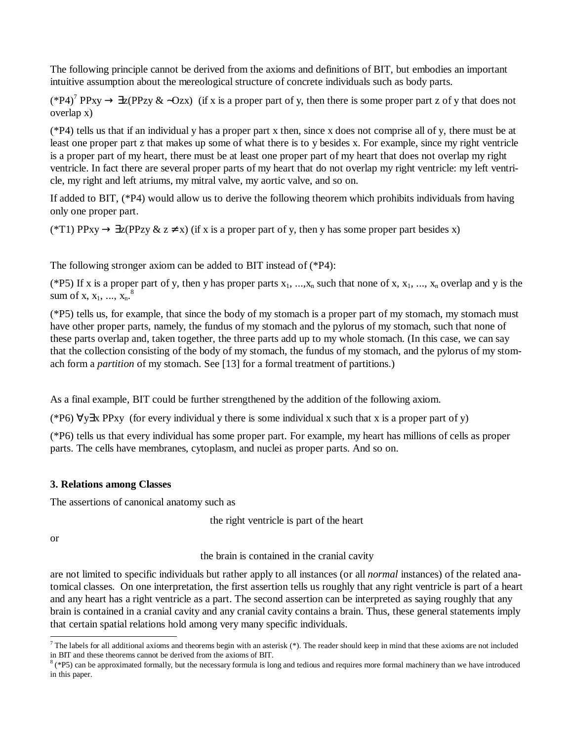The following principle cannot be derived from the axioms and definitions of BIT, but embodies an important intuitive assumption about the mereological structure of concrete individuals such as body parts.

(*P4)[7] $PPxy \rightarrow \exists z(PPzy \,\&\, \neg Ozx)$ (if x is a proper part of y, then there is some proper part z of y that does not overlap x)

(*P4) tells us that if an individual y has a proper part x then, since x does not comprise all of y, there must be at least one proper part z that makes up some of what there is to y besides x. For example, since my right ventricle is a proper part of my heart, there must be at least one proper part of my heart that does not overlap my right ventricle. In fact there are several proper parts of my heart that do not overlap my right ventricle: my left ventricle, my right and left atriums, my mitral valve, my aortic valve, and so on.

If added to BIT, (*P4) would allow us to derive the following theorem which prohibits individuals from having only one proper part.

(*T1) $PPxy \rightarrow \exists z(PPzy \,\&\, z \neq x)$ (if x is a proper part of y, then y has some proper part besides x)

The following stronger axiom can be added to BIT instead of (*P4):

(*P5) If x is a proper part of y, then y has proper parts $x_1, ..., x_n$ such that none of $x, x_1, ..., x_n$ overlap and y is the sum of $x, x_1, ..., x_n$.[8]

(*P5) tells us, for example, that since the body of my stomach is a proper part of my stomach, my stomach must have other proper parts, namely, the fundus of my stomach and the pylorus of my stomach, such that none of these parts overlap and, taken together, the three parts add up to my whole stomach. (In this case, we can say that the collection consisting of the body of my stomach, the fundus of my stomach, and the pylorus of my stomach form a *partition* of my stomach. See [13] for a formal treatment of partitions.)

As a final example, BIT could be further strengthened by the addition of the following axiom.

(*P6) $\forall y \exists x\, PPxy$ (for every individual y there is some individual x such that x is a proper part of y)

(*P6) tells us that every individual has some proper part. For example, my heart has millions of cells as proper parts. The cells have membranes, cytoplasm, and nuclei as proper parts. And so on.

### 3. Relations among Classes

The assertions of canonical anatomy such as

the right ventricle is part of the heart

or

the brain is contained in the cranial cavity

are not limited to specific individuals but rather apply to all instances (or all *normal* instances) of the related anatomical classes. On one interpretation, the first assertion tells us roughly that any right ventricle is part of a heart and any heart has a right ventricle as a part. The second assertion can be interpreted as saying roughly that any brain is contained in a cranial cavity and any cranial cavity contains a brain. Thus, these general statements imply that certain spatial relations hold among very many specific individuals.

---

[7] The labels for all additional axioms and theorems begin with an asterisk (*). The reader should keep in mind that these axioms are not included in BIT and these theorems cannot be derived from the axioms of BIT.

[8] (*P5) can be approximated formally, but the necessary formula is long and tedious and requires more formal machinery than we have introduced in this paper.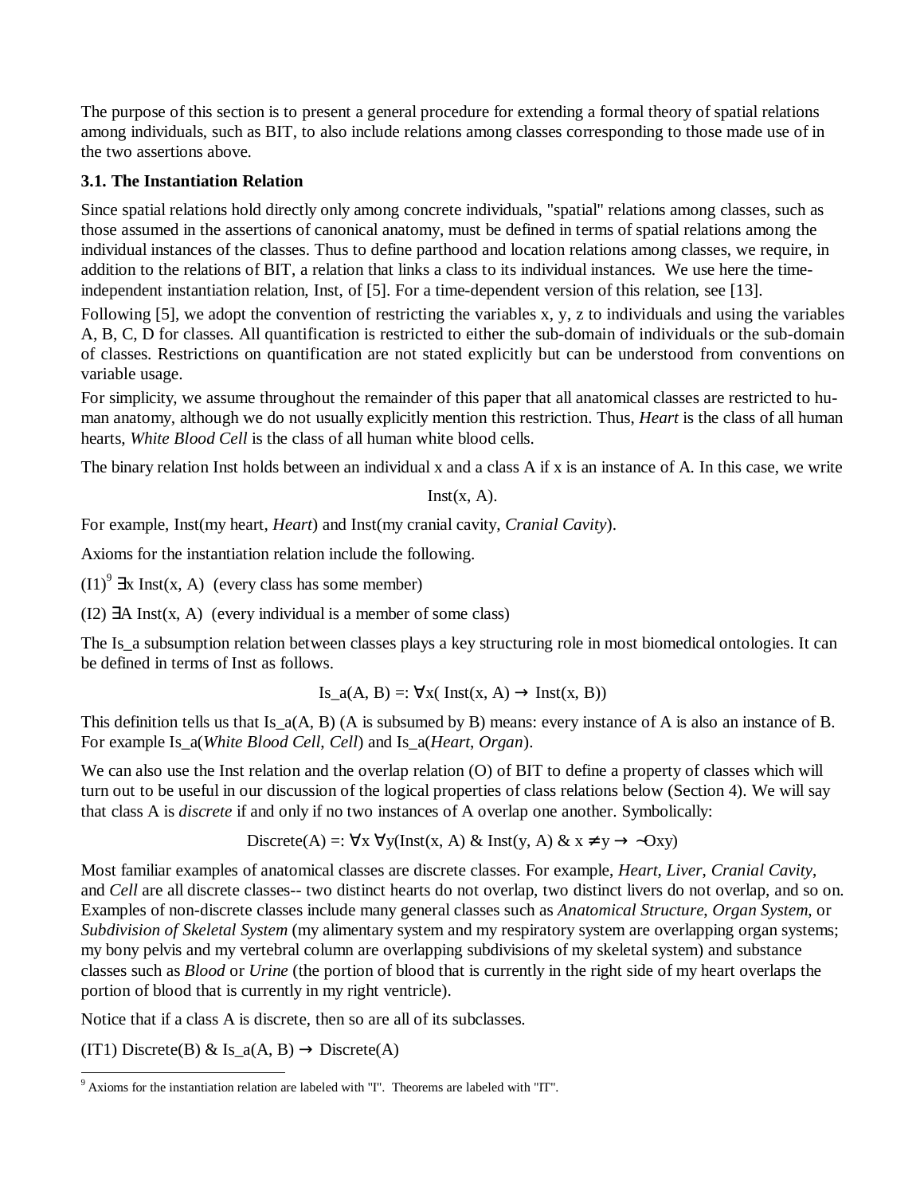The purpose of this section is to present a general procedure for extending a formal theory of spatial relations among individuals, such as BIT, to also include relations among classes corresponding to those made use of in the two assertions above.

### 3.1. The Instantiation Relation

Since spatial relations hold directly only among concrete individuals, "spatial" relations among classes, such as those assumed in the assertions of canonical anatomy, must be defined in terms of spatial relations among the individual instances of the classes. Thus to define parthood and location relations among classes, we require, in addition to the relations of BIT, a relation that links a class to its individual instances. We use here the time-independent instantiation relation, Inst, of [5]. For a time-dependent version of this relation, see [13].

Following [5], we adopt the convention of restricting the variables x, y, z to individuals and using the variables A, B, C, D for classes. All quantification is restricted to either the sub-domain of individuals or the sub-domain of classes. Restrictions on quantification are not stated explicitly but can be understood from conventions on variable usage.

For simplicity, we assume throughout the remainder of this paper that all anatomical classes are restricted to human anatomy, although we do not usually explicitly mention this restriction. Thus, *Heart* is the class of all human hearts, *White Blood Cell* is the class of all human white blood cells.

The binary relation Inst holds between an individual x and a class A if x is an instance of A. In this case, we write

$$\text{Inst}(x, A).$$

For example, Inst(my heart, *Heart*) and Inst(my cranial cavity, *Cranial Cavity*).

Axioms for the instantiation relation include the following.

(I1)[9] $\exists x\ \text{Inst}(x, A)$ (every class has some member)

(I2) $\exists A\ \text{Inst}(x, A)$ (every individual is a member of some class)

The Is_a subsumption relation between classes plays a key structuring role in most biomedical ontologies. It can be defined in terms of Inst as follows.

$$\text{Is\_a}(A, B) =: \forall x(\ \text{Inst}(x, A) \rightarrow \text{Inst}(x, B))$$

This definition tells us that Is_a(A, B) (A is subsumed by B) means: every instance of A is also an instance of B. For example Is_a(*White Blood Cell*, *Cell*) and Is_a(*Heart*, *Organ*).

We can also use the Inst relation and the overlap relation (O) of BIT to define a property of classes which will turn out to be useful in our discussion of the logical properties of class relations below (Section 4). We will say that class A is *discrete* if and only if no two instances of A overlap one another. Symbolically:

$$\text{Discrete}(A) =: \forall x\ \forall y(\text{Inst}(x, A)\ \&\ \text{Inst}(y, A)\ \&\ x \neq y \rightarrow \neg\text{O}xy)$$

Most familiar examples of anatomical classes are discrete classes. For example, *Heart*, *Liver*, *Cranial Cavity*, and *Cell* are all discrete classes-- two distinct hearts do not overlap, two distinct livers do not overlap, and so on. Examples of non-discrete classes include many general classes such as *Anatomical Structure*, *Organ System*, or *Subdivision of Skeletal System* (my alimentary system and my respiratory system are overlapping organ systems; my bony pelvis and my vertebral column are overlapping subdivisions of my skeletal system) and substance classes such as *Blood* or *Urine* (the portion of blood that is currently in the right side of my heart overlaps the portion of blood that is currently in my right ventricle).

Notice that if a class A is discrete, then so are all of its subclasses.

(IT1) $\text{Discrete}(B)\ \&\ \text{Is\_a}(A, B) \rightarrow \text{Discrete}(A)$

---

[9] Axioms for the instantiation relation are labeled with "I". Theorems are labeled with "IT".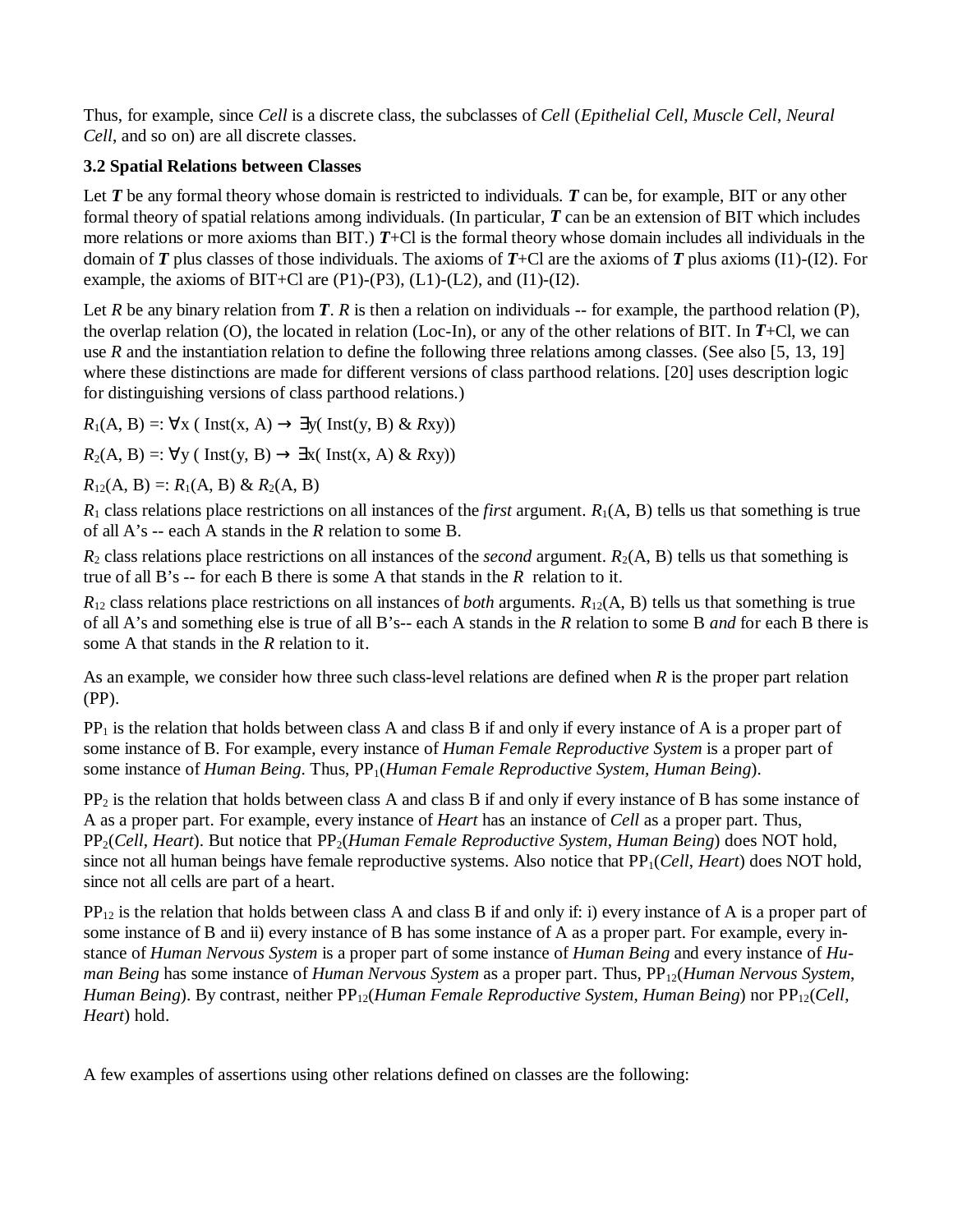Thus, for example, since *Cell* is a discrete class, the subclasses of *Cell* (*Epithelial Cell*, *Muscle Cell*, *Neural Cell*, and so on) are all discrete classes.

### 3.2 Spatial Relations between Classes

Let ***T*** be any formal theory whose domain is restricted to individuals. ***T*** can be, for example, BIT or any other formal theory of spatial relations among individuals. (In particular, ***T*** can be an extension of BIT which includes more relations or more axioms than BIT.) ***T***+Cl is the formal theory whose domain includes all individuals in the domain of ***T*** plus classes of those individuals. The axioms of ***T***+Cl are the axioms of ***T*** plus axioms (I1)-(I2). For example, the axioms of BIT+Cl are (P1)-(P3), (L1)-(L2), and (I1)-(I2).

Let *R* be any binary relation from ***T***. *R* is then a relation on individuals -- for example, the parthood relation (P), the overlap relation (O), the located in relation (Loc-In), or any of the other relations of BIT. In ***T***+Cl, we can use *R* and the instantiation relation to define the following three relations among classes. (See also [5, 13, 19] where these distinctions are made for different versions of class parthood relations. [20] uses description logic for distinguishing versions of class parthood relations.)

$R_1(\text{A, B}) =: \forall x\ (\text{Inst}(x, \text{A}) \rightarrow \exists y(\text{Inst}(y, \text{B})\ \&\ Rxy))$

$R_2(\text{A, B}) =: \forall y\ (\text{Inst}(y, \text{B}) \rightarrow \exists x(\text{Inst}(x, \text{A})\ \&\ Rxy))$

$R_{12}(\text{A, B}) =: R_1(\text{A, B})\ \&\ R_2(\text{A, B})$

$R_1$ class relations place restrictions on all instances of the *first* argument. $R_1$(A, B) tells us that something is true of all A's -- each A stands in the *R* relation to some B.

$R_2$ class relations place restrictions on all instances of the *second* argument. $R_2$(A, B) tells us that something is true of all B's -- for each B there is some A that stands in the *R* relation to it.

$R_{12}$ class relations place restrictions on all instances of *both* arguments. $R_{12}$(A, B) tells us that something is true of all A's and something else is true of all B's-- each A stands in the *R* relation to some B *and* for each B there is some A that stands in the *R* relation to it.

As an example, we consider how three such class-level relations are defined when *R* is the proper part relation (PP).

$\text{PP}_1$ is the relation that holds between class A and class B if and only if every instance of A is a proper part of some instance of B. For example, every instance of *Human Female Reproductive System* is a proper part of some instance of *Human Being*. Thus, $\text{PP}_1$(*Human Female Reproductive System*, *Human Being*).

$\text{PP}_2$ is the relation that holds between class A and class B if and only if every instance of B has some instance of A as a proper part. For example, every instance of *Heart* has an instance of *Cell* as a proper part. Thus, $\text{PP}_2$(*Cell*, *Heart*). But notice that $\text{PP}_2$(*Human Female Reproductive System*, *Human Being*) does NOT hold, since not all human beings have female reproductive systems. Also notice that $\text{PP}_1$(*Cell*, *Heart*) does NOT hold, since not all cells are part of a heart.

$\text{PP}_{12}$ is the relation that holds between class A and class B if and only if: i) every instance of A is a proper part of some instance of B and ii) every instance of B has some instance of A as a proper part. For example, every instance of *Human Nervous System* is a proper part of some instance of *Human Being* and every instance of *Human Being* has some instance of *Human Nervous System* as a proper part. Thus, $\text{PP}_{12}$(*Human Nervous System*, *Human Being*). By contrast, neither $\text{PP}_{12}$(*Human Female Reproductive System*, *Human Being*) nor $\text{PP}_{12}$(*Cell*, *Heart*) hold.

A few examples of assertions using other relations defined on classes are the following: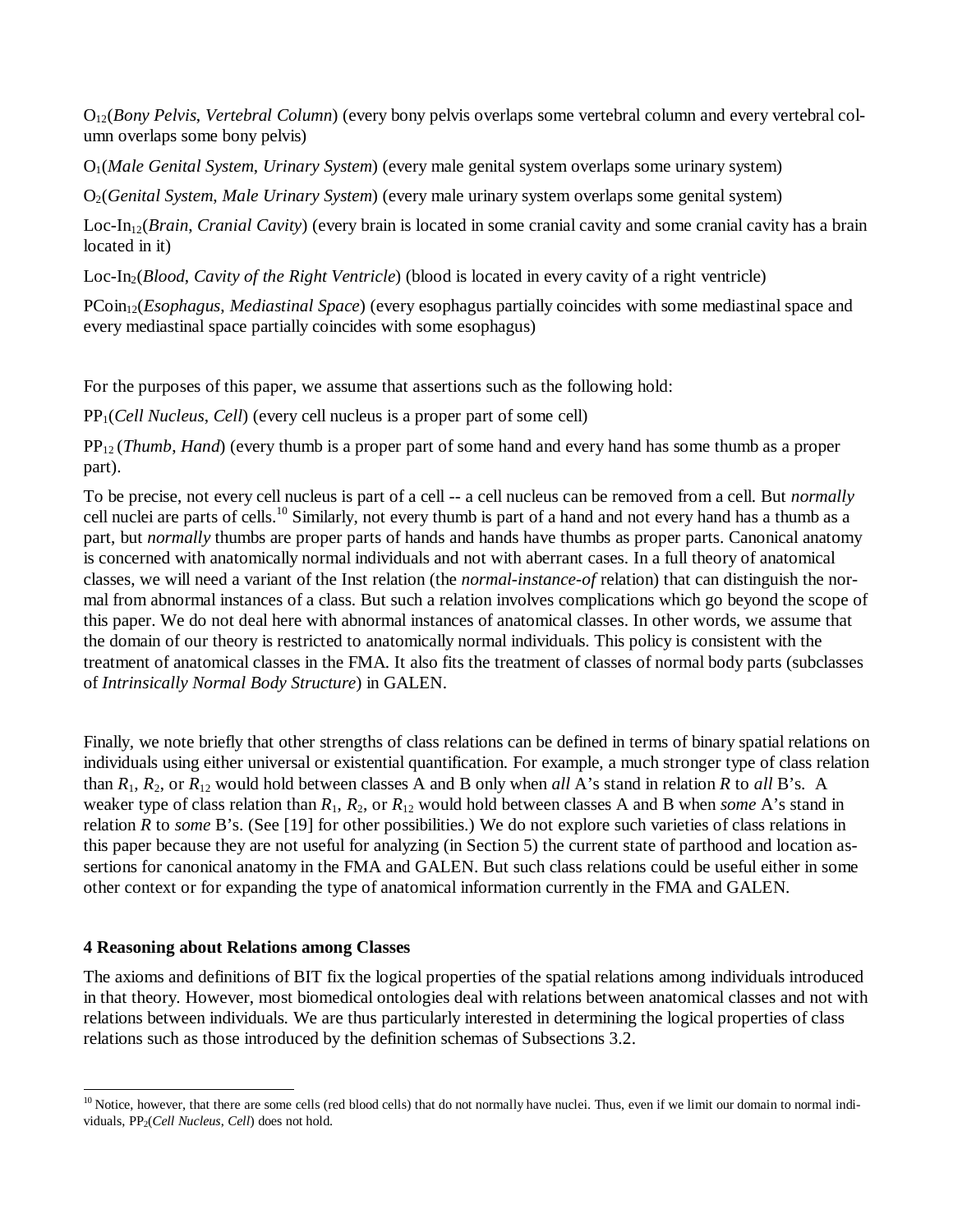$O_{12}$(*Bony Pelvis*, *Vertebral Column*) (every bony pelvis overlaps some vertebral column and every vertebral column overlaps some bony pelvis)

$O_1$(*Male Genital System*, *Urinary System*) (every male genital system overlaps some urinary system)

$O_2$(*Genital System*, *Male Urinary System*) (every male urinary system overlaps some genital system)

$\text{Loc-In}_{12}$(*Brain*, *Cranial Cavity*) (every brain is located in some cranial cavity and some cranial cavity has a brain located in it)

$\text{Loc-In}_2$(*Blood*, *Cavity of the Right Ventricle*) (blood is located in every cavity of a right ventricle)

$\text{PCoin}_{12}$(*Esophagus*, *Mediastinal Space*) (every esophagus partially coincides with some mediastinal space and every mediastinal space partially coincides with some esophagus)

For the purposes of this paper, we assume that assertions such as the following hold:

$PP_1$(*Cell Nucleus*, *Cell*) (every cell nucleus is a proper part of some cell)

$PP_{12}$ (*Thumb*, *Hand*) (every thumb is a proper part of some hand and every hand has some thumb as a proper part).

To be precise, not every cell nucleus is part of a cell -- a cell nucleus can be removed from a cell. But *normally* cell nuclei are parts of cells.[10] Similarly, not every thumb is part of a hand and not every hand has a thumb as a part, but *normally* thumbs are proper parts of hands and hands have thumbs as proper parts. Canonical anatomy is concerned with anatomically normal individuals and not with aberrant cases. In a full theory of anatomical classes, we will need a variant of the Inst relation (the *normal-instance-of* relation) that can distinguish the normal from abnormal instances of a class. But such a relation involves complications which go beyond the scope of this paper. We do not deal here with abnormal instances of anatomical classes. In other words, we assume that the domain of our theory is restricted to anatomically normal individuals. This policy is consistent with the treatment of anatomical classes in the FMA. It also fits the treatment of classes of normal body parts (subclasses of *Intrinsically Normal Body Structure*) in GALEN.

Finally, we note briefly that other strengths of class relations can be defined in terms of binary spatial relations on individuals using either universal or existential quantification. For example, a much stronger type of class relation than $R_1$, $R_2$, or $R_{12}$ would hold between classes A and B only when *all* A's stand in relation $R$ to *all* B's. A weaker type of class relation than $R_1$, $R_2$, or $R_{12}$ would hold between classes A and B when *some* A's stand in relation $R$ to *some* B's. (See [19] for other possibilities.) We do not explore such varieties of class relations in this paper because they are not useful for analyzing (in Section 5) the current state of parthood and location assertions for canonical anatomy in the FMA and GALEN. But such class relations could be useful either in some other context or for expanding the type of anatomical information currently in the FMA and GALEN.

## 4 Reasoning about Relations among Classes

The axioms and definitions of BIT fix the logical properties of the spatial relations among individuals introduced in that theory. However, most biomedical ontologies deal with relations between anatomical classes and not with relations between individuals. We are thus particularly interested in determining the logical properties of class relations such as those introduced by the definition schemas of Subsections 3.2.

[10] Notice, however, that there are some cells (red blood cells) that do not normally have nuclei. Thus, even if we limit our domain to normal individuals, $PP_2$(*Cell Nucleus*, *Cell*) does not hold.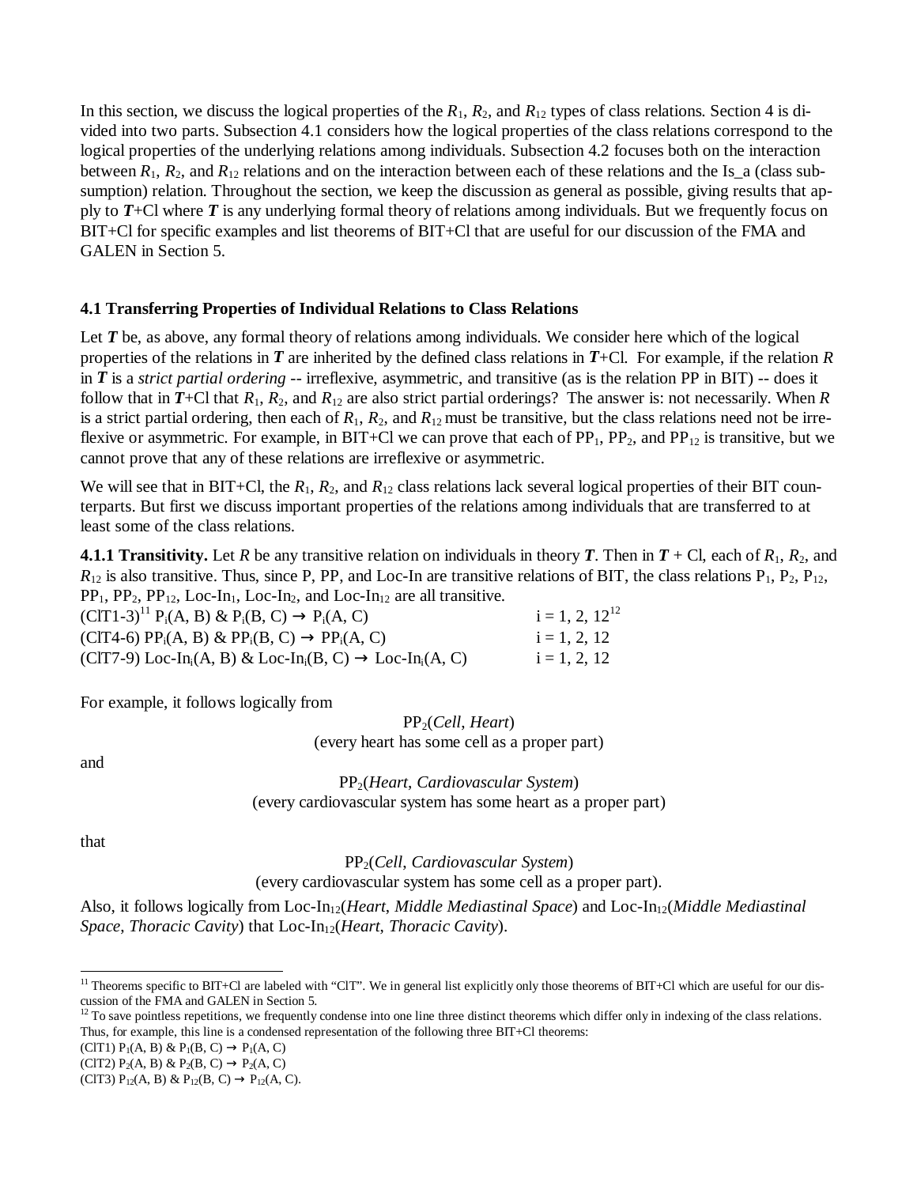In this section, we discuss the logical properties of the $R_1$, $R_2$, and $R_{12}$ types of class relations. Section 4 is divided into two parts. Subsection 4.1 considers how the logical properties of the class relations correspond to the logical properties of the underlying relations among individuals. Subsection 4.2 focuses both on the interaction between $R_1$, $R_2$, and $R_{12}$ relations and on the interaction between each of these relations and the Is_a (class subsumption) relation. Throughout the section, we keep the discussion as general as possible, giving results that apply to ***T***+Cl where ***T*** is any underlying formal theory of relations among individuals. But we frequently focus on BIT+Cl for specific examples and list theorems of BIT+Cl that are useful for our discussion of the FMA and GALEN in Section 5.

### 4.1 Transferring Properties of Individual Relations to Class Relations

Let ***T*** be, as above, any formal theory of relations among individuals. We consider here which of the logical properties of the relations in ***T*** are inherited by the defined class relations in ***T***+Cl. For example, if the relation *R* in ***T*** is a *strict partial ordering* -- irreflexive, asymmetric, and transitive (as is the relation PP in BIT) -- does it follow that in ***T***+Cl that $R_1$, $R_2$, and $R_{12}$ are also strict partial orderings? The answer is: not necessarily. When *R* is a strict partial ordering, then each of $R_1$, $R_2$, and $R_{12}$ must be transitive, but the class relations need not be irreflexive or asymmetric. For example, in BIT+Cl we can prove that each of $PP_1$, $PP_2$, and $PP_{12}$ is transitive, but we cannot prove that any of these relations are irreflexive or asymmetric.

We will see that in BIT+Cl, the $R_1$, $R_2$, and $R_{12}$ class relations lack several logical properties of their BIT counterparts. But first we discuss important properties of the relations among individuals that are transferred to at least some of the class relations.

**4.1.1 Transitivity.** Let *R* be any transitive relation on individuals in theory ***T***. Then in ***T*** + Cl, each of $R_1$, $R_2$, and $R_{12}$ is also transitive. Thus, since P, PP, and Loc-In are transitive relations of BIT, the class relations $P_1$, $P_2$, $P_{12}$, $PP_1$, $PP_2$, $PP_{12}$, Loc-In$_1$, Loc-In$_2$, and Loc-In$_{12}$ are all transitive.

(ClT1-3)[11] $P_i(A, B) \& P_i(B, C) \rightarrow P_i(A, C)$ i = 1, 2, 12[12]

(ClT4-6) $PP_i(A, B) \& PP_i(B, C) \rightarrow PP_i(A, C)$ i = 1, 2, 12

(ClT7-9) Loc-In$_i$(A, B) & Loc-In$_i$(B, C) → Loc-In$_i$(A, C) i = 1, 2, 12

For example, it follows logically from

$PP_2$(*Cell*, *Heart*)
(every heart has some cell as a proper part)

and

$PP_2$(*Heart*, *Cardiovascular System*)
(every cardiovascular system has some heart as a proper part)

that

$PP_2$(*Cell*, *Cardiovascular System*)
(every cardiovascular system has some cell as a proper part).

Also, it follows logically from Loc-In$_{12}$(*Heart*, *Middle Mediastinal Space*) and Loc-In$_{12}$(*Middle Mediastinal Space*, *Thoracic Cavity*) that Loc-In$_{12}$(*Heart*, *Thoracic Cavity*).

---

[11] Theorems specific to BIT+Cl are labeled with "ClT". We in general list explicitly only those theorems of BIT+Cl which are useful for our discussion of the FMA and GALEN in Section 5.

[12] To save pointless repetitions, we frequently condense into one line three distinct theorems which differ only in indexing of the class relations. Thus, for example, this line is a condensed representation of the following three BIT+Cl theorems:

(ClT1) $P_1(A, B) \& P_1(B, C) \rightarrow P_1(A, C)$

(ClT2) $P_2(A, B) \& P_2(B, C) \rightarrow P_2(A, C)$

(ClT3) $P_{12}(A, B) \& P_{12}(B, C) \rightarrow P_{12}(A, C)$.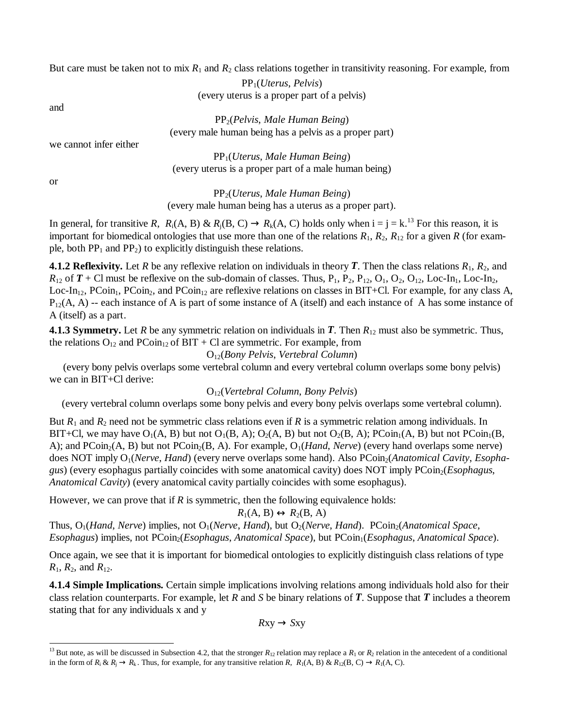But care must be taken not to mix $R_1$ and $R_2$ class relations together in transitivity reasoning. For example, from

$PP_1$(*Uterus*, *Pelvis*)
(every uterus is a proper part of a pelvis)

and

$PP_2$(*Pelvis*, *Male Human Being*)
(every male human being has a pelvis as a proper part)

we cannot infer either

$PP_1$(*Uterus*, *Male Human Being*)
(every uterus is a proper part of a male human being)

or

$PP_2$(*Uterus*, *Male Human Being*)
(every male human being has a uterus as a proper part).

In general, for transitive $R$, $R_i(A, B)$ & $R_j(B, C) \rightarrow R_k(A, C)$ holds only when i = j = k.[13] For this reason, it is important for biomedical ontologies that use more than one of the relations $R_1$, $R_2$, $R_{12}$ for a given $R$ (for example, both $PP_1$ and $PP_2$) to explicitly distinguish these relations.

**4.1.2 Reflexivity.** Let $R$ be any reflexive relation on individuals in theory $\boldsymbol{T}$. Then the class relations $R_1$, $R_2$, and $R_{12}$ of $\boldsymbol{T}$ + Cl must be reflexive on the sub-domain of classes. Thus, $P_1$, $P_2$, $P_{12}$, $O_1$, $O_2$, $O_{12}$, Loc-$In_1$, Loc-$In_2$, Loc-$In_{12}$, $PCoin_1$, $PCoin_2$, and $PCoin_{12}$ are reflexive relations on classes in BIT+Cl. For example, for any class A, $P_{12}(A, A)$ -- each instance of A is part of some instance of A (itself) and each instance of A has some instance of A (itself) as a part.

**4.1.3 Symmetry.** Let $R$ be any symmetric relation on individuals in $\boldsymbol{T}$. Then $R_{12}$ must also be symmetric. Thus, the relations $O_{12}$ and $PCoin_{12}$ of BIT + Cl are symmetric. For example, from

$O_{12}$(*Bony Pelvis*, *Vertebral Column*)
(every bony pelvis overlaps some vertebral column and every vertebral column overlaps some bony pelvis)

we can in BIT+Cl derive:

$O_{12}$(*Vertebral Column*, *Bony Pelvis*)
(every vertebral column overlaps some bony pelvis and every bony pelvis overlaps some vertebral column).

But $R_1$ and $R_2$ need not be symmetric class relations even if $R$ is a symmetric relation among individuals. In BIT+Cl, we may have $O_1(A, B)$ but not $O_1(B, A)$; $O_2(A, B)$ but not $O_2(B, A)$; $PCoin_1(A, B)$ but not $PCoin_1(B, A)$; and $PCoin_2(A, B)$ but not $PCoin_2(B, A)$. For example, $O_1$(*Hand*, *Nerve*) (every hand overlaps some nerve) does NOT imply $O_1$(*Nerve*, *Hand*) (every nerve overlaps some hand). Also $PCoin_2$(*Anatomical Cavity*, *Esophagus*) (every esophagus partially coincides with some anatomical cavity) does NOT imply $PCoin_2$(*Esophagus*, *Anatomical Cavity*) (every anatomical cavity partially coincides with some esophagus).

However, we can prove that if $R$ is symmetric, then the following equivalence holds:

$$R_1(A, B) \leftrightarrow R_2(B, A)$$

Thus, $O_1$(*Hand*, *Nerve*) implies, not $O_1$(*Nerve*, *Hand*), but $O_2$(*Nerve*, *Hand*). $PCoin_2$(*Anatomical Space*, *Esophagus*) implies, not $PCoin_2$(*Esophagus*, *Anatomical Space*), but $PCoin_1$(*Esophagus*, *Anatomical Space*).

Once again, we see that it is important for biomedical ontologies to explicitly distinguish class relations of type $R_1$, $R_2$, and $R_{12}$.

**4.1.4 Simple Implications.** Certain simple implications involving relations among individuals hold also for their class relation counterparts. For example, let $R$ and $S$ be binary relations of $\boldsymbol{T}$. Suppose that $\boldsymbol{T}$ includes a theorem stating that for any individuals x and y

$$Rxy \rightarrow Sxy$$

[13] But note, as will be discussed in Subsection 4.2, that the stronger $R_{12}$ relation may replace a $R_1$ or $R_2$ relation in the antecedent of a conditional in the form of $R_i$ & $R_j \rightarrow R_k$. Thus, for example, for any transitive relation $R$, $R_1(A, B)$ & $R_{12}(B, C) \rightarrow R_1(A, C)$.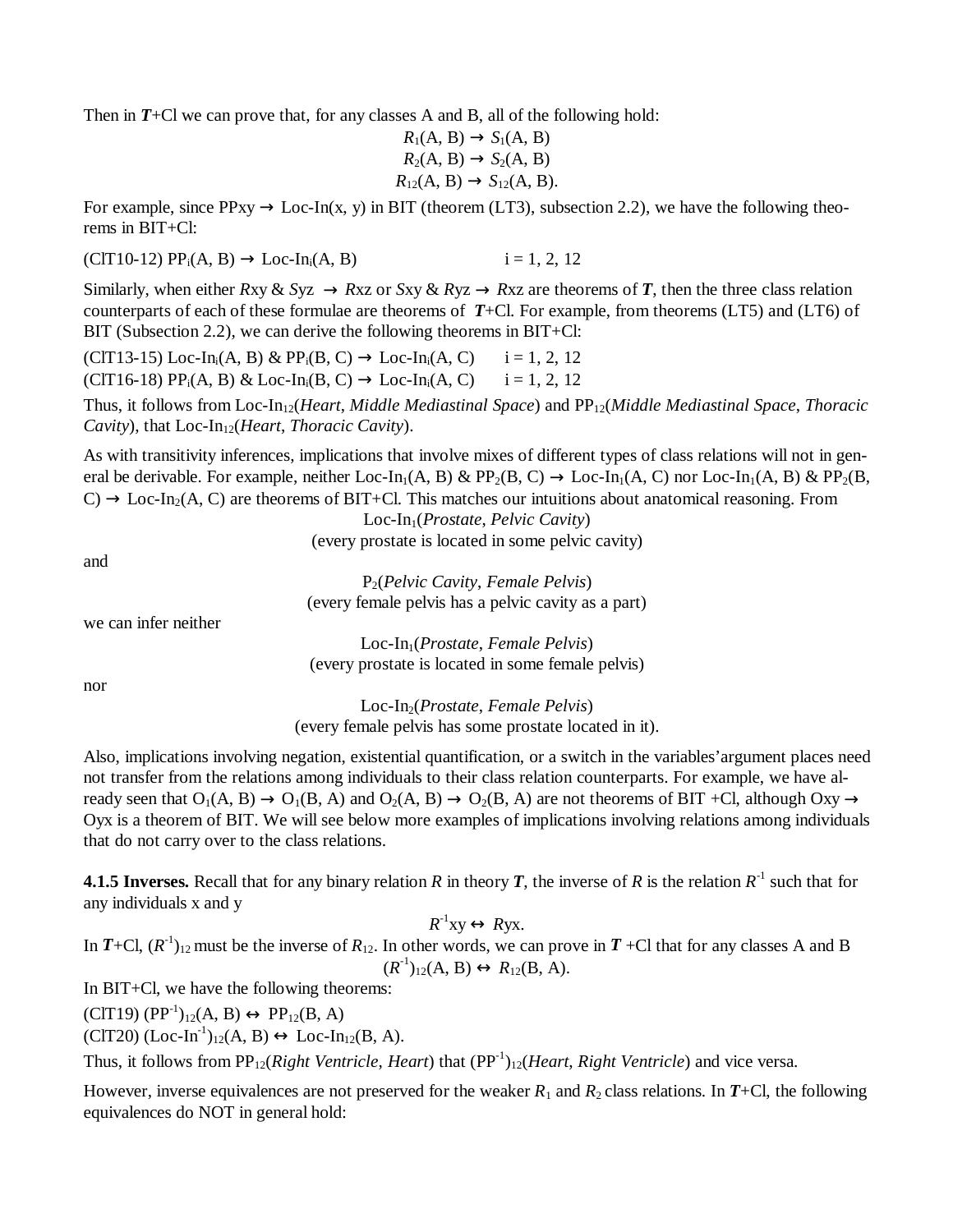Then in $\boldsymbol{T}$+Cl we can prove that, for any classes A and B, all of the following hold:

$$R_1(\text{A, B}) \rightarrow S_1(\text{A, B})$$
$$R_2(\text{A, B}) \rightarrow S_2(\text{A, B})$$
$$R_{12}(\text{A, B}) \rightarrow S_{12}(\text{A, B}).$$

For example, since PPxy → Loc-In(x, y) in BIT (theorem (LT3), subsection 2.2), we have the following theorems in BIT+Cl:

(ClT10-12) $\text{PP}_i(\text{A, B}) \rightarrow \text{Loc-In}_i(\text{A, B})$ $\quad$ i = 1, 2, 12

Similarly, when either $R$xy & $S$yz → $R$xz or $S$xy & $R$yz → $R$xz are theorems of $\boldsymbol{T}$, then the three class relation counterparts of each of these formulae are theorems of $\boldsymbol{T}$+Cl. For example, from theorems (LT5) and (LT6) of BIT (Subsection 2.2), we can derive the following theorems in BIT+Cl:

(ClT13-15) $\text{Loc-In}_i(\text{A, B})\ \&\ \text{PP}_i(\text{B, C}) \rightarrow \text{Loc-In}_i(\text{A, C})$ $\quad$ i = 1, 2, 12
(ClT16-18) $\text{PP}_i(\text{A, B})\ \&\ \text{Loc-In}_i(\text{B, C}) \rightarrow \text{Loc-In}_i(\text{A, C})$ $\quad$ i = 1, 2, 12

Thus, it follows from $\text{Loc-In}_{12}$(*Heart*, *Middle Mediastinal Space*) and $\text{PP}_{12}$(*Middle Mediastinal Space*, *Thoracic Cavity*), that $\text{Loc-In}_{12}$(*Heart*, *Thoracic Cavity*).

As with transitivity inferences, implications that involve mixes of different types of class relations will not in general be derivable. For example, neither $\text{Loc-In}_1(\text{A, B})\ \&\ \text{PP}_2(\text{B, C}) \rightarrow \text{Loc-In}_1(\text{A, C})$ nor $\text{Loc-In}_1(\text{A, B})\ \&\ \text{PP}_2(\text{B, C}) \rightarrow \text{Loc-In}_2(\text{A, C})$ are theorems of BIT+Cl. This matches our intuitions about anatomical reasoning. From

$\text{Loc-In}_1$(*Prostate*, *Pelvic Cavity*)
(every prostate is located in some pelvic cavity)

and

$\text{P}_2$(*Pelvic Cavity*, *Female Pelvis*)
(every female pelvis has a pelvic cavity as a part)

we can infer neither

$\text{Loc-In}_1$(*Prostate*, *Female Pelvis*)
(every prostate is located in some female pelvis)

nor

$\text{Loc-In}_2$(*Prostate*, *Female Pelvis*)
(every female pelvis has some prostate located in it).

Also, implications involving negation, existential quantification, or a switch in the variables' argument places need not transfer from the relations among individuals to their class relation counterparts. For example, we have already seen that $\text{O}_1(\text{A, B}) \rightarrow \text{O}_1(\text{B, A})$ and $\text{O}_2(\text{A, B}) \rightarrow \text{O}_2(\text{B, A})$ are not theorems of BIT +Cl, although Oxy → Oyx is a theorem of BIT. We will see below more examples of implications involving relations among individuals that do not carry over to the class relations.

**4.1.5 Inverses.** Recall that for any binary relation $R$ in theory $\boldsymbol{T}$, the inverse of $R$ is the relation $R^{-1}$ such that for any individuals x and y

$$R^{-1}\text{xy} \leftrightarrow R\text{yx}.$$

In $\boldsymbol{T}$+Cl, $(R^{-1})_{12}$ must be the inverse of $R_{12}$. In other words, we can prove in $\boldsymbol{T}$ +Cl that for any classes A and B

$$(R^{-1})_{12}(\text{A, B}) \leftrightarrow R_{12}(\text{B, A}).$$

In BIT+Cl, we have the following theorems:

(ClT19) $(\text{PP}^{-1})_{12}(\text{A, B}) \leftrightarrow \text{PP}_{12}(\text{B, A})$
(ClT20) $(\text{Loc-In}^{-1})_{12}(\text{A, B}) \leftrightarrow \text{Loc-In}_{12}(\text{B, A})$.

Thus, it follows from $\text{PP}_{12}$(*Right Ventricle*, *Heart*) that $(\text{PP}^{-1})_{12}$(*Heart*, *Right Ventricle*) and vice versa.

However, inverse equivalences are not preserved for the weaker $R_1$ and $R_2$ class relations. In $\boldsymbol{T}$+Cl, the following equivalences do NOT in general hold: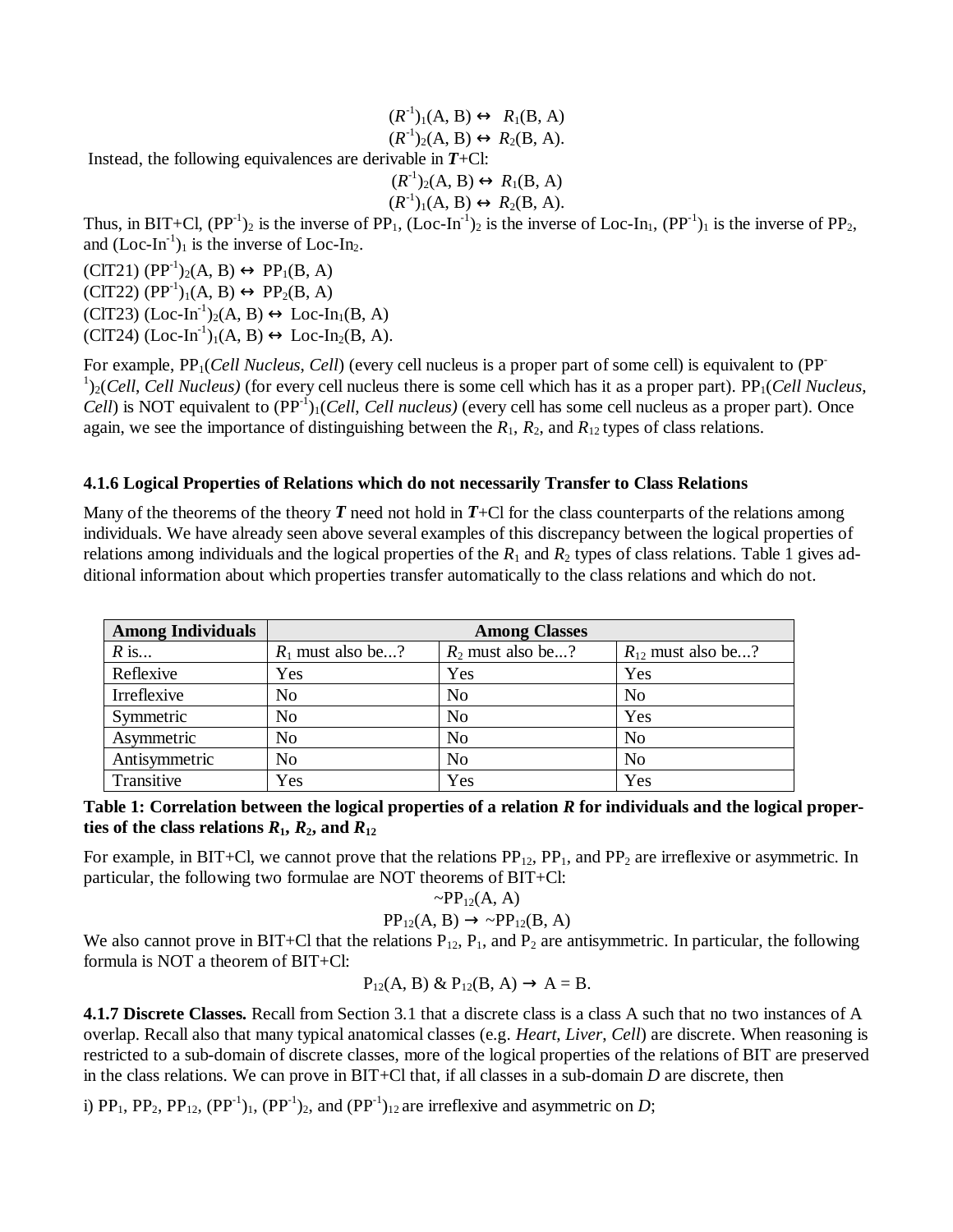$$(R^{-1})_1(\text{A, B}) \leftrightarrow R_1(\text{B, A})$$
$$(R^{-1})_2(\text{A, B}) \leftrightarrow R_2(\text{B, A}).$$

Instead, the following equivalences are derivable in ***T***+Cl:

$$(R^{-1})_2(\text{A, B}) \leftrightarrow R_1(\text{B, A})$$
$$(R^{-1})_1(\text{A, B}) \leftrightarrow R_2(\text{B, A}).$$

Thus, in BIT+Cl, $(\text{PP}^{-1})_2$ is the inverse of $\text{PP}_1$, $(\text{Loc-In}^{-1})_2$ is the inverse of $\text{Loc-In}_1$, $(\text{PP}^{-1})_1$ is the inverse of $\text{PP}_2$, and $(\text{Loc-In}^{-1})_1$ is the inverse of $\text{Loc-In}_2$.

(ClT21) $(\text{PP}^{-1})_2(\text{A, B}) \leftrightarrow \text{PP}_1(\text{B, A})$
(ClT22) $(\text{PP}^{-1})_1(\text{A, B}) \leftrightarrow \text{PP}_2(\text{B, A})$
(ClT23) $(\text{Loc-In}^{-1})_2(\text{A, B}) \leftrightarrow \text{Loc-In}_1(\text{B, A})$
(ClT24) $(\text{Loc-In}^{-1})_1(\text{A, B}) \leftrightarrow \text{Loc-In}_2(\text{B, A})$.

For example, $\text{PP}_1$(*Cell Nucleus*, *Cell*) (every cell nucleus is a proper part of some cell) is equivalent to $(\text{PP}^{-1})_2$(*Cell*, *Cell Nucleus)* (for every cell nucleus there is some cell which has it as a proper part). $\text{PP}_1$(*Cell Nucleus*, *Cell*) is NOT equivalent to $(\text{PP}^{-1})_1$(*Cell*, *Cell nucleus)* (every cell has some cell nucleus as a proper part). Once again, we see the importance of distinguishing between the $R_1$, $R_2$, and $R_{12}$ types of class relations.

### 4.1.6 Logical Properties of Relations which do not necessarily Transfer to Class Relations

Many of the theorems of the theory ***T*** need not hold in ***T***+Cl for the class counterparts of the relations among individuals. We have already seen above several examples of this discrepancy between the logical properties of relations among individuals and the logical properties of the $R_1$ and $R_2$ types of class relations. Table 1 gives additional information about which properties transfer automatically to the class relations and which do not.

| **Among Individuals** | **Among Classes** | | |
|---|---|---|---|
| $R$ is... | $R_1$ must also be...? | $R_2$ must also be...? | $R_{12}$ must also be...? |
| Reflexive | Yes | Yes | Yes |
| Irreflexive | No | No | No |
| Symmetric | No | No | Yes |
| Asymmetric | No | No | No |
| Antisymmetric | No | No | No |
| Transitive | Yes | Yes | Yes |

**Table 1: Correlation between the logical properties of a relation *R* for individuals and the logical properties of the class relations $R_1$, $R_2$, and $R_{12}$**

For example, in BIT+Cl, we cannot prove that the relations $\text{PP}_{12}$, $\text{PP}_1$, and $\text{PP}_2$ are irreflexive or asymmetric. In particular, the following two formulae are NOT theorems of BIT+Cl:

$$\sim\text{PP}_{12}(\text{A, A})$$
$$\text{PP}_{12}(\text{A, B}) \rightarrow \sim\text{PP}_{12}(\text{B, A})$$

We also cannot prove in BIT+Cl that the relations $\text{P}_{12}$, $\text{P}_1$, and $\text{P}_2$ are antisymmetric. In particular, the following formula is NOT a theorem of BIT+Cl:

$$\text{P}_{12}(\text{A, B}) \;\&\; \text{P}_{12}(\text{B, A}) \rightarrow \text{A} = \text{B}.$$

**4.1.7 Discrete Classes.** Recall from Section 3.1 that a discrete class is a class A such that no two instances of A overlap. Recall also that many typical anatomical classes (e.g. *Heart*, *Liver*, *Cell*) are discrete. When reasoning is restricted to a sub-domain of discrete classes, more of the logical properties of the relations of BIT are preserved in the class relations. We can prove in BIT+Cl that, if all classes in a sub-domain *D* are discrete, then

i) $\text{PP}_1$, $\text{PP}_2$, $\text{PP}_{12}$, $(\text{PP}^{-1})_1$, $(\text{PP}^{-1})_2$, and $(\text{PP}^{-1})_{12}$ are irreflexive and asymmetric on *D*;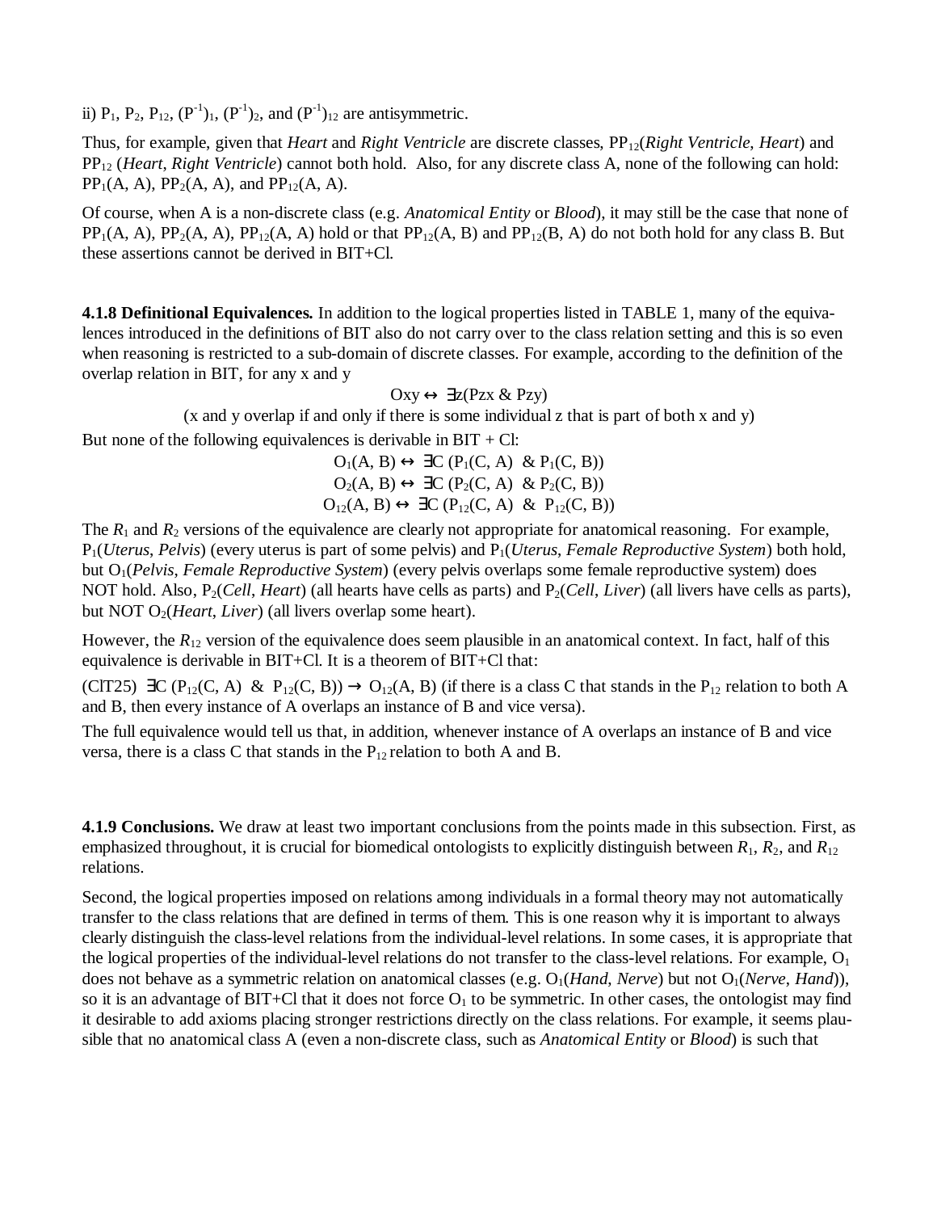ii) $P_1$, $P_2$, $P_{12}$, $(P^{-1})_1$, $(P^{-1})_2$, and $(P^{-1})_{12}$ are antisymmetric.

Thus, for example, given that *Heart* and *Right Ventricle* are discrete classes, $PP_{12}$(*Right Ventricle*, *Heart*) and $PP_{12}$ (*Heart*, *Right Ventricle*) cannot both hold. Also, for any discrete class A, none of the following can hold: $PP_1(A, A)$, $PP_2(A, A)$, and $PP_{12}(A, A)$.

Of course, when A is a non-discrete class (e.g. *Anatomical Entity* or *Blood*), it may still be the case that none of $PP_1(A, A)$, $PP_2(A, A)$, $PP_{12}(A, A)$ hold or that $PP_{12}(A, B)$ and $PP_{12}(B, A)$ do not both hold for any class B. But these assertions cannot be derived in BIT+Cl.

**4.1.8 Definitional Equivalences.** In addition to the logical properties listed in TABLE 1, many of the equivalences introduced in the definitions of BIT also do not carry over to the class relation setting and this is so even when reasoning is restricted to a sub-domain of discrete classes. For example, according to the definition of the overlap relation in BIT, for any x and y

$$Oxy \leftrightarrow \exists z(Pzx \ \& \ Pzy)$$

(x and y overlap if and only if there is some individual z that is part of both x and y)

But none of the following equivalences is derivable in BIT + Cl:

$$O_1(A, B) \leftrightarrow \exists C\ (P_1(C, A)\ \&\ P_1(C, B))$$
$$O_2(A, B) \leftrightarrow \exists C\ (P_2(C, A)\ \&\ P_2(C, B))$$
$$O_{12}(A, B) \leftrightarrow \exists C\ (P_{12}(C, A)\ \&\ P_{12}(C, B))$$

The $R_1$ and $R_2$ versions of the equivalence are clearly not appropriate for anatomical reasoning. For example, $P_1$(*Uterus*, *Pelvis*) (every uterus is part of some pelvis) and $P_1$(*Uterus*, *Female Reproductive System*) both hold, but $O_1$(*Pelvis*, *Female Reproductive System*) (every pelvis overlaps some female reproductive system) does NOT hold. Also, $P_2$(*Cell*, *Heart*) (all hearts have cells as parts) and $P_2$(*Cell*, *Liver*) (all livers have cells as parts), but NOT $O_2$(*Heart*, *Liver*) (all livers overlap some heart).

However, the $R_{12}$ version of the equivalence does seem plausible in an anatomical context. In fact, half of this equivalence is derivable in BIT+Cl. It is a theorem of BIT+Cl that:

(ClT25) $\exists C\ (P_{12}(C, A)\ \&\ P_{12}(C, B)) \rightarrow O_{12}(A, B)$ (if there is a class C that stands in the $P_{12}$ relation to both A and B, then every instance of A overlaps an instance of B and vice versa).

The full equivalence would tell us that, in addition, whenever instance of A overlaps an instance of B and vice versa, there is a class C that stands in the $P_{12}$ relation to both A and B.

**4.1.9 Conclusions.** We draw at least two important conclusions from the points made in this subsection. First, as emphasized throughout, it is crucial for biomedical ontologists to explicitly distinguish between $R_1$, $R_2$, and $R_{12}$ relations.

Second, the logical properties imposed on relations among individuals in a formal theory may not automatically transfer to the class relations that are defined in terms of them. This is one reason why it is important to always clearly distinguish the class-level relations from the individual-level relations. In some cases, it is appropriate that the logical properties of the individual-level relations do not transfer to the class-level relations. For example, $O_1$ does not behave as a symmetric relation on anatomical classes (e.g. $O_1$(*Hand*, *Nerve*) but not $O_1$(*Nerve*, *Hand*)), so it is an advantage of BIT+Cl that it does not force $O_1$ to be symmetric. In other cases, the ontologist may find it desirable to add axioms placing stronger restrictions directly on the class relations. For example, it seems plausible that no anatomical class A (even a non-discrete class, such as *Anatomical Entity* or *Blood*) is such that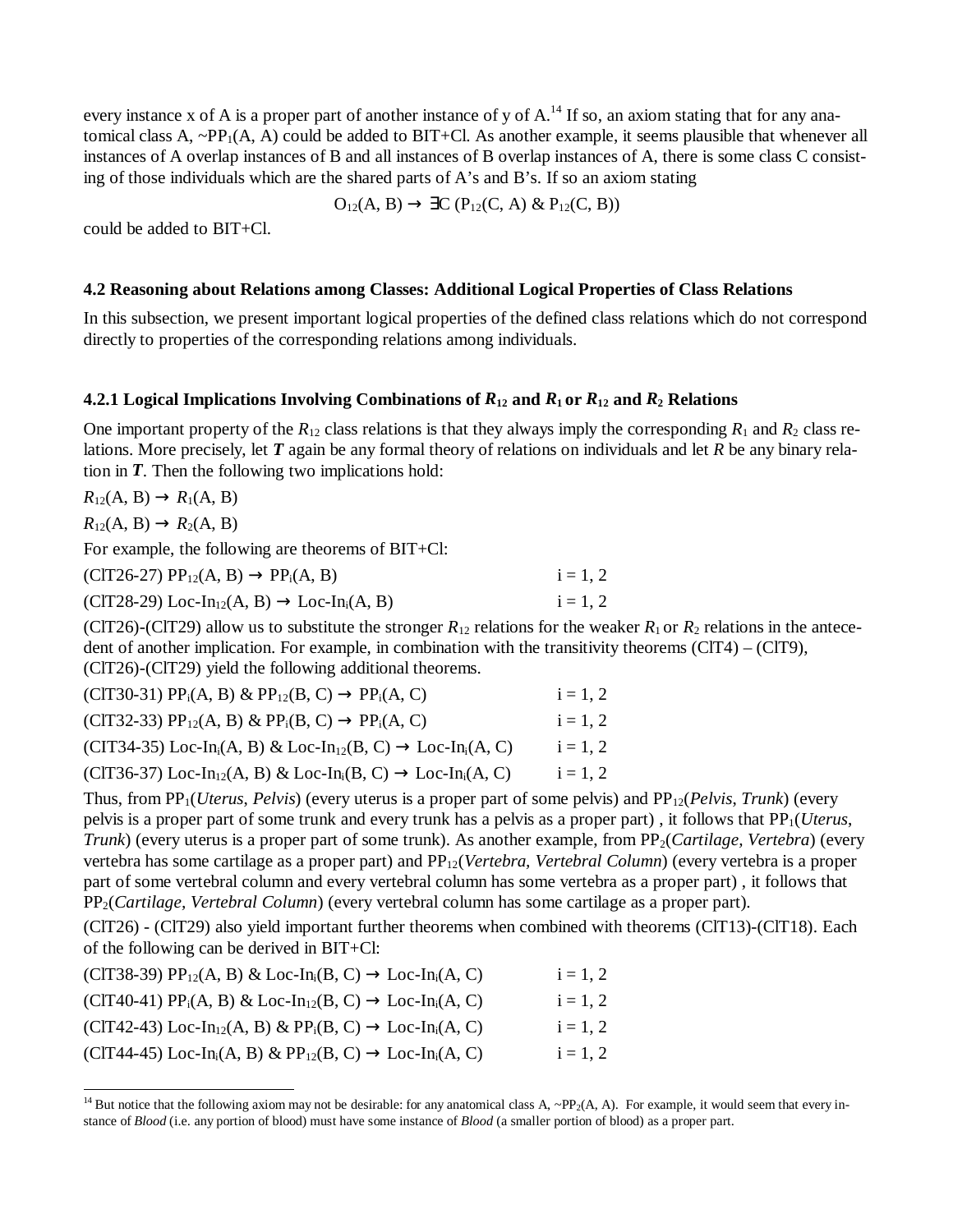every instance x of A is a proper part of another instance of y of A.[14] If so, an axiom stating that for any anatomical class A, ~$PP_1$(A, A) could be added to BIT+Cl. As another example, it seems plausible that whenever all instances of A overlap instances of B and all instances of B overlap instances of A, there is some class C consisting of those individuals which are the shared parts of A's and B's. If so an axiom stating

$$O_{12}(A, B) \rightarrow \exists C\ (P_{12}(C, A)\ \&\ P_{12}(C, B))$$

could be added to BIT+Cl.

### 4.2 Reasoning about Relations among Classes: Additional Logical Properties of Class Relations

In this subsection, we present important logical properties of the defined class relations which do not correspond directly to properties of the corresponding relations among individuals.

#### 4.2.1 Logical Implications Involving Combinations of $R_{12}$ and $R_1$ or $R_{12}$ and $R_2$ Relations

One important property of the $R_{12}$ class relations is that they always imply the corresponding $R_1$ and $R_2$ class relations. More precisely, let ***T*** again be any formal theory of relations on individuals and let *R* be any binary relation in ***T***. Then the following two implications hold:

$R_{12}(A, B) \rightarrow R_1(A, B)$

$R_{12}(A, B) \rightarrow R_2(A, B)$

For example, the following are theorems of BIT+Cl:

(ClT26-27) $PP_{12}(A, B) \rightarrow PP_i(A, B)$ $\quad$ i = 1, 2

(ClT28-29) $Loc\text{-}In_{12}(A, B) \rightarrow Loc\text{-}In_i(A, B)$ $\quad$ i = 1, 2

(ClT26)-(ClT29) allow us to substitute the stronger $R_{12}$ relations for the weaker $R_1$ or $R_2$ relations in the antecedent of another implication. For example, in combination with the transitivity theorems (ClT4) – (ClT9), (ClT26)-(ClT29) yield the following additional theorems.

(ClT30-31) $PP_i(A, B)\ \&\ PP_{12}(B, C) \rightarrow PP_i(A, C)$ $\quad$ i = 1, 2

(ClT32-33) $PP_{12}(A, B)\ \&\ PP_i(B, C) \rightarrow PP_i(A, C)$ $\quad$ i = 1, 2

(ClT34-35) $Loc\text{-}In_i(A, B)\ \&\ Loc\text{-}In_{12}(B, C) \rightarrow Loc\text{-}In_i(A, C)$ $\quad$ i = 1, 2

(ClT36-37) $Loc\text{-}In_{12}(A, B)\ \&\ Loc\text{-}In_i(B, C) \rightarrow Loc\text{-}In_i(A, C)$ $\quad$ i = 1, 2

Thus, from $PP_1$(*Uterus*, *Pelvis*) (every uterus is a proper part of some pelvis) and $PP_{12}$(*Pelvis*, *Trunk*) (every pelvis is a proper part of some trunk and every trunk has a pelvis as a proper part) , it follows that $PP_1$(*Uterus*, *Trunk*) (every uterus is a proper part of some trunk). As another example, from $PP_2$(*Cartilage, Vertebra*) (every vertebra has some cartilage as a proper part) and $PP_{12}$(*Vertebra, Vertebral Column*) (every vertebra is a proper part of some vertebral column and every vertebral column has some vertebra as a proper part) , it follows that $PP_2$(*Cartilage, Vertebral Column*) (every vertebral column has some cartilage as a proper part).

(ClT26) - (ClT29) also yield important further theorems when combined with theorems (ClT13)-(ClT18). Each of the following can be derived in BIT+Cl:

(ClT38-39) $PP_{12}(A, B)\ \&\ Loc\text{-}In_i(B, C) \rightarrow Loc\text{-}In_i(A, C)$ $\quad$ i = 1, 2

(ClT40-41) $PP_i(A, B)\ \&\ Loc\text{-}In_{12}(B, C) \rightarrow Loc\text{-}In_i(A, C)$ $\quad$ i = 1, 2

(ClT42-43) $Loc\text{-}In_{12}(A, B)\ \&\ PP_i(B, C) \rightarrow Loc\text{-}In_i(A, C)$ $\quad$ i = 1, 2

(ClT44-45) $Loc\text{-}In_i(A, B)\ \&\ PP_{12}(B, C) \rightarrow Loc\text{-}In_i(A, C)$ $\quad$ i = 1, 2

[14] But notice that the following axiom may not be desirable: for any anatomical class A, ~$PP_2$(A, A). For example, it would seem that every instance of *Blood* (i.e. any portion of blood) must have some instance of *Blood* (a smaller portion of blood) as a proper part.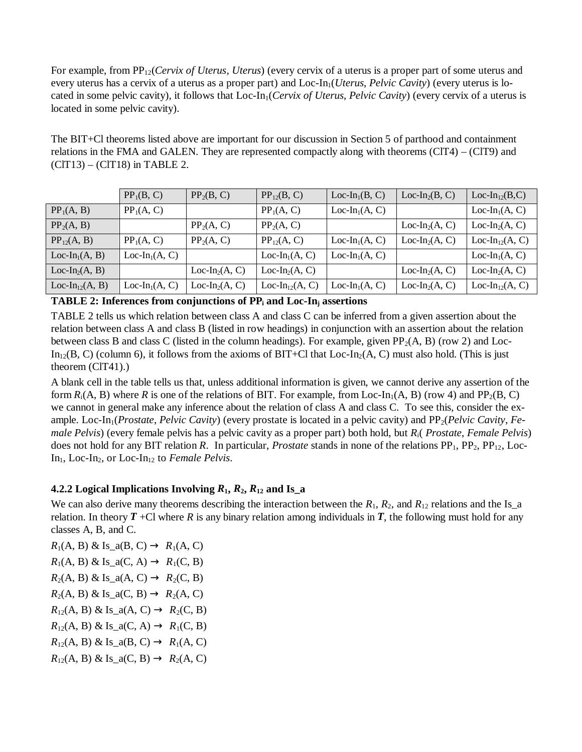For example, from $PP_{12}$(*Cervix of Uterus*, *Uterus*) (every cervix of a uterus is a proper part of some uterus and every uterus has a cervix of a uterus as a proper part) and Loc-$In_1$(*Uterus*, *Pelvic Cavity*) (every uterus is located in some pelvic cavity), it follows that Loc-$In_1$(*Cervix of Uterus*, *Pelvic Cavity*) (every cervix of a uterus is located in some pelvic cavity).

The BIT+Cl theorems listed above are important for our discussion in Section 5 of parthood and containment relations in the FMA and GALEN. They are represented compactly along with theorems (ClT4) – (ClT9) and (ClT13) – (ClT18) in TABLE 2.

| | $PP_1$(B, C) | $PP_2$(B, C) | $PP_{12}$(B, C) | Loc-$In_1$(B, C) | Loc-$In_2$(B, C) | Loc-$In_{12}$(B,C) |
|---|---|---|---|---|---|---|
| $PP_1$(A, B) | $PP_1$(A, C) | | $PP_1$(A, C) | Loc-$In_1$(A, C) | | Loc-$In_1$(A, C) |
| $PP_2$(A, B) | | $PP_2$(A, C) | $PP_2$(A, C) | | Loc-$In_2$(A, C) | Loc-$In_2$(A, C) |
| $PP_{12}$(A, B) | $PP_1$(A, C) | $PP_2$(A, C) | $PP_{12}$(A, C) | Loc-$In_1$(A, C) | Loc-$In_2$(A, C) | Loc-$In_{12}$(A, C) |
| Loc-$In_1$(A, B) | Loc-$In_1$(A, C) | | Loc-$In_1$(A, C) | Loc-$In_1$(A, C) | | Loc-$In_1$(A, C) |
| Loc-$In_2$(A, B) | | Loc-$In_2$(A, C) | Loc-$In_2$(A, C) | | Loc-$In_2$(A, C) | Loc-$In_2$(A, C) |
| Loc-$In_{12}$(A, B) | Loc-$In_1$(A, C) | Loc-$In_2$(A, C) | Loc-$In_{12}$(A, C) | Loc-$In_1$(A, C) | Loc-$In_2$(A, C) | Loc-$In_{12}$(A, C) |

**TABLE 2: Inferences from conjunctions of $PP_i$ and Loc-$In_j$ assertions**

TABLE 2 tells us which relation between class A and class C can be inferred from a given assertion about the relation between class A and class B (listed in row headings) in conjunction with an assertion about the relation between class B and class C (listed in the column headings). For example, given $PP_2$(A, B) (row 2) and Loc-$In_{12}$(B, C) (column 6), it follows from the axioms of BIT+Cl that Loc-$In_2$(A, C) must also hold. (This is just theorem (ClT41).)

A blank cell in the table tells us that, unless additional information is given, we cannot derive any assertion of the form $R_i$(A, B) where *R* is one of the relations of BIT. For example, from Loc-$In_1$(A, B) (row 4) and $PP_2$(B, C) we cannot in general make any inference about the relation of class A and class C. To see this, consider the example. Loc-$In_1$(*Prostate*, *Pelvic Cavity*) (every prostate is located in a pelvic cavity) and $PP_2$(*Pelvic Cavity*, *Female Pelvis*) (every female pelvis has a pelvic cavity as a proper part) both hold, but $R_i$( *Prostate*, *Female Pelvis*) does not hold for any BIT relation *R*. In particular, *Prostate* stands in none of the relations $PP_1$, $PP_2$, $PP_{12}$, Loc-$In_1$, Loc-$In_2$, or Loc-$In_{12}$ to *Female Pelvis*.

#### 4.2.2 Logical Implications Involving $R_1$, $R_2$, $R_{12}$ and Is_a

We can also derive many theorems describing the interaction between the $R_1$, $R_2$, and $R_{12}$ relations and the Is_a relation. In theory ***T*** +Cl where *R* is any binary relation among individuals in ***T***, the following must hold for any classes A, B, and C.

$R_1$(A, B) & Is_a(B, C) → $R_1$(A, C)

$R_1$(A, B) & Is_a(C, A) → $R_1$(C, B)

$R_2$(A, B) & Is_a(A, C) → $R_2$(C, B)

$R_2$(A, B) & Is_a(C, B) → $R_2$(A, C)

$R_{12}$(A, B) & Is_a(A, C) → $R_2$(C, B)

$R_{12}$(A, B) & Is_a(C, A) → $R_1$(C, B)

$R_{12}$(A, B) & Is_a(B, C) → $R_1$(A, C)

$R_{12}$(A, B) & Is_a(C, B) → $R_2$(A, C)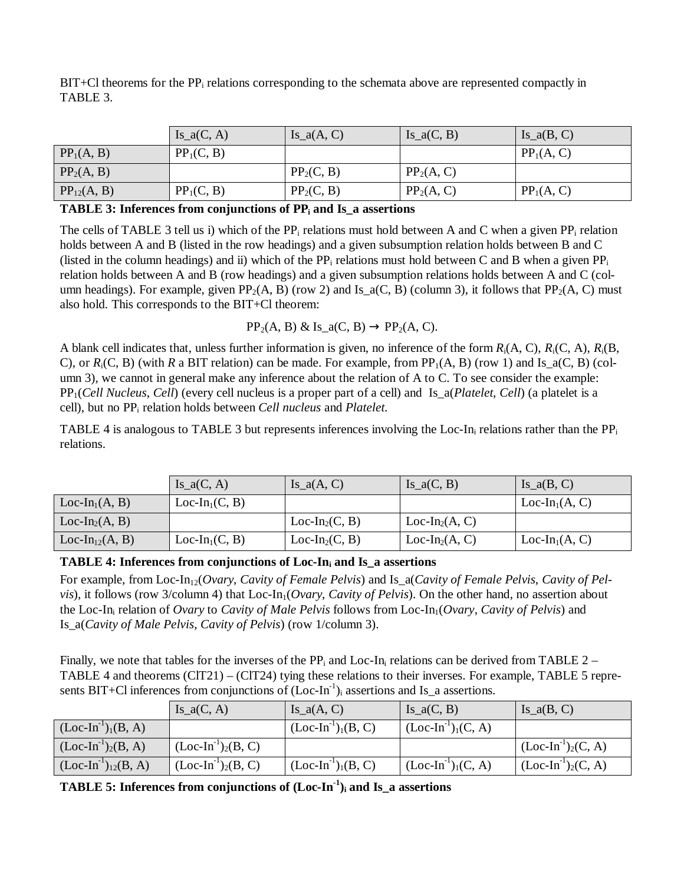BIT+Cl theorems for the $PP_i$ relations corresponding to the schemata above are represented compactly in TABLE 3.

| | Is_a(C, A) | Is_a(A, C) | Is_a(C, B) | Is_a(B, C) |
|---|---|---|---|---|
| $PP_1$(A, B) | $PP_1$(C, B) | | | $PP_1$(A, C) |
| $PP_2$(A, B) | | $PP_2$(C, B) | $PP_2$(A, C) | |
| $PP_{12}$(A, B) | $PP_1$(C, B) | $PP_2$(C, B) | $PP_2$(A, C) | $PP_1$(A, C) |

**TABLE 3: Inferences from conjunctions of $PP_i$ and Is_a assertions**

The cells of TABLE 3 tell us i) which of the $PP_i$ relations must hold between A and C when a given $PP_i$ relation holds between A and B (listed in the row headings) and a given subsumption relation holds between B and C (listed in the column headings) and ii) which of the $PP_i$ relations must hold between C and B when a given $PP_i$ relation holds between A and B (row headings) and a given subsumption relations holds between A and C (column headings). For example, given $PP_2$(A, B) (row 2) and Is_a(C, B) (column 3), it follows that $PP_2$(A, C) must also hold. This corresponds to the BIT+Cl theorem:

$$PP_2(A, B) \ \& \ Is\_a(C, B) \rightarrow PP_2(A, C).$$

A blank cell indicates that, unless further information is given, no inference of the form $R_i$(A, C), $R_i$(C, A), $R_i$(B, C), or $R_i$(C, B) (with *R* a BIT relation) can be made. For example, from $PP_1$(A, B) (row 1) and Is_a(C, B) (column 3), we cannot in general make any inference about the relation of A to C. To see consider the example: $PP_1$(*Cell Nucleus*, *Cell*) (every cell nucleus is a proper part of a cell) and Is_a(*Platelet*, *Cell*) (a platelet is a cell), but no $PP_i$ relation holds between *Cell nucleus* and *Platelet*.

TABLE 4 is analogous to TABLE 3 but represents inferences involving the $Loc\text{-}In_i$ relations rather than the $PP_i$ relations.

| | Is_a(C, A) | Is_a(A, C) | Is_a(C, B) | Is_a(B, C) |
|---|---|---|---|---|
| $Loc\text{-}In_1$(A, B) | $Loc\text{-}In_1$(C, B) | | | $Loc\text{-}In_1$(A, C) |
| $Loc\text{-}In_2$(A, B) | | $Loc\text{-}In_2$(C, B) | $Loc\text{-}In_2$(A, C) | |
| $Loc\text{-}In_{12}$(A, B) | $Loc\text{-}In_1$(C, B) | $Loc\text{-}In_2$(C, B) | $Loc\text{-}In_2$(A, C) | $Loc\text{-}In_1$(A, C) |

**TABLE 4: Inferences from conjunctions of $Loc\text{-}In_i$ and Is_a assertions**

For example, from $Loc\text{-}In_{12}$(*Ovary*, *Cavity of Female Pelvis*) and Is_a(*Cavity of Female Pelvis*, *Cavity of Pelvis*), it follows (row 3/column 4) that $Loc\text{-}In_1$(*Ovary*, *Cavity of Pelvis*). On the other hand, no assertion about the $Loc\text{-}In_i$ relation of *Ovary* to *Cavity of Male Pelvis* follows from $Loc\text{-}In_1$(*Ovary*, *Cavity of Pelvis*) and Is_a(*Cavity of Male Pelvis*, *Cavity of Pelvis*) (row 1/column 3).

Finally, we note that tables for the inverses of the $PP_i$ and $Loc\text{-}In_i$ relations can be derived from TABLE 2 – TABLE 4 and theorems (ClT21) – (ClT24) tying these relations to their inverses. For example, TABLE 5 represents BIT+Cl inferences from conjunctions of $(Loc\text{-}In^{-1})_i$ assertions and Is_a assertions.

| | Is_a(C, A) | Is_a(A, C) | Is_a(C, B) | Is_a(B, C) |
|---|---|---|---|---|
| $(Loc\text{-}In^{-1})_1$(B, A) | | $(Loc\text{-}In^{-1})_1$(B, C) | $(Loc\text{-}In^{-1})_1$(C, A) | |
| $(Loc\text{-}In^{-1})_2$(B, A) | $(Loc\text{-}In^{-1})_2$(B, C) | | | $(Loc\text{-}In^{-1})_2$(C, A) |
| $(Loc\text{-}In^{-1})_{12}$(B, A) | $(Loc\text{-}In^{-1})_2$(B, C) | $(Loc\text{-}In^{-1})_1$(B, C) | $(Loc\text{-}In^{-1})_1$(C, A) | $(Loc\text{-}In^{-1})_2$(C, A) |

**TABLE 5: Inferences from conjunctions of $(Loc\text{-}In^{-1})_i$ and Is_a assertions**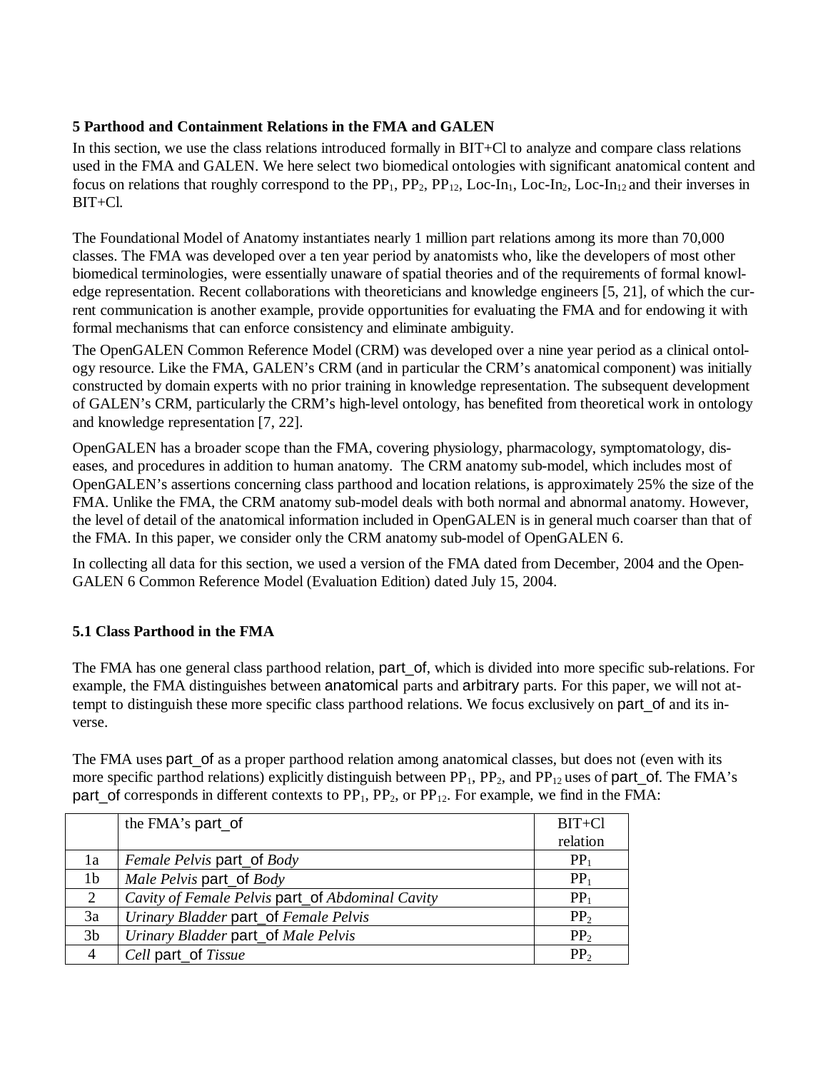### 5 Parthood and Containment Relations in the FMA and GALEN

In this section, we use the class relations introduced formally in BIT+Cl to analyze and compare class relations used in the FMA and GALEN. We here select two biomedical ontologies with significant anatomical content and focus on relations that roughly correspond to the $PP_1$, $PP_2$, $PP_{12}$, Loc-$In_1$, Loc-$In_2$, Loc-$In_{12}$ and their inverses in BIT+Cl.

The Foundational Model of Anatomy instantiates nearly 1 million part relations among its more than 70,000 classes. The FMA was developed over a ten year period by anatomists who, like the developers of most other biomedical terminologies, were essentially unaware of spatial theories and of the requirements of formal knowledge representation. Recent collaborations with theoreticians and knowledge engineers [5, 21], of which the current communication is another example, provide opportunities for evaluating the FMA and for endowing it with formal mechanisms that can enforce consistency and eliminate ambiguity.

The OpenGALEN Common Reference Model (CRM) was developed over a nine year period as a clinical ontology resource. Like the FMA, GALEN's CRM (and in particular the CRM's anatomical component) was initially constructed by domain experts with no prior training in knowledge representation. The subsequent development of GALEN's CRM, particularly the CRM's high-level ontology, has benefited from theoretical work in ontology and knowledge representation [7, 22].

OpenGALEN has a broader scope than the FMA, covering physiology, pharmacology, symptomatology, diseases, and procedures in addition to human anatomy. The CRM anatomy sub-model, which includes most of OpenGALEN's assertions concerning class parthood and location relations, is approximately 25% the size of the FMA. Unlike the FMA, the CRM anatomy sub-model deals with both normal and abnormal anatomy. However, the level of detail of the anatomical information included in OpenGALEN is in general much coarser than that of the FMA. In this paper, we consider only the CRM anatomy sub-model of OpenGALEN 6.

In collecting all data for this section, we used a version of the FMA dated from December, 2004 and the OpenGALEN 6 Common Reference Model (Evaluation Edition) dated July 15, 2004.

### 5.1 Class Parthood in the FMA

The FMA has one general class parthood relation, part_of, which is divided into more specific sub-relations. For example, the FMA distinguishes between anatomical parts and arbitrary parts. For this paper, we will not attempt to distinguish these more specific class parthood relations. We focus exclusively on part_of and its inverse.

The FMA uses part_of as a proper parthood relation among anatomical classes, but does not (even with its more specific parthod relations) explicitly distinguish between $PP_1$, $PP_2$, and $PP_{12}$ uses of part_of. The FMA's part_of corresponds in different contexts to $PP_1$, $PP_2$, or $PP_{12}$. For example, we find in the FMA:

| | the FMA's part_of | BIT+Cl relation |
|---|---|---|
| 1a | *Female Pelvis* part_of *Body* | $PP_1$ |
| 1b | *Male Pelvis* part_of *Body* | $PP_1$ |
| 2 | *Cavity of Female Pelvis* part_of *Abdominal Cavity* | $PP_1$ |
| 3a | *Urinary Bladder* part_of *Female Pelvis* | $PP_2$ |
| 3b | *Urinary Bladder* part_of *Male Pelvis* | $PP_2$ |
| 4 | *Cell* part_of *Tissue* | $PP_2$ |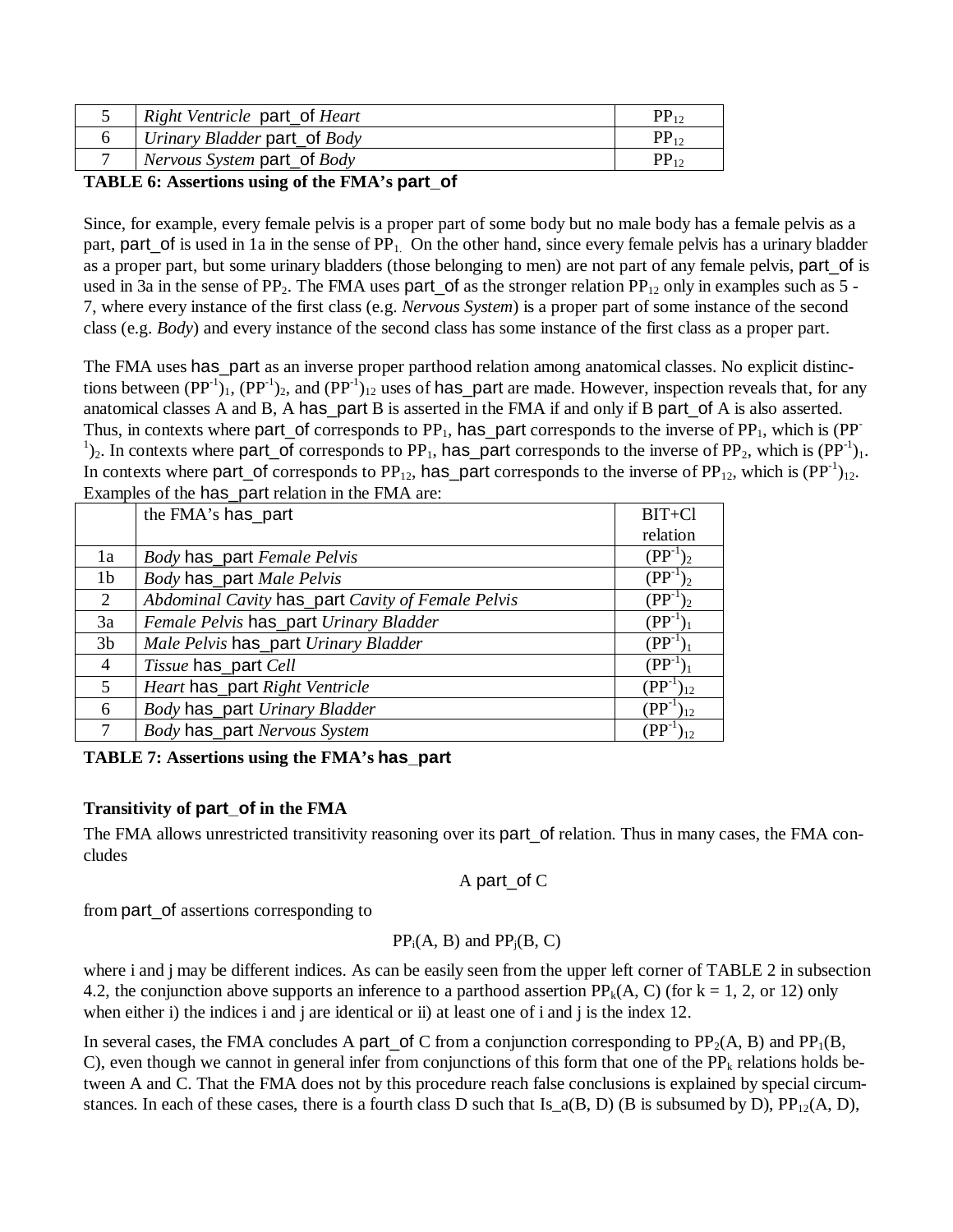| 5 | *Right Ventricle* part_of *Heart* | $PP_{12}$ |
|---|---|---|
| 6 | *Urinary Bladder* part_of *Body* | $PP_{12}$ |
| 7 | *Nervous System* part_of *Body* | $PP_{12}$ |

**TABLE 6: Assertions using of the FMA's part_of**

Since, for example, every female pelvis is a proper part of some body but no male body has a female pelvis as a part, part_of is used in 1a in the sense of $PP_1$. On the other hand, since every female pelvis has a urinary bladder as a proper part, but some urinary bladders (those belonging to men) are not part of any female pelvis, part_of is used in 3a in the sense of $PP_2$. The FMA uses part_of as the stronger relation $PP_{12}$ only in examples such as 5 - 7, where every instance of the first class (e.g. *Nervous System*) is a proper part of some instance of the second class (e.g. *Body*) and every instance of the second class has some instance of the first class as a proper part.

The FMA uses has_part as an inverse proper parthood relation among anatomical classes. No explicit distinctions between $(PP^{-1})_1$, $(PP^{-1})_2$, and $(PP^{-1})_{12}$ uses of has_part are made. However, inspection reveals that, for any anatomical classes A and B, A has_part B is asserted in the FMA if and only if B part_of A is also asserted. Thus, in contexts where part_of corresponds to $PP_1$, has_part corresponds to the inverse of $PP_1$, which is $(PP^{-1})_2$. In contexts where part_of corresponds to $PP_1$, has_part corresponds to the inverse of $PP_2$, which is $(PP^{-1})_1$. In contexts where part_of corresponds to $PP_{12}$, has_part corresponds to the inverse of $PP_{12}$, which is $(PP^{-1})_{12}$. Examples of the has_part relation in the FMA are:

| | the FMA's has_part | BIT+Cl relation |
|---|---|---|
| 1a | *Body* has_part *Female Pelvis* | $(PP^{-1})_2$ |
| 1b | *Body* has_part *Male Pelvis* | $(PP^{-1})_2$ |
| 2 | *Abdominal Cavity* has_part *Cavity of Female Pelvis* | $(PP^{-1})_2$ |
| 3a | *Female Pelvis* has_part *Urinary Bladder* | $(PP^{-1})_1$ |
| 3b | *Male Pelvis* has_part *Urinary Bladder* | $(PP^{-1})_1$ |
| 4 | *Tissue* has_part *Cell* | $(PP^{-1})_1$ |
| 5 | *Heart* has_part *Right Ventricle* | $(PP^{-1})_{12}$ |
| 6 | *Body* has_part *Urinary Bladder* | $(PP^{-1})_{12}$ |
| 7 | *Body* has_part *Nervous System* | $(PP^{-1})_{12}$ |

**TABLE 7: Assertions using the FMA's has_part**

### Transitivity of part_of in the FMA

The FMA allows unrestricted transitivity reasoning over its part_of relation. Thus in many cases, the FMA concludes

A part_of C

from part_of assertions corresponding to

$$PP_i(A, B) \text{ and } PP_j(B, C)$$

where i and j may be different indices. As can be easily seen from the upper left corner of TABLE 2 in subsection 4.2, the conjunction above supports an inference to a parthood assertion $PP_k(A, C)$ (for k = 1, 2, or 12) only when either i) the indices i and j are identical or ii) at least one of i and j is the index 12.

In several cases, the FMA concludes A part_of C from a conjunction corresponding to $PP_2(A, B)$ and $PP_1(B, C)$, even though we cannot in general infer from conjunctions of this form that one of the $PP_k$ relations holds between A and C. That the FMA does not by this procedure reach false conclusions is explained by special circumstances. In each of these cases, there is a fourth class D such that Is_a(B, D) (B is subsumed by D), $PP_{12}(A, D)$,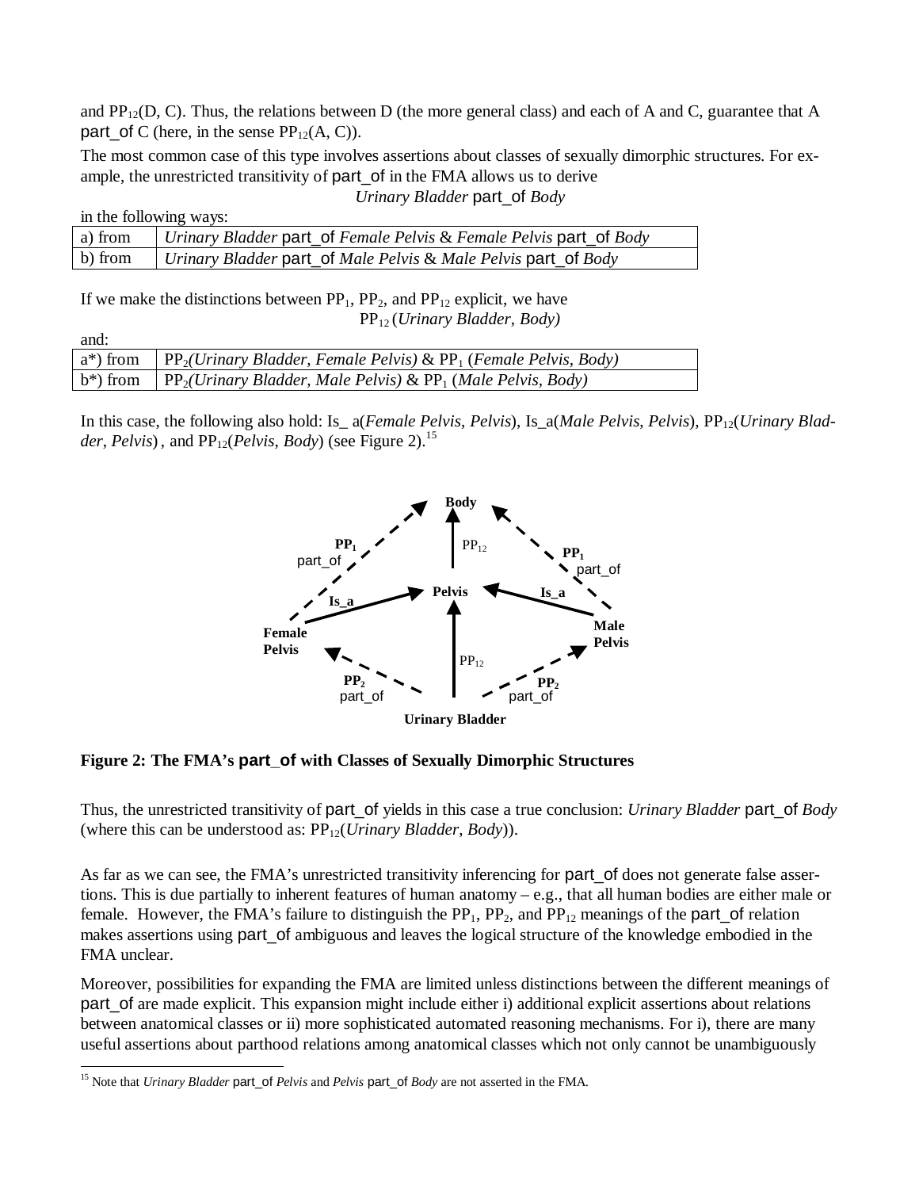and $PP_{12}$(D, C). Thus, the relations between D (the more general class) and each of A and C, guarantee that A part_of C (here, in the sense $PP_{12}$(A, C)).

The most common case of this type involves assertions about classes of sexually dimorphic structures. For example, the unrestricted transitivity of part_of in the FMA allows us to derive

*Urinary Bladder* part_of *Body*

in the following ways:

| | |
|---|---|
| a) from | *Urinary Bladder* part_of *Female Pelvis* & *Female Pelvis* part_of *Body* |
| b) from | *Urinary Bladder* part_of *Male Pelvis* & *Male Pelvis* part_of *Body* |

If we make the distinctions between $PP_1$, $PP_2$, and $PP_{12}$ explicit, we have

$PP_{12}$ (*Urinary Bladder, Body)*

and:

| | |
|---|---|
| a*) from | $PP_2$*(Urinary Bladder, Female Pelvis)* & $PP_1$ *(Female Pelvis, Body)* |
| b*) from | $PP_2$*(Urinary Bladder, Male Pelvis)* & $PP_1$ *(Male Pelvis, Body)* |

In this case, the following also hold: Is_ a(*Female Pelvis*, *Pelvis*), Is_a(*Male Pelvis*, *Pelvis*), $PP_{12}$(*Urinary Bladder*, *Pelvis*) , and $PP_{12}$(*Pelvis*, *Body*) (see Figure 2).[15]

**Figure 2: The FMA's part_of with Classes of Sexually Dimorphic Structures**

Thus, the unrestricted transitivity of part_of yields in this case a true conclusion: *Urinary Bladder* part_of *Body* (where this can be understood as: $PP_{12}$(*Urinary Bladder*, *Body*)).

As far as we can see, the FMA's unrestricted transitivity inferencing for part_of does not generate false assertions. This is due partially to inherent features of human anatomy – e.g., that all human bodies are either male or female. However, the FMA's failure to distinguish the $PP_1$, $PP_2$, and $PP_{12}$ meanings of the part_of relation makes assertions using part_of ambiguous and leaves the logical structure of the knowledge embodied in the FMA unclear.

Moreover, possibilities for expanding the FMA are limited unless distinctions between the different meanings of part_of are made explicit. This expansion might include either i) additional explicit assertions about relations between anatomical classes or ii) more sophisticated automated reasoning mechanisms. For i), there are many useful assertions about parthood relations among anatomical classes which not only cannot be unambiguously

[15] Note that *Urinary Bladder* part_of *Pelvis* and *Pelvis* part_of *Body* are not asserted in the FMA.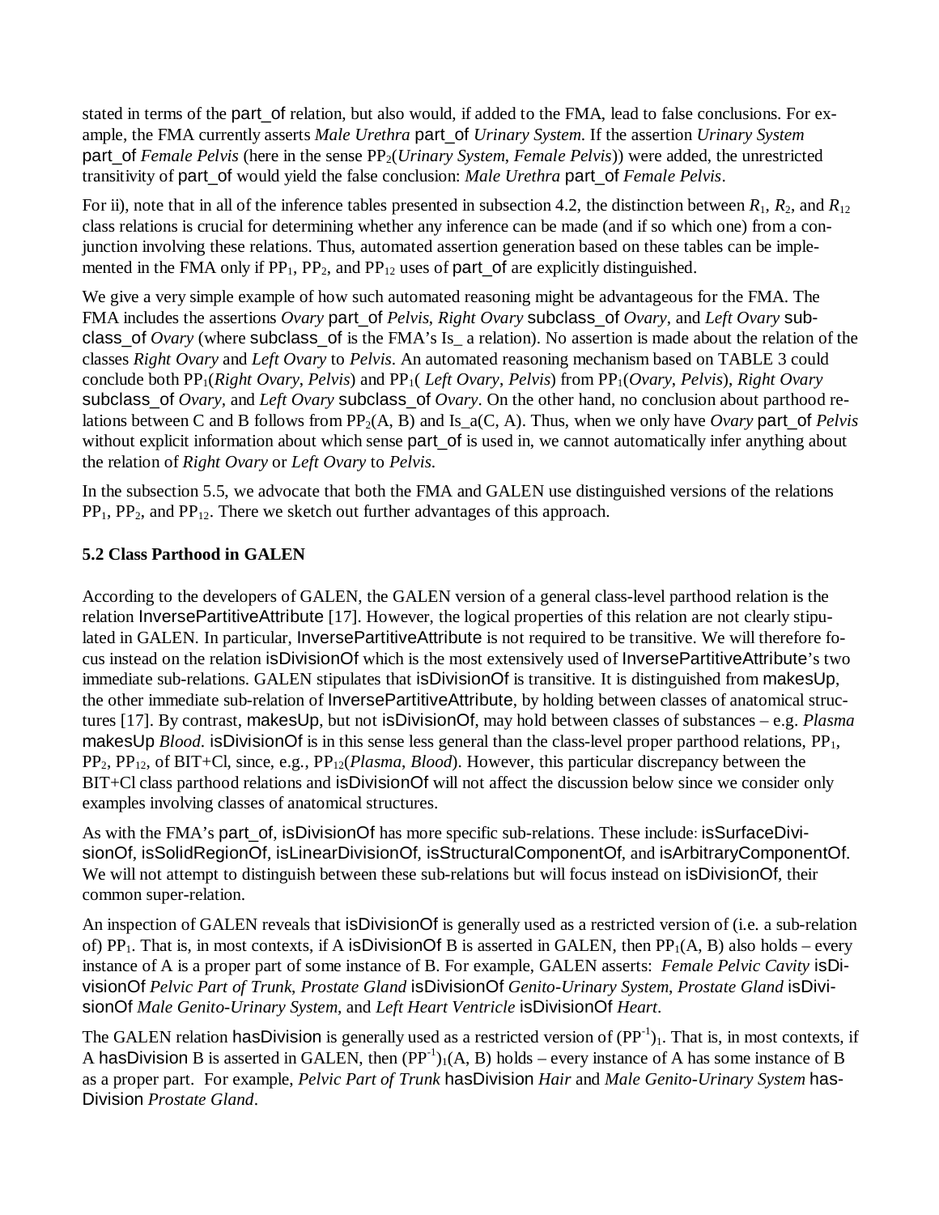stated in terms of the part_of relation, but also would, if added to the FMA, lead to false conclusions. For example, the FMA currently asserts *Male Urethra* part_of *Urinary System*. If the assertion *Urinary System* part_of *Female Pelvis* (here in the sense $PP_2$(*Urinary System*, *Female Pelvis*)) were added, the unrestricted transitivity of part_of would yield the false conclusion: *Male Urethra* part_of *Female Pelvis*.

For ii), note that in all of the inference tables presented in subsection 4.2, the distinction between $R_1$, $R_2$, and $R_{12}$ class relations is crucial for determining whether any inference can be made (and if so which one) from a conjunction involving these relations. Thus, automated assertion generation based on these tables can be implemented in the FMA only if $PP_1$, $PP_2$, and $PP_{12}$ uses of part_of are explicitly distinguished.

We give a very simple example of how such automated reasoning might be advantageous for the FMA. The FMA includes the assertions *Ovary* part_of *Pelvis*, *Right Ovary* subclass_of *Ovary*, and *Left Ovary* subclass_of *Ovary* (where subclass_of is the FMA's Is_ a relation). No assertion is made about the relation of the classes *Right Ovary* and *Left Ovary* to *Pelvis*. An automated reasoning mechanism based on TABLE 3 could conclude both $PP_1$(*Right Ovary*, *Pelvis*) and $PP_1$( *Left Ovary*, *Pelvis*) from $PP_1$(*Ovary*, *Pelvis*), *Right Ovary* subclass_of *Ovary*, and *Left Ovary* subclass_of *Ovary*. On the other hand, no conclusion about parthood relations between C and B follows from $PP_2$(A, B) and Is_a(C, A). Thus, when we only have *Ovary* part_of *Pelvis* without explicit information about which sense part_of is used in, we cannot automatically infer anything about the relation of *Right Ovary* or *Left Ovary* to *Pelvis*.

In the subsection 5.5, we advocate that both the FMA and GALEN use distinguished versions of the relations $PP_1$, $PP_2$, and $PP_{12}$. There we sketch out further advantages of this approach.

### 5.2 Class Parthood in GALEN

According to the developers of GALEN, the GALEN version of a general class-level parthood relation is the relation InversePartitiveAttribute [17]. However, the logical properties of this relation are not clearly stipulated in GALEN. In particular, InversePartitiveAttribute is not required to be transitive. We will therefore focus instead on the relation isDivisionOf which is the most extensively used of InversePartitiveAttribute's two immediate sub-relations. GALEN stipulates that isDivisionOf is transitive. It is distinguished from makesUp, the other immediate sub-relation of InversePartitiveAttribute, by holding between classes of anatomical structures [17]. By contrast, makesUp, but not isDivisionOf, may hold between classes of substances – e.g. *Plasma* makesUp *Blood*. isDivisionOf is in this sense less general than the class-level proper parthood relations, $PP_1$, $PP_2$, $PP_{12}$, of BIT+Cl, since, e.g., $PP_{12}$(*Plasma*, *Blood*). However, this particular discrepancy between the BIT+Cl class parthood relations and isDivisionOf will not affect the discussion below since we consider only examples involving classes of anatomical structures.

As with the FMA's part_of, isDivisionOf has more specific sub-relations. These include: isSurfaceDivisionOf, isSolidRegionOf, isLinearDivisionOf, isStructuralComponentOf, and isArbitraryComponentOf. We will not attempt to distinguish between these sub-relations but will focus instead on isDivisionOf, their common super-relation.

An inspection of GALEN reveals that isDivisionOf is generally used as a restricted version of (i.e. a sub-relation of) $PP_1$. That is, in most contexts, if A isDivisionOf B is asserted in GALEN, then $PP_1$(A, B) also holds – every instance of A is a proper part of some instance of B. For example, GALEN asserts: *Female Pelvic Cavity* isDivisionOf *Pelvic Part of Trunk*, *Prostate Gland* isDivisionOf *Genito-Urinary System*, *Prostate Gland* isDivisionOf *Male Genito-Urinary System*, and *Left Heart Ventricle* isDivisionOf *Heart*.

The GALEN relation hasDivision is generally used as a restricted version of $(PP^{-1})_1$. That is, in most contexts, if A hasDivision B is asserted in GALEN, then $(PP^{-1})_1$(A, B) holds – every instance of A has some instance of B as a proper part. For example, *Pelvic Part of Trunk* hasDivision *Hair* and *Male Genito-Urinary System* hasDivision *Prostate Gland*.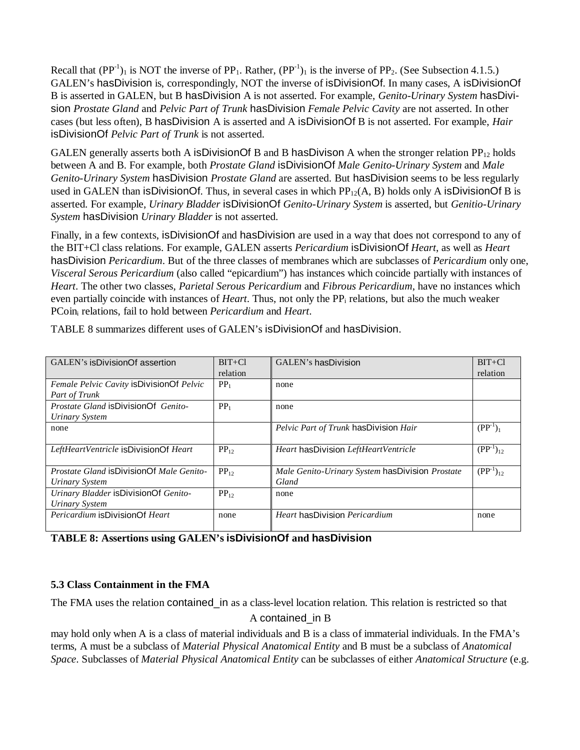Recall that $(PP^{-1})_1$ is NOT the inverse of $PP_1$. Rather, $(PP^{-1})_1$ is the inverse of $PP_2$. (See Subsection 4.1.5.) GALEN's hasDivision is, correspondingly, NOT the inverse of isDivisionOf. In many cases, A isDivisionOf B is asserted in GALEN, but B hasDivision A is not asserted. For example, *Genito-Urinary System* hasDivision *Prostate Gland* and *Pelvic Part of Trunk* hasDivision *Female Pelvic Cavity* are not asserted. In other cases (but less often), B hasDivision A is asserted and A isDivisionOf B is not asserted. For example, *Hair* isDivisionOf *Pelvic Part of Trunk* is not asserted.

GALEN generally asserts both A isDivisionOf B and B hasDivison A when the stronger relation $PP_{12}$ holds between A and B. For example, both *Prostate Gland* isDivisionOf *Male Genito-Urinary System* and *Male Genito-Urinary System* hasDivision *Prostate Gland* are asserted. But hasDivision seems to be less regularly used in GALEN than isDivisionOf. Thus, in several cases in which $PP_{12}(A, B)$ holds only A isDivisionOf B is asserted. For example, *Urinary Bladder* isDivisionOf *Genito-Urinary System* is asserted, but *Genitio-Urinary System* hasDivision *Urinary Bladder* is not asserted.

Finally, in a few contexts, isDivisionOf and hasDivision are used in a way that does not correspond to any of the BIT+Cl class relations. For example, GALEN asserts *Pericardium* isDivisionOf *Heart*, as well as *Heart* hasDivision *Pericardium*. But of the three classes of membranes which are subclasses of *Pericardium* only one, *Visceral Serous Pericardium* (also called "epicardium") has instances which coincide partially with instances of *Heart*. The other two classes, *Parietal Serous Pericardium* and *Fibrous Pericardium*, have no instances which even partially coincide with instances of *Heart*. Thus, not only the $PP_i$ relations, but also the much weaker $PCoin_i$ relations, fail to hold between *Pericardium* and *Heart*.

TABLE 8 summarizes different uses of GALEN's isDivisionOf and hasDivision.

| GALEN's isDivisionOf assertion | BIT+Cl relation | GALEN's hasDivision | BIT+Cl relation |
|---|---|---|---|
| *Female Pelvic Cavity* isDivisionOf *Pelvic Part of Trunk* | $PP_1$ | none | |
| *Prostate Gland* isDivisionOf *Genito-Urinary System* | $PP_1$ | none | |
| none | | *Pelvic Part of Trunk* hasDivision *Hair* | $(PP^{-1})_1$ |
| *LeftHeartVentricle* isDivisionOf *Heart* | $PP_{12}$ | *Heart* hasDivision *LeftHeartVentricle* | $(PP^{-1})_{12}$ |
| *Prostate Gland* isDivisionOf *Male Genito-Urinary System* | $PP_{12}$ | *Male Genito-Urinary System* hasDivision *Prostate Gland* | $(PP^{-1})_{12}$ |
| *Urinary Bladder* isDivisionOf *Genito-Urinary System* | $PP_{12}$ | none | |
| *Pericardium* isDivisionOf *Heart* | none | *Heart* hasDivision *Pericardium* | none |

**TABLE 8: Assertions using GALEN's isDivisionOf and hasDivision**

### 5.3 Class Containment in the FMA

The FMA uses the relation contained_in as a class-level location relation. This relation is restricted so that

A contained_in B

may hold only when A is a class of material individuals and B is a class of immaterial individuals. In the FMA's terms, A must be a subclass of *Material Physical Anatomical Entity* and B must be a subclass of *Anatomical Space*. Subclasses of *Material Physical Anatomical Entity* can be subclasses of either *Anatomical Structure* (e.g.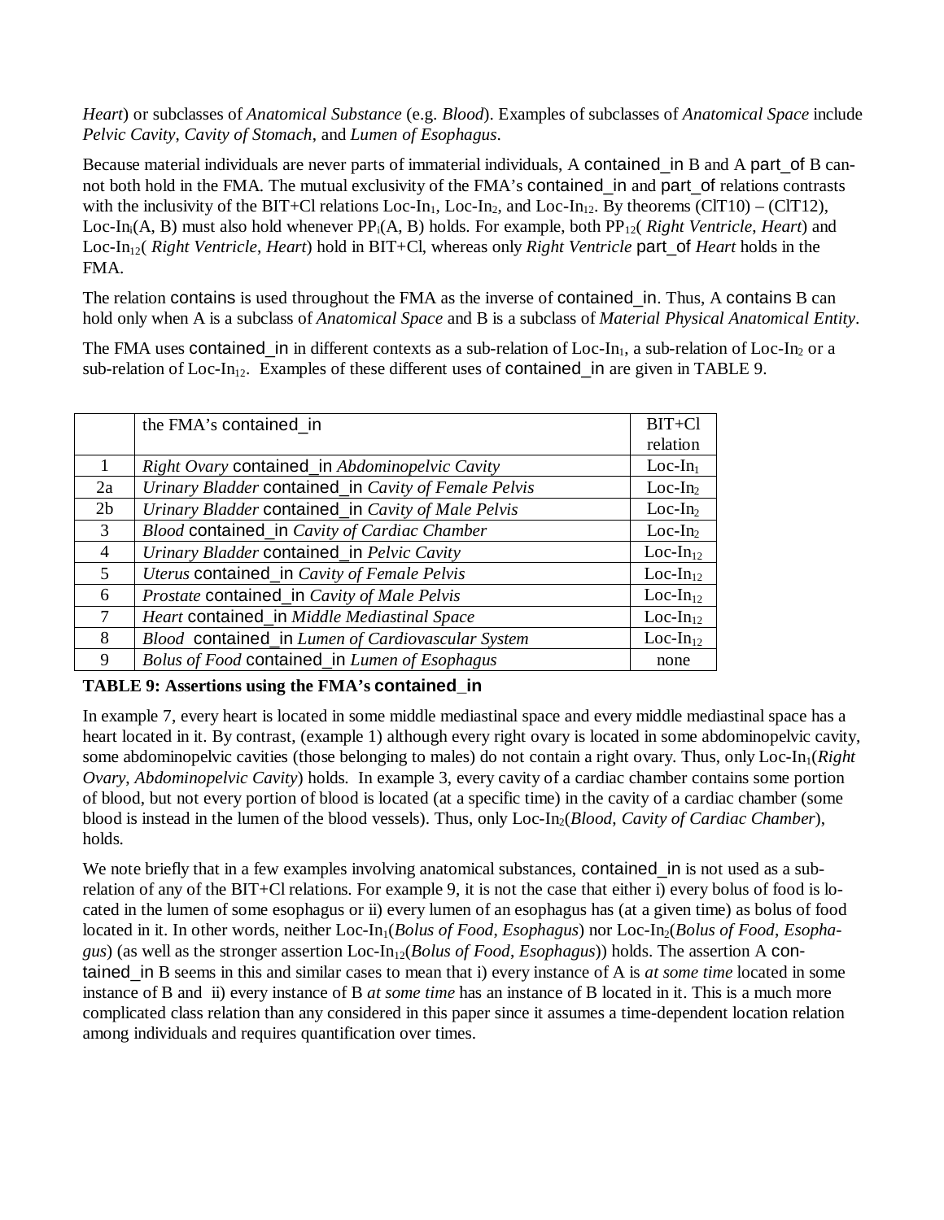*Heart*) or subclasses of *Anatomical Substance* (e.g. *Blood*). Examples of subclasses of *Anatomical Space* include *Pelvic Cavity*, *Cavity of Stomach*, and *Lumen of Esophagus*.

Because material individuals are never parts of immaterial individuals, A contained_in B and A part_of B cannot both hold in the FMA. The mutual exclusivity of the FMA's contained_in and part_of relations contrasts with the inclusivity of the BIT+Cl relations $\text{Loc-In}_1$, $\text{Loc-In}_2$, and $\text{Loc-In}_{12}$. By theorems (ClT10) – (ClT12), $\text{Loc-In}_i(A, B)$ must also hold whenever $PP_i(A, B)$ holds. For example, both $PP_{12}($ *Right Ventricle*, *Heart*$)$ and $\text{Loc-In}_{12}($ *Right Ventricle*, *Heart*$)$ hold in BIT+Cl, whereas only *Right Ventricle* part_of *Heart* holds in the FMA.

The relation contains is used throughout the FMA as the inverse of contained_in. Thus, A contains B can hold only when A is a subclass of *Anatomical Space* and B is a subclass of *Material Physical Anatomical Entity*.

The FMA uses contained_in in different contexts as a sub-relation of $\text{Loc-In}_1$, a sub-relation of $\text{Loc-In}_2$ or a sub-relation of $\text{Loc-In}_{12}$. Examples of these different uses of contained_in are given in TABLE 9.

| | the FMA's contained_in | BIT+Cl relation |
|---|---|---|
| 1 | *Right Ovary* contained_in *Abdominopelvic Cavity* | $\text{Loc-In}_1$ |
| 2a | *Urinary Bladder* contained_in *Cavity of Female Pelvis* | $\text{Loc-In}_2$ |
| 2b | *Urinary Bladder* contained_in *Cavity of Male Pelvis* | $\text{Loc-In}_2$ |
| 3 | *Blood* contained_in *Cavity of Cardiac Chamber* | $\text{Loc-In}_2$ |
| 4 | *Urinary Bladder* contained_in *Pelvic Cavity* | $\text{Loc-In}_{12}$ |
| 5 | *Uterus* contained_in *Cavity of Female Pelvis* | $\text{Loc-In}_{12}$ |
| 6 | *Prostate* contained_in *Cavity of Male Pelvis* | $\text{Loc-In}_{12}$ |
| 7 | *Heart* contained_in *Middle Mediastinal Space* | $\text{Loc-In}_{12}$ |
| 8 | *Blood* contained_in *Lumen of Cardiovascular System* | $\text{Loc-In}_{12}$ |
| 9 | *Bolus of Food* contained_in *Lumen of Esophagus* | none |

**TABLE 9: Assertions using the FMA's contained_in**

In example 7, every heart is located in some middle mediastinal space and every middle mediastinal space has a heart located in it. By contrast, (example 1) although every right ovary is located in some abdominopelvic cavity, some abdominopelvic cavities (those belonging to males) do not contain a right ovary. Thus, only $\text{Loc-In}_1($*Right Ovary*, *Abdominopelvic Cavity*$)$ holds. In example 3, every cavity of a cardiac chamber contains some portion of blood, but not every portion of blood is located (at a specific time) in the cavity of a cardiac chamber (some blood is instead in the lumen of the blood vessels). Thus, only $\text{Loc-In}_2($*Blood*, *Cavity of Cardiac Chamber*$)$, holds.

We note briefly that in a few examples involving anatomical substances, contained_in is not used as a sub-relation of any of the BIT+Cl relations. For example 9, it is not the case that either i) every bolus of food is located in the lumen of some esophagus or ii) every lumen of an esophagus has (at a given time) as bolus of food located in it. In other words, neither $\text{Loc-In}_1($*Bolus of Food*, *Esophagus*$)$ nor $\text{Loc-In}_2($*Bolus of Food*, *Esophagus*$)$ (as well as the stronger assertion $\text{Loc-In}_{12}($*Bolus of Food*, *Esophagus*$)$) holds. The assertion A contained_in B seems in this and similar cases to mean that i) every instance of A is *at some time* located in some instance of B and ii) every instance of B *at some time* has an instance of B located in it. This is a much more complicated class relation than any considered in this paper since it assumes a time-dependent location relation among individuals and requires quantification over times.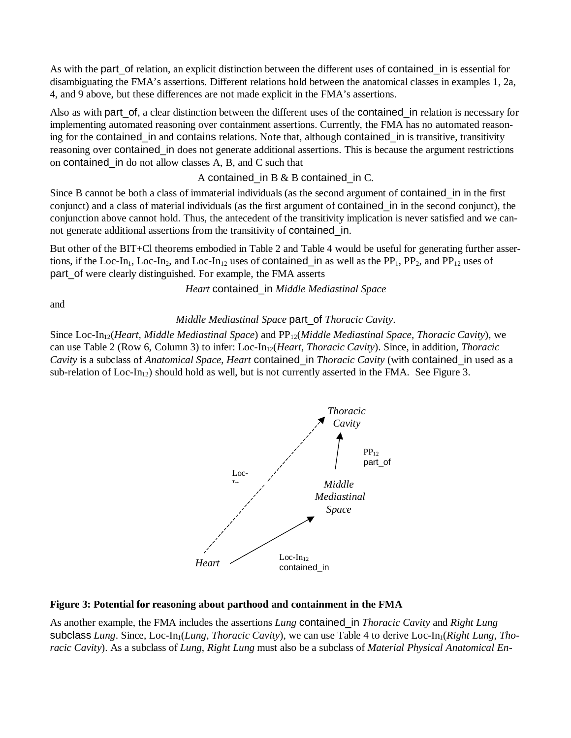As with the part_of relation, an explicit distinction between the different uses of contained_in is essential for disambiguating the FMA's assertions. Different relations hold between the anatomical classes in examples 1, 2a, 4, and 9 above, but these differences are not made explicit in the FMA's assertions.

Also as with part_of, a clear distinction between the different uses of the contained_in relation is necessary for implementing automated reasoning over containment assertions. Currently, the FMA has no automated reasoning for the contained_in and contains relations. Note that, although contained_in is transitive, transitivity reasoning over contained_in does not generate additional assertions. This is because the argument restrictions on contained_in do not allow classes A, B, and C such that

A contained_in B & B contained_in C.

Since B cannot be both a class of immaterial individuals (as the second argument of contained_in in the first conjunct) and a class of material individuals (as the first argument of contained_in in the second conjunct), the conjunction above cannot hold. Thus, the antecedent of the transitivity implication is never satisfied and we cannot generate additional assertions from the transitivity of contained_in.

But other of the BIT+Cl theorems embodied in Table 2 and Table 4 would be useful for generating further assertions, if the Loc-In$_1$, Loc-In$_2$, and Loc-In$_{12}$ uses of contained_in as well as the PP$_1$, PP$_2$, and PP$_{12}$ uses of part_of were clearly distinguished. For example, the FMA asserts

*Heart* contained_in *Middle Mediastinal Space*

and

*Middle Mediastinal Space* part_of *Thoracic Cavity*.

Since Loc-In$_{12}$(*Heart*, *Middle Mediastinal Space*) and PP$_{12}$(*Middle Mediastinal Space*, *Thoracic Cavity*), we can use Table 2 (Row 6, Column 3) to infer: Loc-In$_{12}$(*Heart*, *Thoracic Cavity*). Since, in addition, *Thoracic Cavity* is a subclass of *Anatomical Space*, *Heart* contained_in *Thoracic Cavity* (with contained_in used as a sub-relation of Loc-In$_{12}$) should hold as well, but is not currently asserted in the FMA. See Figure 3.

**Figure 3: Potential for reasoning about parthood and containment in the FMA**

As another example, the FMA includes the assertions *Lung* contained_in *Thoracic Cavity* and *Right Lung* subclass *Lung*. Since, Loc-In$_1$(*Lung*, *Thoracic Cavity*), we can use Table 4 to derive Loc-In$_1$(*Right Lung*, *Thoracic Cavity*). As a subclass of *Lung*, *Right Lung* must also be a subclass of *Material Physical Anatomical En-*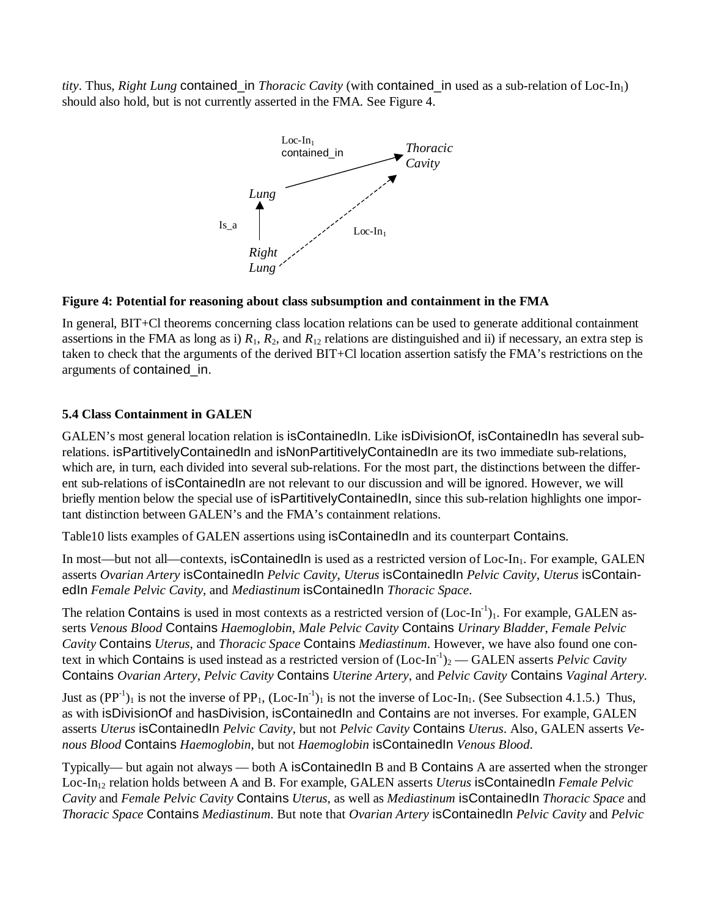*tity*. Thus, *Right Lung* contained_in *Thoracic Cavity* (with contained_in used as a sub-relation of Loc-$In_1$) should also hold, but is not currently asserted in the FMA. See Figure 4.

**Figure 4: Potential for reasoning about class subsumption and containment in the FMA**

In general, BIT+Cl theorems concerning class location relations can be used to generate additional containment assertions in the FMA as long as i) $R_1$, $R_2$, and $R_{12}$ relations are distinguished and ii) if necessary, an extra step is taken to check that the arguments of the derived BIT+Cl location assertion satisfy the FMA's restrictions on the arguments of contained_in.

### 5.4 Class Containment in GALEN

GALEN's most general location relation is isContainedIn. Like isDivisionOf, isContainedIn has several sub-relations. isPartitivelyContainedIn and isNonPartitivelyContainedIn are its two immediate sub-relations, which are, in turn, each divided into several sub-relations. For the most part, the distinctions between the different sub-relations of isContainedIn are not relevant to our discussion and will be ignored. However, we will briefly mention below the special use of isPartitivelyContainedIn, since this sub-relation highlights one important distinction between GALEN's and the FMA's containment relations.

Table10 lists examples of GALEN assertions using isContainedIn and its counterpart Contains.

In most—but not all—contexts, isContainedIn is used as a restricted version of Loc-$In_1$. For example, GALEN asserts *Ovarian Artery* isContainedIn *Pelvic Cavity*, *Uterus* isContainedIn *Pelvic Cavity*, *Uterus* isContainedIn *Female Pelvic Cavity*, and *Mediastinum* isContainedIn *Thoracic Space*.

The relation Contains is used in most contexts as a restricted version of $(\text{Loc-In}^{-1})_1$. For example, GALEN asserts *Venous Blood* Contains *Haemoglobin*, *Male Pelvic Cavity* Contains *Urinary Bladder*, *Female Pelvic Cavity* Contains *Uterus*, and *Thoracic Space* Contains *Mediastinum*. However, we have also found one context in which Contains is used instead as a restricted version of $(\text{Loc-In}^{-1})_2$ — GALEN asserts *Pelvic Cavity* Contains *Ovarian Artery*, *Pelvic Cavity* Contains *Uterine Artery*, and *Pelvic Cavity* Contains *Vaginal Artery*.

Just as $(PP^{-1})_1$ is not the inverse of $PP_1$, $(\text{Loc-In}^{-1})_1$ is not the inverse of Loc-$In_1$. (See Subsection 4.1.5.) Thus, as with isDivisionOf and hasDivision, isContainedIn and Contains are not inverses. For example, GALEN asserts *Uterus* isContainedIn *Pelvic Cavity*, but not *Pelvic Cavity* Contains *Uterus*. Also, GALEN asserts *Venous Blood* Contains *Haemoglobin*, but not *Haemoglobin* isContainedIn *Venous Blood*.

Typically— but again not always — both A isContainedIn B and B Contains A are asserted when the stronger Loc-$In_{12}$ relation holds between A and B. For example, GALEN asserts *Uterus* isContainedIn *Female Pelvic Cavity* and *Female Pelvic Cavity* Contains *Uterus*, as well as *Mediastinum* isContainedIn *Thoracic Space* and *Thoracic Space* Contains *Mediastinum*. But note that *Ovarian Artery* isContainedIn *Pelvic Cavity* and *Pelvic*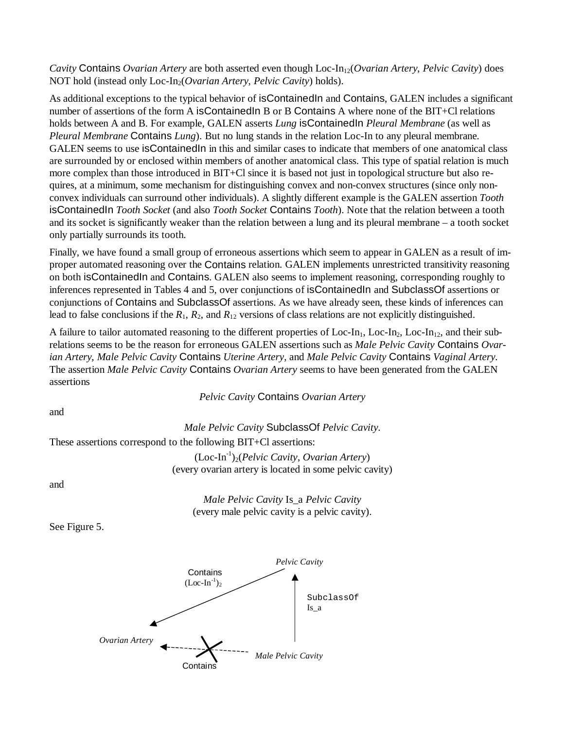*Cavity* Contains *Ovarian Artery* are both asserted even though Loc-In$_{12}$(*Ovarian Artery*, *Pelvic Cavity*) does NOT hold (instead only Loc-In$_2$(*Ovarian Artery*, *Pelvic Cavity*) holds).

As additional exceptions to the typical behavior of isContainedIn and Contains, GALEN includes a significant number of assertions of the form A isContainedIn B or B Contains A where none of the BIT+Cl relations holds between A and B. For example, GALEN asserts *Lung* isContainedIn *Pleural Membrane* (as well as *Pleural Membrane* Contains *Lung*). But no lung stands in the relation Loc-In to any pleural membrane. GALEN seems to use isContainedIn in this and similar cases to indicate that members of one anatomical class are surrounded by or enclosed within members of another anatomical class. This type of spatial relation is much more complex than those introduced in BIT+Cl since it is based not just in topological structure but also requires, at a minimum, some mechanism for distinguishing convex and non-convex structures (since only non-convex individuals can surround other individuals). A slightly different example is the GALEN assertion *Tooth* isContainedIn *Tooth Socket* (and also *Tooth Socket* Contains *Tooth*). Note that the relation between a tooth and its socket is significantly weaker than the relation between a lung and its pleural membrane – a tooth socket only partially surrounds its tooth.

Finally, we have found a small group of erroneous assertions which seem to appear in GALEN as a result of improper automated reasoning over the Contains relation. GALEN implements unrestricted transitivity reasoning on both isContainedIn and Contains. GALEN also seems to implement reasoning, corresponding roughly to inferences represented in Tables 4 and 5, over conjunctions of isContainedIn and SubclassOf assertions or conjunctions of Contains and SubclassOf assertions. As we have already seen, these kinds of inferences can lead to false conclusions if the $R_1$, $R_2$, and $R_{12}$ versions of class relations are not explicitly distinguished.

A failure to tailor automated reasoning to the different properties of Loc-In$_1$, Loc-In$_2$, Loc-In$_{12}$, and their subrelations seems to be the reason for erroneous GALEN assertions such as *Male Pelvic Cavity* Contains *Ovarian Artery*, *Male Pelvic Cavity* Contains *Uterine Artery*, and *Male Pelvic Cavity* Contains *Vaginal Artery*. The assertion *Male Pelvic Cavity* Contains *Ovarian Artery* seems to have been generated from the GALEN assertions

*Pelvic Cavity* Contains *Ovarian Artery*

and

*Male Pelvic Cavity* SubclassOf *Pelvic Cavity*.

These assertions correspond to the following BIT+Cl assertions:

$(\text{Loc-In}^{-1})_2$(*Pelvic Cavity*, *Ovarian Artery*)
(every ovarian artery is located in some pelvic cavity)

and

*Male Pelvic Cavity* Is_a *Pelvic Cavity*
(every male pelvic cavity is a pelvic cavity).

See Figure 5.

*Pelvic Cavity*

Contains
$(\text{Loc-In}^{-1})_2$

SubclassOf
Is_a

*Ovarian Artery*

*Male Pelvic Cavity*

Contains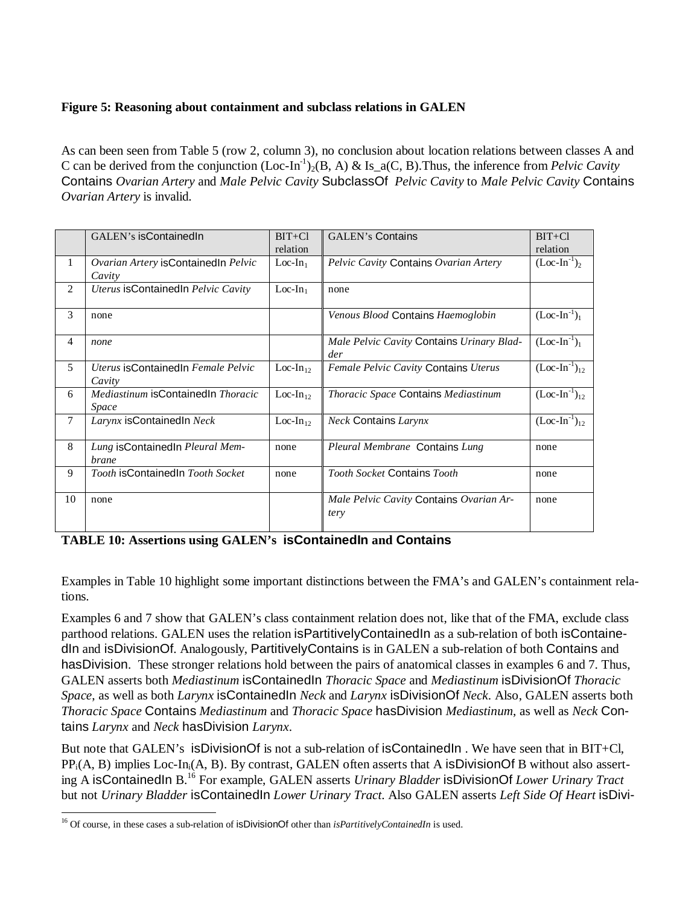**Figure 5: Reasoning about containment and subclass relations in GALEN**

As can been seen from Table 5 (row 2, column 3), no conclusion about location relations between classes A and C can be derived from the conjunction $(\text{Loc-In}^{-1})_2$(B, A) & Is_a(C, B).Thus, the inference from *Pelvic Cavity* Contains *Ovarian Artery* and *Male Pelvic Cavity* SubclassOf *Pelvic Cavity* to *Male Pelvic Cavity* Contains *Ovarian Artery* is invalid.

| | GALEN's isContainedIn | BIT+Cl relation | GALEN's Contains | BIT+Cl relation |
|---|---|---|---|---|
| 1 | *Ovarian Artery* isContainedIn *Pelvic Cavity* | $\text{Loc-In}_1$ | *Pelvic Cavity* Contains *Ovarian Artery* | $(\text{Loc-In}^{-1})_2$ |
| 2 | *Uterus* isContainedIn *Pelvic Cavity* | $\text{Loc-In}_1$ | none | |
| 3 | none | | *Venous Blood* Contains *Haemoglobin* | $(\text{Loc-In}^{-1})_1$ |
| 4 | *none* | | *Male Pelvic Cavity* Contains *Urinary Bladder* | $(\text{Loc-In}^{-1})_1$ |
| 5 | *Uterus* isContainedIn *Female Pelvic Cavity* | $\text{Loc-In}_{12}$ | *Female Pelvic Cavity* Contains *Uterus* | $(\text{Loc-In}^{-1})_{12}$ |
| 6 | *Mediastinum* isContainedIn *Thoracic Space* | $\text{Loc-In}_{12}$ | *Thoracic Space* Contains *Mediastinum* | $(\text{Loc-In}^{-1})_{12}$ |
| 7 | *Larynx* isContainedIn *Neck* | $\text{Loc-In}_{12}$ | *Neck* Contains *Larynx* | $(\text{Loc-In}^{-1})_{12}$ |
| 8 | *Lung* isContainedIn *Pleural Membrane* | none | *Pleural Membrane* Contains *Lung* | none |
| 9 | *Tooth* isContainedIn *Tooth Socket* | none | *Tooth Socket* Contains *Tooth* | none |
| 10 | none | | *Male Pelvic Cavity* Contains *Ovarian Artery* | none |

**TABLE 10: Assertions using GALEN's isContainedIn and Contains**

Examples in Table 10 highlight some important distinctions between the FMA's and GALEN's containment relations.

Examples 6 and 7 show that GALEN's class containment relation does not, like that of the FMA, exclude class parthood relations. GALEN uses the relation isPartitivelyContainedIn as a sub-relation of both isContainedIn and isDivisionOf. Analogously, PartitivelyContains is in GALEN a sub-relation of both Contains and hasDivision. These stronger relations hold between the pairs of anatomical classes in examples 6 and 7. Thus, GALEN asserts both *Mediastinum* isContainedIn *Thoracic Space* and *Mediastinum* isDivisionOf *Thoracic Space*, as well as both *Larynx* isContainedIn *Neck* and *Larynx* isDivisionOf *Neck*. Also, GALEN asserts both *Thoracic Space* Contains *Mediastinum* and *Thoracic Space* hasDivision *Mediastinum*, as well as *Neck* Contains *Larynx* and *Neck* hasDivision *Larynx*.

But note that GALEN's isDivisionOf is not a sub-relation of isContainedIn . We have seen that in BIT+Cl, $PP_i$(A, B) implies $\text{Loc-In}_i$(A, B). By contrast, GALEN often asserts that A isDivisionOf B without also asserting A isContainedIn B.[16] For example, GALEN asserts *Urinary Bladder* isDivisionOf *Lower Urinary Tract* but not *Urinary Bladder* isContainedIn *Lower Urinary Tract*. Also GALEN asserts *Left Side Of Heart* isDivi-

[16] Of course, in these cases a sub-relation of isDivisionOf other than *isPartitivelyContainedIn* is used.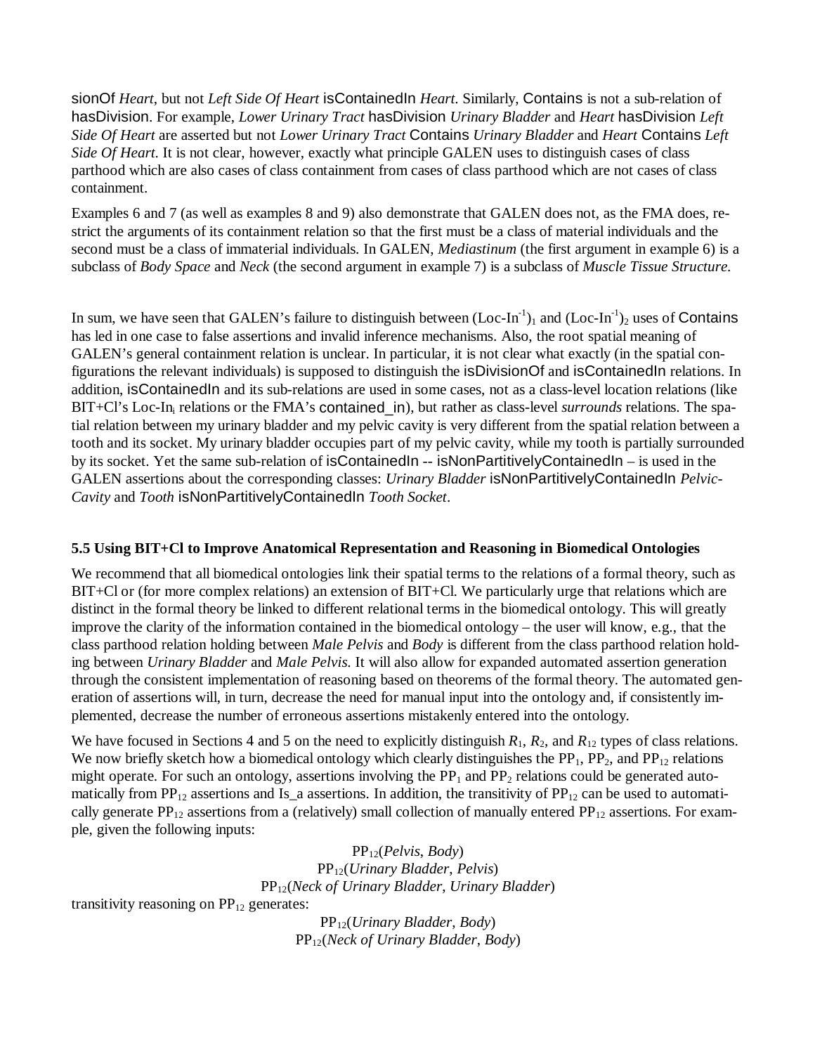sionOf *Heart*, but not *Left Side Of Heart* isContainedIn *Heart*. Similarly, Contains is not a sub-relation of hasDivision. For example, *Lower Urinary Tract* hasDivision *Urinary Bladder* and *Heart* hasDivision *Left Side Of Heart* are asserted but not *Lower Urinary Tract* Contains *Urinary Bladder* and *Heart* Contains *Left Side Of Heart*. It is not clear, however, exactly what principle GALEN uses to distinguish cases of class parthood which are also cases of class containment from cases of class parthood which are not cases of class containment.

Examples 6 and 7 (as well as examples 8 and 9) also demonstrate that GALEN does not, as the FMA does, restrict the arguments of its containment relation so that the first must be a class of material individuals and the second must be a class of immaterial individuals. In GALEN, *Mediastinum* (the first argument in example 6) is a subclass of *Body Space* and *Neck* (the second argument in example 7) is a subclass of *Muscle Tissue Structure*.

In sum, we have seen that GALEN's failure to distinguish between $(\text{Loc-In}^{-1})_1$ and $(\text{Loc-In}^{-1})_2$ uses of Contains has led in one case to false assertions and invalid inference mechanisms. Also, the root spatial meaning of GALEN's general containment relation is unclear. In particular, it is not clear what exactly (in the spatial configurations the relevant individuals) is supposed to distinguish the isDivisionOf and isContainedIn relations. In addition, isContainedIn and its sub-relations are used in some cases, not as a class-level location relations (like BIT+Cl's $\text{Loc-In}_i$ relations or the FMA's contained_in), but rather as class-level *surrounds* relations. The spatial relation between my urinary bladder and my pelvic cavity is very different from the spatial relation between a tooth and its socket. My urinary bladder occupies part of my pelvic cavity, while my tooth is partially surrounded by its socket. Yet the same sub-relation of isContainedIn -- isNonPartitivelyContainedIn – is used in the GALEN assertions about the corresponding classes: *Urinary Bladder* isNonPartitivelyContainedIn *Pelvic-Cavity* and *Tooth* isNonPartitivelyContainedIn *Tooth Socket*.

### 5.5 Using BIT+Cl to Improve Anatomical Representation and Reasoning in Biomedical Ontologies

We recommend that all biomedical ontologies link their spatial terms to the relations of a formal theory, such as BIT+Cl or (for more complex relations) an extension of BIT+Cl. We particularly urge that relations which are distinct in the formal theory be linked to different relational terms in the biomedical ontology. This will greatly improve the clarity of the information contained in the biomedical ontology – the user will know, e.g., that the class parthood relation holding between *Male Pelvis* and *Body* is different from the class parthood relation holding between *Urinary Bladder* and *Male Pelvis*. It will also allow for expanded automated assertion generation through the consistent implementation of reasoning based on theorems of the formal theory. The automated generation of assertions will, in turn, decrease the need for manual input into the ontology and, if consistently implemented, decrease the number of erroneous assertions mistakenly entered into the ontology.

We have focused in Sections 4 and 5 on the need to explicitly distinguish $R_1$, $R_2$, and $R_{12}$ types of class relations. We now briefly sketch how a biomedical ontology which clearly distinguishes the $PP_1$, $PP_2$, and $PP_{12}$ relations might operate. For such an ontology, assertions involving the $PP_1$ and $PP_2$ relations could be generated automatically from $PP_{12}$ assertions and Is_a assertions. In addition, the transitivity of $PP_{12}$ can be used to automatically generate $PP_{12}$ assertions from a (relatively) small collection of manually entered $PP_{12}$ assertions. For example, given the following inputs:

$$PP_{12}(\textit{Pelvis}, \textit{Body})$$
$$PP_{12}(\textit{Urinary Bladder}, \textit{Pelvis})$$
$$PP_{12}(\textit{Neck of Urinary Bladder}, \textit{Urinary Bladder})$$

transitivity reasoning on $PP_{12}$ generates:

$$PP_{12}(\textit{Urinary Bladder}, \textit{Body})$$
$$PP_{12}(\textit{Neck of Urinary Bladder}, \textit{Body})$$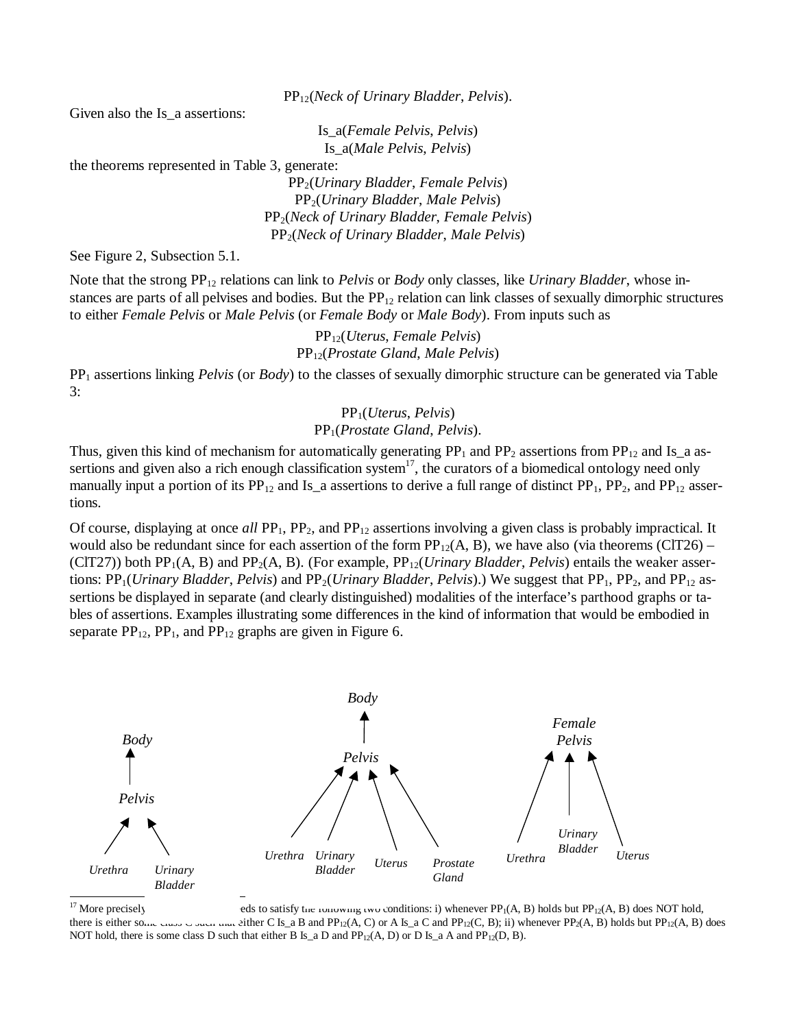$PP_{12}$(*Neck of Urinary Bladder*, *Pelvis*).

Given also the Is_a assertions:

Is_a(*Female Pelvis*, *Pelvis*)
Is_a(*Male Pelvis*, *Pelvis*)

the theorems represented in Table 3, generate:

$PP_2$(*Urinary Bladder*, *Female Pelvis*)
$PP_2$(*Urinary Bladder*, *Male Pelvis*)
$PP_2$(*Neck of Urinary Bladder*, *Female Pelvis*)
$PP_2$(*Neck of Urinary Bladder*, *Male Pelvis*)

See Figure 2, Subsection 5.1.

Note that the strong $PP_{12}$ relations can link to *Pelvis* or *Body* only classes, like *Urinary Bladder*, whose instances are parts of all pelvises and bodies. But the $PP_{12}$ relation can link classes of sexually dimorphic structures to either *Female Pelvis* or *Male Pelvis* (or *Female Body* or *Male Body*). From inputs such as

$PP_{12}$(*Uterus*, *Female Pelvis*)
$PP_{12}$(*Prostate Gland*, *Male Pelvis*)

$PP_1$ assertions linking *Pelvis* (or *Body*) to the classes of sexually dimorphic structure can be generated via Table 3:

$PP_1$(*Uterus*, *Pelvis*)
$PP_1$(*Prostate Gland*, *Pelvis*).

Thus, given this kind of mechanism for automatically generating $PP_1$ and $PP_2$ assertions from $PP_{12}$ and Is_a assertions and given also a rich enough classification system[17], the curators of a biomedical ontology need only manually input a portion of its $PP_{12}$ and Is_a assertions to derive a full range of distinct $PP_1$, $PP_2$, and $PP_{12}$ assertions.

Of course, displaying at once *all* $PP_1$, $PP_2$, and $PP_{12}$ assertions involving a given class is probably impractical. It would also be redundant since for each assertion of the form $PP_{12}$(A, B), we have also (via theorems (ClT26) – (ClT27)) both $PP_1$(A, B) and $PP_2$(A, B). (For example, $PP_{12}$(*Urinary Bladder*, *Pelvis*) entails the weaker assertions: $PP_1$(*Urinary Bladder*, *Pelvis*) and $PP_2$(*Urinary Bladder*, *Pelvis*).) We suggest that $PP_1$, $PP_2$, and $PP_{12}$ assertions be displayed in separate (and clearly distinguished) modalities of the interface's parthood graphs or tables of assertions. Examples illustrating some differences in the kind of information that would be embodied in separate $PP_{12}$, $PP_1$, and $PP_{12}$ graphs are given in Figure 6.

Body ← Pelvis ← Urethra, Urinary Bladder

Body ← Pelvis ← Urethra, Urinary Bladder, Uterus, Prostate Gland

Female Pelvis ← Urethra, Urinary Bladder, Uterus

[17] More precisely ... eeds to satisfy the following two conditions: i) whenever $PP_1$(A, B) holds but $PP_{12}$(A, B) does NOT hold, there is either some class C such that either C Is_a B and $PP_{12}$(A, C) or A Is_a C and $PP_{12}$(C, B); ii) whenever $PP_2$(A, B) holds but $PP_{12}$(A, B) does NOT hold, there is some class D such that either B Is_a D and $PP_{12}$(A, D) or D Is_a A and $PP_{12}$(D, B).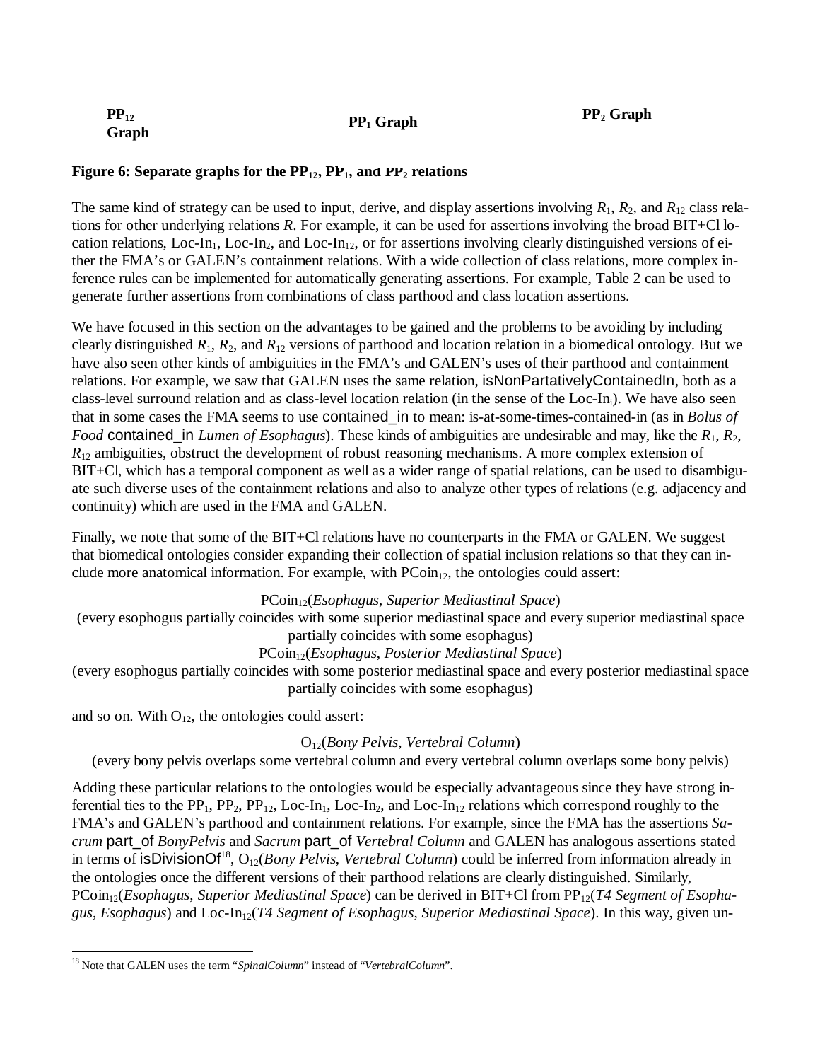**$PP_{12}$ Graph** **$PP_1$ Graph** **$PP_2$ Graph**

**Figure 6: Separate graphs for the $PP_{12}$, $PP_1$, and $PP_2$ relations**

The same kind of strategy can be used to input, derive, and display assertions involving $R_1$, $R_2$, and $R_{12}$ class relations for other underlying relations $R$. For example, it can be used for assertions involving the broad BIT+Cl location relations, Loc-In$_1$, Loc-In$_2$, and Loc-In$_{12}$, or for assertions involving clearly distinguished versions of either the FMA's or GALEN's containment relations. With a wide collection of class relations, more complex inference rules can be implemented for automatically generating assertions. For example, Table 2 can be used to generate further assertions from combinations of class parthood and class location assertions.

We have focused in this section on the advantages to be gained and the problems to be avoiding by including clearly distinguished $R_1$, $R_2$, and $R_{12}$ versions of parthood and location relation in a biomedical ontology. But we have also seen other kinds of ambiguities in the FMA's and GALEN's uses of their parthood and containment relations. For example, we saw that GALEN uses the same relation, isNonPartativelyContainedIn, both as a class-level surround relation and as class-level location relation (in the sense of the Loc-In$_i$). We have also seen that in some cases the FMA seems to use contained_in to mean: is-at-some-times-contained-in (as in *Bolus of Food* contained_in *Lumen of Esophagus*). These kinds of ambiguities are undesirable and may, like the $R_1$, $R_2$, $R_{12}$ ambiguities, obstruct the development of robust reasoning mechanisms. A more complex extension of BIT+Cl, which has a temporal component as well as a wider range of spatial relations, can be used to disambiguate such diverse uses of the containment relations and also to analyze other types of relations (e.g. adjacency and continuity) which are used in the FMA and GALEN.

Finally, we note that some of the BIT+Cl relations have no counterparts in the FMA or GALEN. We suggest that biomedical ontologies consider expanding their collection of spatial inclusion relations so that they can include more anatomical information. For example, with PCoin$_{12}$, the ontologies could assert:

PCoin$_{12}$(*Esophagus*, *Superior Mediastinal Space*)
(every esophogus partially coincides with some superior mediastinal space and every superior mediastinal space partially coincides with some esophagus)
PCoin$_{12}$(*Esophagus*, *Posterior Mediastinal Space*)
(every esophogus partially coincides with some posterior mediastinal space and every posterior mediastinal space partially coincides with some esophagus)

and so on. With $O_{12}$, the ontologies could assert:

$O_{12}$(*Bony Pelvis*, *Vertebral Column*)
(every bony pelvis overlaps some vertebral column and every vertebral column overlaps some bony pelvis)

Adding these particular relations to the ontologies would be especially advantageous since they have strong inferential ties to the $PP_1$, $PP_2$, $PP_{12}$, Loc-In$_1$, Loc-In$_2$, and Loc-In$_{12}$ relations which correspond roughly to the FMA's and GALEN's parthood and containment relations. For example, since the FMA has the assertions *Sacrum* part_of *BonyPelvis* and *Sacrum* part_of *Vertebral Column* and GALEN has analogous assertions stated in terms of isDivisionOf[18], $O_{12}$(*Bony Pelvis*, *Vertebral Column*) could be inferred from information already in the ontologies once the different versions of their parthood relations are clearly distinguished. Similarly, PCoin$_{12}$(*Esophagus*, *Superior Mediastinal Space*) can be derived in BIT+Cl from $PP_{12}$(*T4 Segment of Esophagus*, *Esophagus*) and Loc-In$_{12}$(*T4 Segment of Esophagus*, *Superior Mediastinal Space*). In this way, given un-

[18] Note that GALEN uses the term "*SpinalColumn*" instead of "*VertebralColumn*".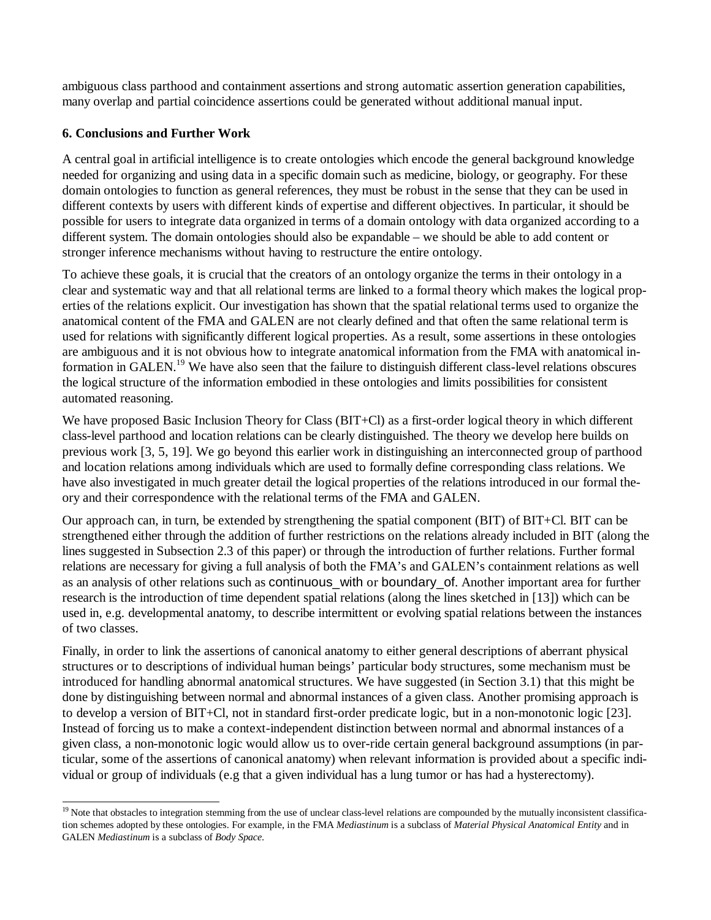ambiguous class parthood and containment assertions and strong automatic assertion generation capabilities, many overlap and partial coincidence assertions could be generated without additional manual input.

## 6. Conclusions and Further Work

A central goal in artificial intelligence is to create ontologies which encode the general background knowledge needed for organizing and using data in a specific domain such as medicine, biology, or geography. For these domain ontologies to function as general references, they must be robust in the sense that they can be used in different contexts by users with different kinds of expertise and different objectives. In particular, it should be possible for users to integrate data organized in terms of a domain ontology with data organized according to a different system. The domain ontologies should also be expandable – we should be able to add content or stronger inference mechanisms without having to restructure the entire ontology.

To achieve these goals, it is crucial that the creators of an ontology organize the terms in their ontology in a clear and systematic way and that all relational terms are linked to a formal theory which makes the logical properties of the relations explicit. Our investigation has shown that the spatial relational terms used to organize the anatomical content of the FMA and GALEN are not clearly defined and that often the same relational term is used for relations with significantly different logical properties. As a result, some assertions in these ontologies are ambiguous and it is not obvious how to integrate anatomical information from the FMA with anatomical information in GALEN.[19] We have also seen that the failure to distinguish different class-level relations obscures the logical structure of the information embodied in these ontologies and limits possibilities for consistent automated reasoning.

We have proposed Basic Inclusion Theory for Class (BIT+Cl) as a first-order logical theory in which different class-level parthood and location relations can be clearly distinguished. The theory we develop here builds on previous work [3, 5, 19]. We go beyond this earlier work in distinguishing an interconnected group of parthood and location relations among individuals which are used to formally define corresponding class relations. We have also investigated in much greater detail the logical properties of the relations introduced in our formal theory and their correspondence with the relational terms of the FMA and GALEN.

Our approach can, in turn, be extended by strengthening the spatial component (BIT) of BIT+Cl. BIT can be strengthened either through the addition of further restrictions on the relations already included in BIT (along the lines suggested in Subsection 2.3 of this paper) or through the introduction of further relations. Further formal relations are necessary for giving a full analysis of both the FMA's and GALEN's containment relations as well as an analysis of other relations such as continuous_with or boundary_of. Another important area for further research is the introduction of time dependent spatial relations (along the lines sketched in [13]) which can be used in, e.g. developmental anatomy, to describe intermittent or evolving spatial relations between the instances of two classes.

Finally, in order to link the assertions of canonical anatomy to either general descriptions of aberrant physical structures or to descriptions of individual human beings' particular body structures, some mechanism must be introduced for handling abnormal anatomical structures. We have suggested (in Section 3.1) that this might be done by distinguishing between normal and abnormal instances of a given class. Another promising approach is to develop a version of BIT+Cl, not in standard first-order predicate logic, but in a non-monotonic logic [23]. Instead of forcing us to make a context-independent distinction between normal and abnormal instances of a given class, a non-monotonic logic would allow us to over-ride certain general background assumptions (in particular, some of the assertions of canonical anatomy) when relevant information is provided about a specific individual or group of individuals (e.g that a given individual has a lung tumor or has had a hysterectomy).

[19] Note that obstacles to integration stemming from the use of unclear class-level relations are compounded by the mutually inconsistent classification schemes adopted by these ontologies. For example, in the FMA *Mediastinum* is a subclass of *Material Physical Anatomical Entity* and in GALEN *Mediastinum* is a subclass of *Body Space.*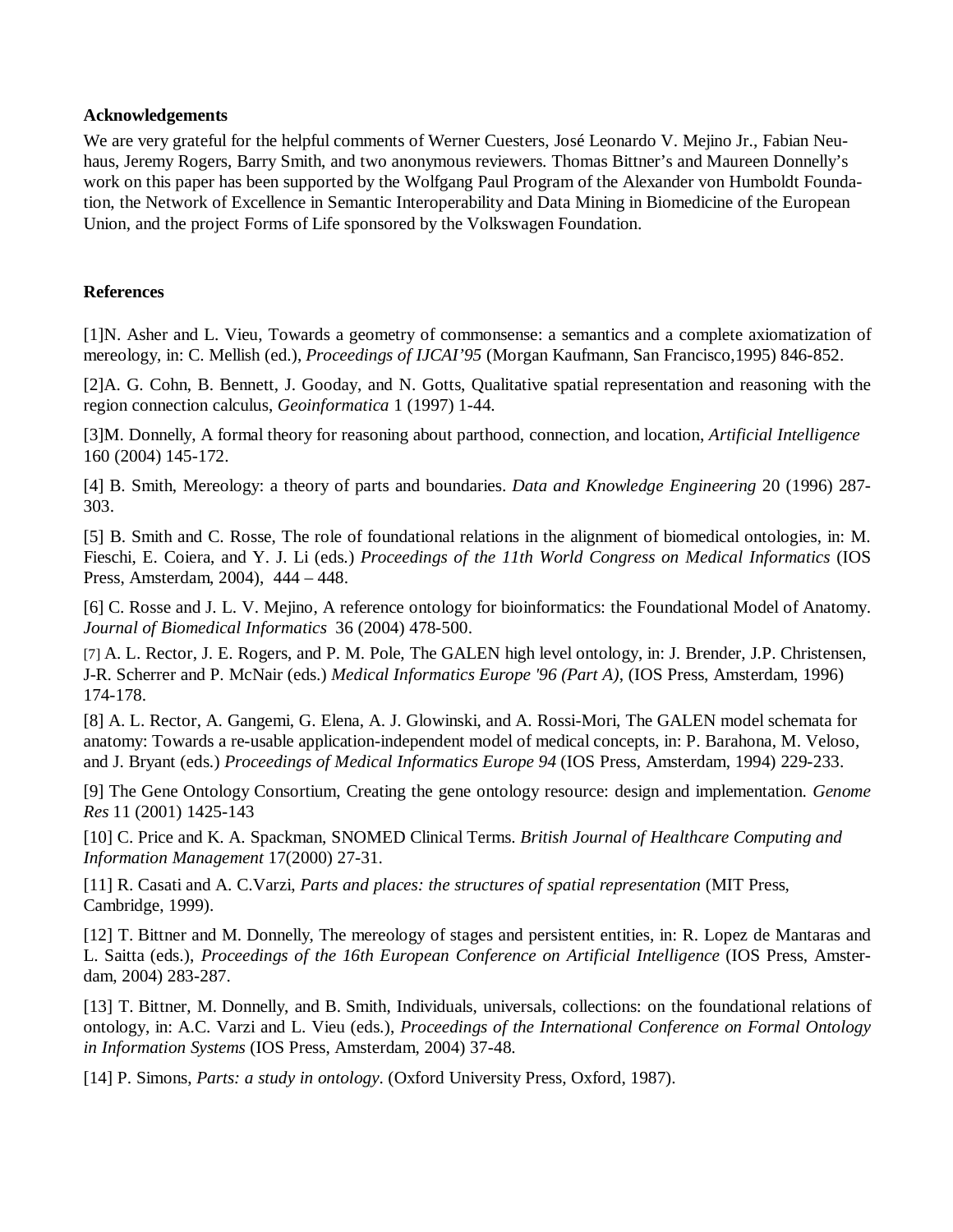**Acknowledgements**

We are very grateful for the helpful comments of Werner Cuesters, José Leonardo V. Mejino Jr., Fabian Neuhaus, Jeremy Rogers, Barry Smith, and two anonymous reviewers. Thomas Bittner's and Maureen Donnelly's work on this paper has been supported by the Wolfgang Paul Program of the Alexander von Humboldt Foundation, the Network of Excellence in Semantic Interoperability and Data Mining in Biomedicine of the European Union, and the project Forms of Life sponsored by the Volkswagen Foundation.

**References**

[1]N. Asher and L. Vieu, Towards a geometry of commonsense: a semantics and a complete axiomatization of mereology, in: C. Mellish (ed.), *Proceedings of IJCAI'95* (Morgan Kaufmann, San Francisco,1995) 846-852.

[2]A. G. Cohn, B. Bennett, J. Gooday, and N. Gotts, Qualitative spatial representation and reasoning with the region connection calculus, *Geoinformatica* 1 (1997) 1-44.

[3]M. Donnelly, A formal theory for reasoning about parthood, connection, and location, *Artificial Intelligence* 160 (2004) 145-172.

[4] B. Smith, Mereology: a theory of parts and boundaries. *Data and Knowledge Engineering* 20 (1996) 287-303.

[5] B. Smith and C. Rosse, The role of foundational relations in the alignment of biomedical ontologies, in: M. Fieschi, E. Coiera, and Y. J. Li (eds.) *Proceedings of the 11th World Congress on Medical Informatics* (IOS Press, Amsterdam, 2004), 444 – 448.

[6] C. Rosse and J. L. V. Mejino, A reference ontology for bioinformatics: the Foundational Model of Anatomy. *Journal of Biomedical Informatics* 36 (2004) 478-500.

[7] A. L. Rector, J. E. Rogers, and P. M. Pole, The GALEN high level ontology, in: J. Brender, J.P. Christensen, J-R. Scherrer and P. McNair (eds.) *Medical Informatics Europe '96 (Part A)*, (IOS Press, Amsterdam, 1996) 174-178.

[8] A. L. Rector, A. Gangemi, G. Elena, A. J. Glowinski, and A. Rossi-Mori, The GALEN model schemata for anatomy: Towards a re-usable application-independent model of medical concepts, in: P. Barahona, M. Veloso, and J. Bryant (eds.) *Proceedings of Medical Informatics Europe 94* (IOS Press, Amsterdam, 1994) 229-233.

[9] The Gene Ontology Consortium, Creating the gene ontology resource: design and implementation. *Genome Res* 11 (2001) 1425-143

[10] C. Price and K. A. Spackman, SNOMED Clinical Terms. *British Journal of Healthcare Computing and Information Management* 17(2000) 27-31.

[11] R. Casati and A. C.Varzi, *Parts and places: the structures of spatial representation* (MIT Press, Cambridge, 1999).

[12] T. Bittner and M. Donnelly, The mereology of stages and persistent entities, in: R. Lopez de Mantaras and L. Saitta (eds.), *Proceedings of the 16th European Conference on Artificial Intelligence* (IOS Press, Amsterdam, 2004) 283-287.

[13] T. Bittner, M. Donnelly, and B. Smith, Individuals, universals, collections: on the foundational relations of ontology, in: A.C. Varzi and L. Vieu (eds.), *Proceedings of the International Conference on Formal Ontology in Information Systems* (IOS Press, Amsterdam, 2004) 37-48.

[14] P. Simons, *Parts: a study in ontology*. (Oxford University Press, Oxford, 1987).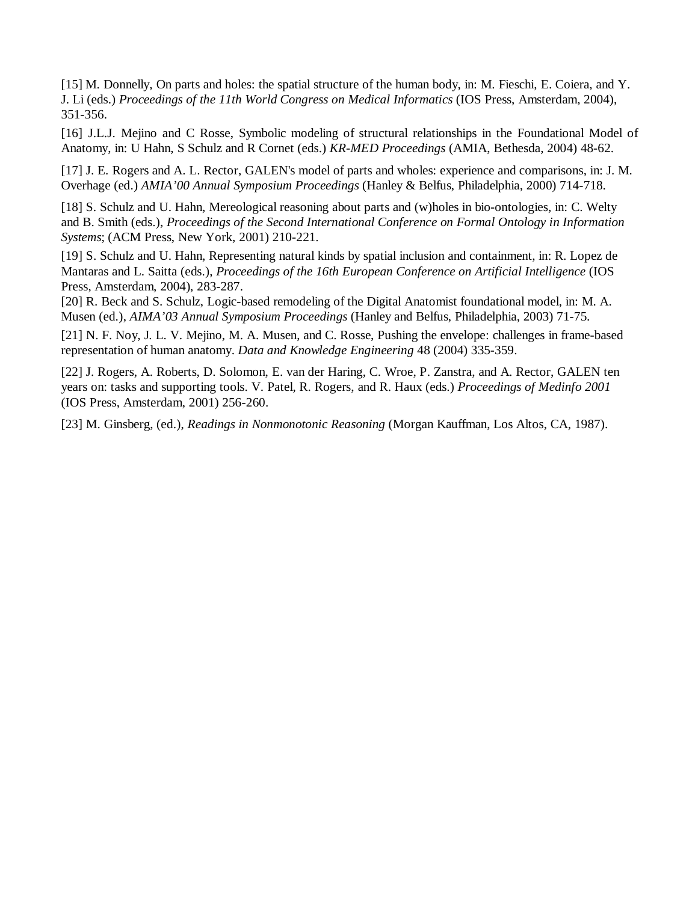[15] M. Donnelly, On parts and holes: the spatial structure of the human body, in: M. Fieschi, E. Coiera, and Y. J. Li (eds.) *Proceedings of the 11th World Congress on Medical Informatics* (IOS Press, Amsterdam, 2004), 351-356.

[16] J.L.J. Mejino and C Rosse, Symbolic modeling of structural relationships in the Foundational Model of Anatomy, in: U Hahn, S Schulz and R Cornet (eds.) *KR-MED Proceedings* (AMIA, Bethesda, 2004) 48-62.

[17] J. E. Rogers and A. L. Rector, GALEN's model of parts and wholes: experience and comparisons, in: J. M. Overhage (ed.) *AMIA'00 Annual Symposium Proceedings* (Hanley & Belfus, Philadelphia, 2000) 714-718.

[18] S. Schulz and U. Hahn, Mereological reasoning about parts and (w)holes in bio-ontologies, in: C. Welty and B. Smith (eds.), *Proceedings of the Second International Conference on Formal Ontology in Information Systems*; (ACM Press, New York, 2001) 210-221.

[19] S. Schulz and U. Hahn, Representing natural kinds by spatial inclusion and containment, in: R. Lopez de Mantaras and L. Saitta (eds.), *Proceedings of the 16th European Conference on Artificial Intelligence* (IOS Press, Amsterdam, 2004), 283-287.

[20] R. Beck and S. Schulz, Logic-based remodeling of the Digital Anatomist foundational model, in: M. A. Musen (ed.), *AIMA'03 Annual Symposium Proceedings* (Hanley and Belfus, Philadelphia, 2003) 71-75.

[21] N. F. Noy, J. L. V. Mejino, M. A. Musen, and C. Rosse, Pushing the envelope: challenges in frame-based representation of human anatomy. *Data and Knowledge Engineering* 48 (2004) 335-359.

[22] J. Rogers, A. Roberts, D. Solomon, E. van der Haring, C. Wroe, P. Zanstra, and A. Rector, GALEN ten years on: tasks and supporting tools. V. Patel, R. Rogers, and R. Haux (eds.) *Proceedings of Medinfo 2001* (IOS Press, Amsterdam, 2001) 256-260.

[23] M. Ginsberg, (ed.), *Readings in Nonmonotonic Reasoning* (Morgan Kauffman, Los Altos, CA, 1987).